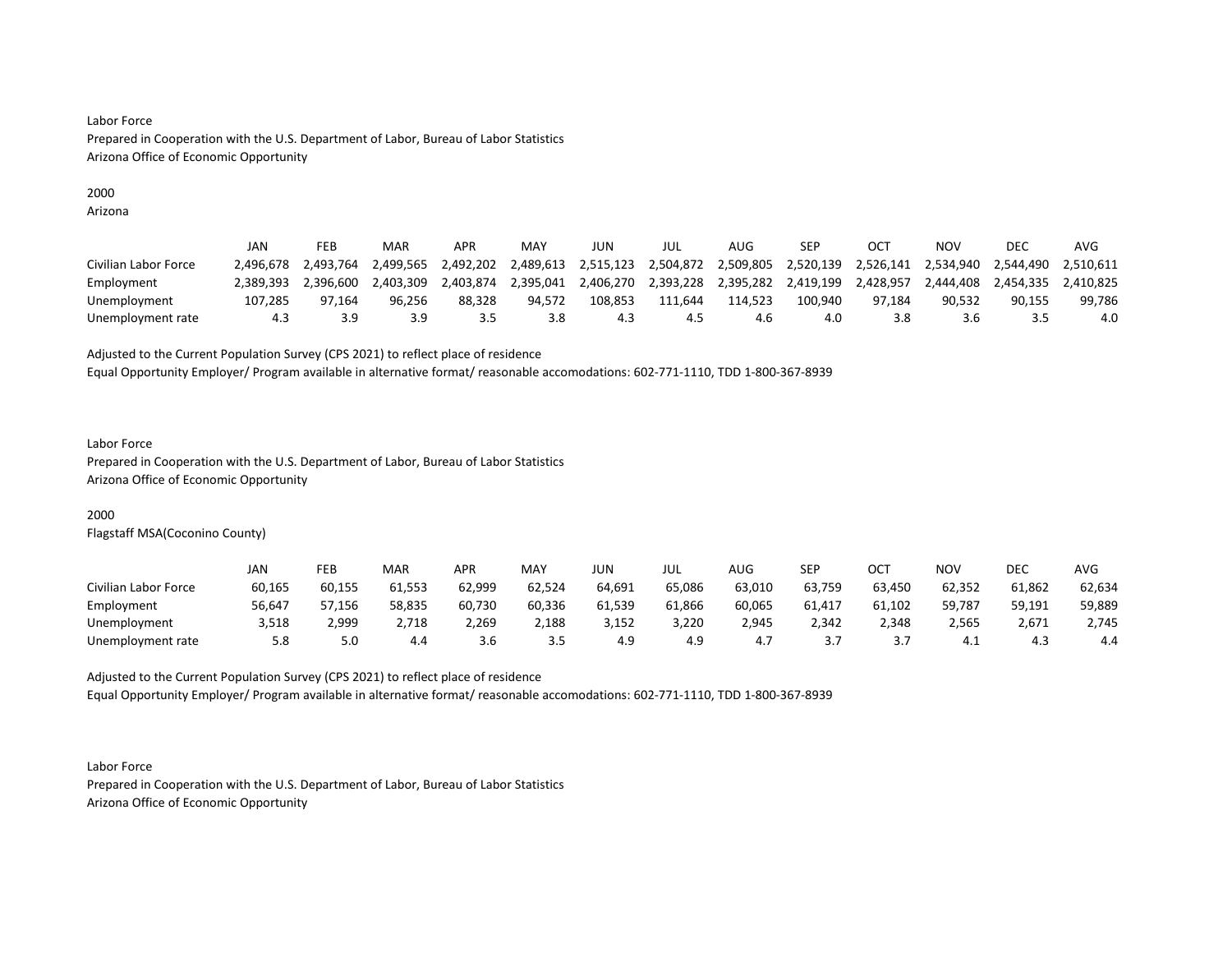Labor Force
Prepared in Cooperation with the U.S. Department of Labor, Bureau of Labor Statistics
Arizona Office of Economic Opportunity

2000
Arizona

| | JAN | FEB | MAR | APR | MAY | JUN | JUL | AUG | SEP | OCT | NOV | DEC | AVG |
|---|---|---|---|---|---|---|---|---|---|---|---|---|---|
| Civilian Labor Force | 2,496,678 | 2,493,764 | 2,499,565 | 2,492,202 | 2,489,613 | 2,515,123 | 2,504,872 | 2,509,805 | 2,520,139 | 2,526,141 | 2,534,940 | 2,544,490 | 2,510,611 |
| Employment | 2,389,393 | 2,396,600 | 2,403,309 | 2,403,874 | 2,395,041 | 2,406,270 | 2,393,228 | 2,395,282 | 2,419,199 | 2,428,957 | 2,444,408 | 2,454,335 | 2,410,825 |
| Unemployment | 107,285 | 97,164 | 96,256 | 88,328 | 94,572 | 108,853 | 111,644 | 114,523 | 100,940 | 97,184 | 90,532 | 90,155 | 99,786 |
| Unemployment rate | 4.3 | 3.9 | 3.9 | 3.5 | 3.8 | 4.3 | 4.5 | 4.6 | 4.0 | 3.8 | 3.6 | 3.5 | 4.0 |

Adjusted to the Current Population Survey (CPS 2021) to reflect place of residence
Equal Opportunity Employer/ Program available in alternative format/ reasonable accomodations: 602-771-1110, TDD 1-800-367-8939

Labor Force
Prepared in Cooperation with the U.S. Department of Labor, Bureau of Labor Statistics
Arizona Office of Economic Opportunity

2000
Flagstaff MSA(Coconino County)

| | JAN | FEB | MAR | APR | MAY | JUN | JUL | AUG | SEP | OCT | NOV | DEC | AVG |
|---|---|---|---|---|---|---|---|---|---|---|---|---|---|
| Civilian Labor Force | 60,165 | 60,155 | 61,553 | 62,999 | 62,524 | 64,691 | 65,086 | 63,010 | 63,759 | 63,450 | 62,352 | 61,862 | 62,634 |
| Employment | 56,647 | 57,156 | 58,835 | 60,730 | 60,336 | 61,539 | 61,866 | 60,065 | 61,417 | 61,102 | 59,787 | 59,191 | 59,889 |
| Unemployment | 3,518 | 2,999 | 2,718 | 2,269 | 2,188 | 3,152 | 3,220 | 2,945 | 2,342 | 2,348 | 2,565 | 2,671 | 2,745 |
| Unemployment rate | 5.8 | 5.0 | 4.4 | 3.6 | 3.5 | 4.9 | 4.9 | 4.7 | 3.7 | 3.7 | 4.1 | 4.3 | 4.4 |

Adjusted to the Current Population Survey (CPS 2021) to reflect place of residence
Equal Opportunity Employer/ Program available in alternative format/ reasonable accomodations: 602-771-1110, TDD 1-800-367-8939

Labor Force
Prepared in Cooperation with the U.S. Department of Labor, Bureau of Labor Statistics
Arizona Office of Economic Opportunity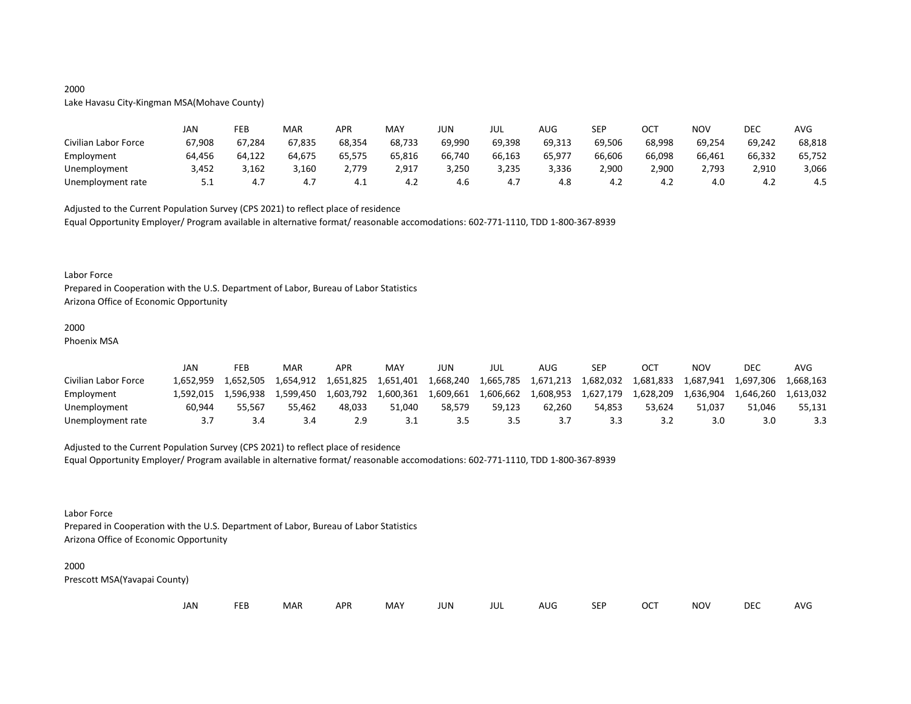2000

Lake Havasu City-Kingman MSA(Mohave County)

| | JAN | FEB | MAR | APR | MAY | JUN | JUL | AUG | SEP | OCT | NOV | DEC | AVG |
|---|---|---|---|---|---|---|---|---|---|---|---|---|---|
| Civilian Labor Force | 67,908 | 67,284 | 67,835 | 68,354 | 68,733 | 69,990 | 69,398 | 69,313 | 69,506 | 68,998 | 69,254 | 69,242 | 68,818 |
| Employment | 64,456 | 64,122 | 64,675 | 65,575 | 65,816 | 66,740 | 66,163 | 65,977 | 66,606 | 66,098 | 66,461 | 66,332 | 65,752 |
| Unemployment | 3,452 | 3,162 | 3,160 | 2,779 | 2,917 | 3,250 | 3,235 | 3,336 | 2,900 | 2,900 | 2,793 | 2,910 | 3,066 |
| Unemployment rate | 5.1 | 4.7 | 4.7 | 4.1 | 4.2 | 4.6 | 4.7 | 4.8 | 4.2 | 4.2 | 4.0 | 4.2 | 4.5 |

Adjusted to the Current Population Survey (CPS 2021) to reflect place of residence

Equal Opportunity Employer/ Program available in alternative format/ reasonable accomodations: 602-771-1110, TDD 1-800-367-8939

Labor Force

Prepared in Cooperation with the U.S. Department of Labor, Bureau of Labor Statistics

Arizona Office of Economic Opportunity

2000

Phoenix MSA

| | JAN | FEB | MAR | APR | MAY | JUN | JUL | AUG | SEP | OCT | NOV | DEC | AVG |
|---|---|---|---|---|---|---|---|---|---|---|---|---|---|
| Civilian Labor Force | 1,652,959 | 1,652,505 | 1,654,912 | 1,651,825 | 1,651,401 | 1,668,240 | 1,665,785 | 1,671,213 | 1,682,032 | 1,681,833 | 1,687,941 | 1,697,306 | 1,668,163 |
| Employment | 1,592,015 | 1,596,938 | 1,599,450 | 1,603,792 | 1,600,361 | 1,609,661 | 1,606,662 | 1,608,953 | 1,627,179 | 1,628,209 | 1,636,904 | 1,646,260 | 1,613,032 |
| Unemployment | 60,944 | 55,567 | 55,462 | 48,033 | 51,040 | 58,579 | 59,123 | 62,260 | 54,853 | 53,624 | 51,037 | 51,046 | 55,131 |
| Unemployment rate | 3.7 | 3.4 | 3.4 | 2.9 | 3.1 | 3.5 | 3.5 | 3.7 | 3.3 | 3.2 | 3.0 | 3.0 | 3.3 |

Adjusted to the Current Population Survey (CPS 2021) to reflect place of residence

Equal Opportunity Employer/ Program available in alternative format/ reasonable accomodations: 602-771-1110, TDD 1-800-367-8939

Labor Force

Prepared in Cooperation with the U.S. Department of Labor, Bureau of Labor Statistics

Arizona Office of Economic Opportunity

2000

Prescott MSA(Yavapai County)

| | JAN | FEB | MAR | APR | MAY | JUN | JUL | AUG | SEP | OCT | NOV | DEC | AVG |
|---|---|---|---|---|---|---|---|---|---|---|---|---|---|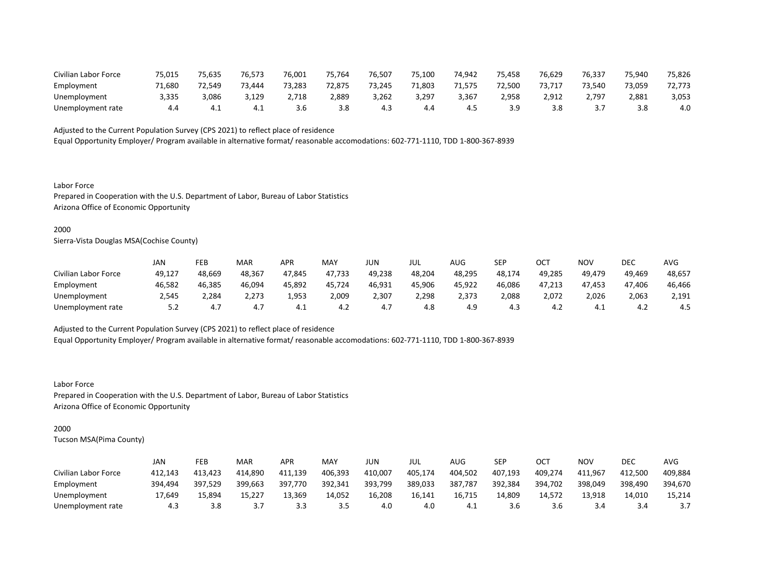| | | | | | | | | | | | | | |
|---|---|---|---|---|---|---|---|---|---|---|---|---|---|
| Civilian Labor Force | 75,015 | 75,635 | 76,573 | 76,001 | 75,764 | 76,507 | 75,100 | 74,942 | 75,458 | 76,629 | 76,337 | 75,940 | 75,826 |
| Employment | 71,680 | 72,549 | 73,444 | 73,283 | 72,875 | 73,245 | 71,803 | 71,575 | 72,500 | 73,717 | 73,540 | 73,059 | 72,773 |
| Unemployment | 3,335 | 3,086 | 3,129 | 2,718 | 2,889 | 3,262 | 3,297 | 3,367 | 2,958 | 2,912 | 2,797 | 2,881 | 3,053 |
| Unemployment rate | 4.4 | 4.1 | 4.1 | 3.6 | 3.8 | 4.3 | 4.4 | 4.5 | 3.9 | 3.8 | 3.7 | 3.8 | 4.0 |

Adjusted to the Current Population Survey (CPS 2021) to reflect place of residence
Equal Opportunity Employer/ Program available in alternative format/ reasonable accomodations: 602-771-1110, TDD 1-800-367-8939

Labor Force
Prepared in Cooperation with the U.S. Department of Labor, Bureau of Labor Statistics
Arizona Office of Economic Opportunity

2000
Sierra-Vista Douglas MSA(Cochise County)

| | JAN | FEB | MAR | APR | MAY | JUN | JUL | AUG | SEP | OCT | NOV | DEC | AVG |
|---|---|---|---|---|---|---|---|---|---|---|---|---|---|
| Civilian Labor Force | 49,127 | 48,669 | 48,367 | 47,845 | 47,733 | 49,238 | 48,204 | 48,295 | 48,174 | 49,285 | 49,479 | 49,469 | 48,657 |
| Employment | 46,582 | 46,385 | 46,094 | 45,892 | 45,724 | 46,931 | 45,906 | 45,922 | 46,086 | 47,213 | 47,453 | 47,406 | 46,466 |
| Unemployment | 2,545 | 2,284 | 2,273 | 1,953 | 2,009 | 2,307 | 2,298 | 2,373 | 2,088 | 2,072 | 2,026 | 2,063 | 2,191 |
| Unemployment rate | 5.2 | 4.7 | 4.7 | 4.1 | 4.2 | 4.7 | 4.8 | 4.9 | 4.3 | 4.2 | 4.1 | 4.2 | 4.5 |

Adjusted to the Current Population Survey (CPS 2021) to reflect place of residence
Equal Opportunity Employer/ Program available in alternative format/ reasonable accomodations: 602-771-1110, TDD 1-800-367-8939

Labor Force
Prepared in Cooperation with the U.S. Department of Labor, Bureau of Labor Statistics
Arizona Office of Economic Opportunity

2000
Tucson MSA(Pima County)

| | JAN | FEB | MAR | APR | MAY | JUN | JUL | AUG | SEP | OCT | NOV | DEC | AVG |
|---|---|---|---|---|---|---|---|---|---|---|---|---|---|
| Civilian Labor Force | 412,143 | 413,423 | 414,890 | 411,139 | 406,393 | 410,007 | 405,174 | 404,502 | 407,193 | 409,274 | 411,967 | 412,500 | 409,884 |
| Employment | 394,494 | 397,529 | 399,663 | 397,770 | 392,341 | 393,799 | 389,033 | 387,787 | 392,384 | 394,702 | 398,049 | 398,490 | 394,670 |
| Unemployment | 17,649 | 15,894 | 15,227 | 13,369 | 14,052 | 16,208 | 16,141 | 16,715 | 14,809 | 14,572 | 13,918 | 14,010 | 15,214 |
| Unemployment rate | 4.3 | 3.8 | 3.7 | 3.3 | 3.5 | 4.0 | 4.0 | 4.1 | 3.6 | 3.6 | 3.4 | 3.4 | 3.7 |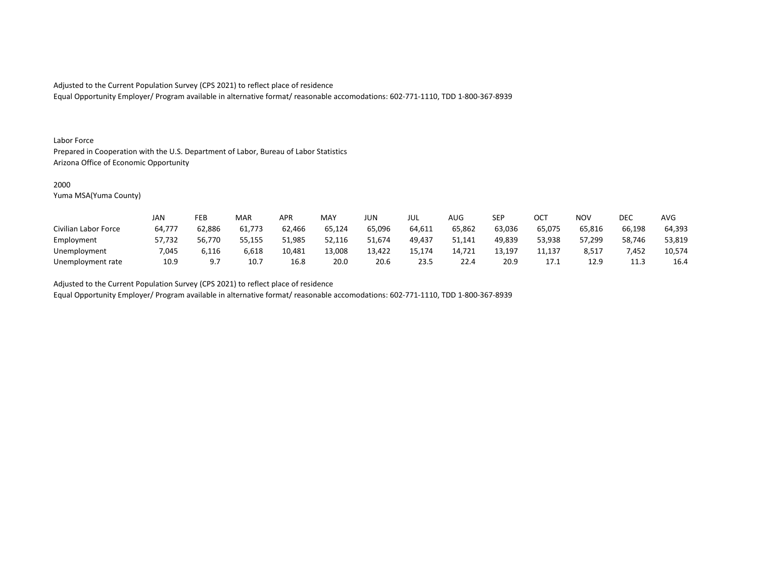Adjusted to the Current Population Survey (CPS 2021) to reflect place of residence
Equal Opportunity Employer/ Program available in alternative format/ reasonable accomodations: 602-771-1110, TDD 1-800-367-8939

Labor Force
Prepared in Cooperation with the U.S. Department of Labor, Bureau of Labor Statistics
Arizona Office of Economic Opportunity

2000
Yuma MSA(Yuma County)

| | JAN | FEB | MAR | APR | MAY | JUN | JUL | AUG | SEP | OCT | NOV | DEC | AVG |
|---|---|---|---|---|---|---|---|---|---|---|---|---|---|
| Civilian Labor Force | 64,777 | 62,886 | 61,773 | 62,466 | 65,124 | 65,096 | 64,611 | 65,862 | 63,036 | 65,075 | 65,816 | 66,198 | 64,393 |
| Employment | 57,732 | 56,770 | 55,155 | 51,985 | 52,116 | 51,674 | 49,437 | 51,141 | 49,839 | 53,938 | 57,299 | 58,746 | 53,819 |
| Unemployment | 7,045 | 6,116 | 6,618 | 10,481 | 13,008 | 13,422 | 15,174 | 14,721 | 13,197 | 11,137 | 8,517 | 7,452 | 10,574 |
| Unemployment rate | 10.9 | 9.7 | 10.7 | 16.8 | 20.0 | 20.6 | 23.5 | 22.4 | 20.9 | 17.1 | 12.9 | 11.3 | 16.4 |

Adjusted to the Current Population Survey (CPS 2021) to reflect place of residence
Equal Opportunity Employer/ Program available in alternative format/ reasonable accomodations: 602-771-1110, TDD 1-800-367-8939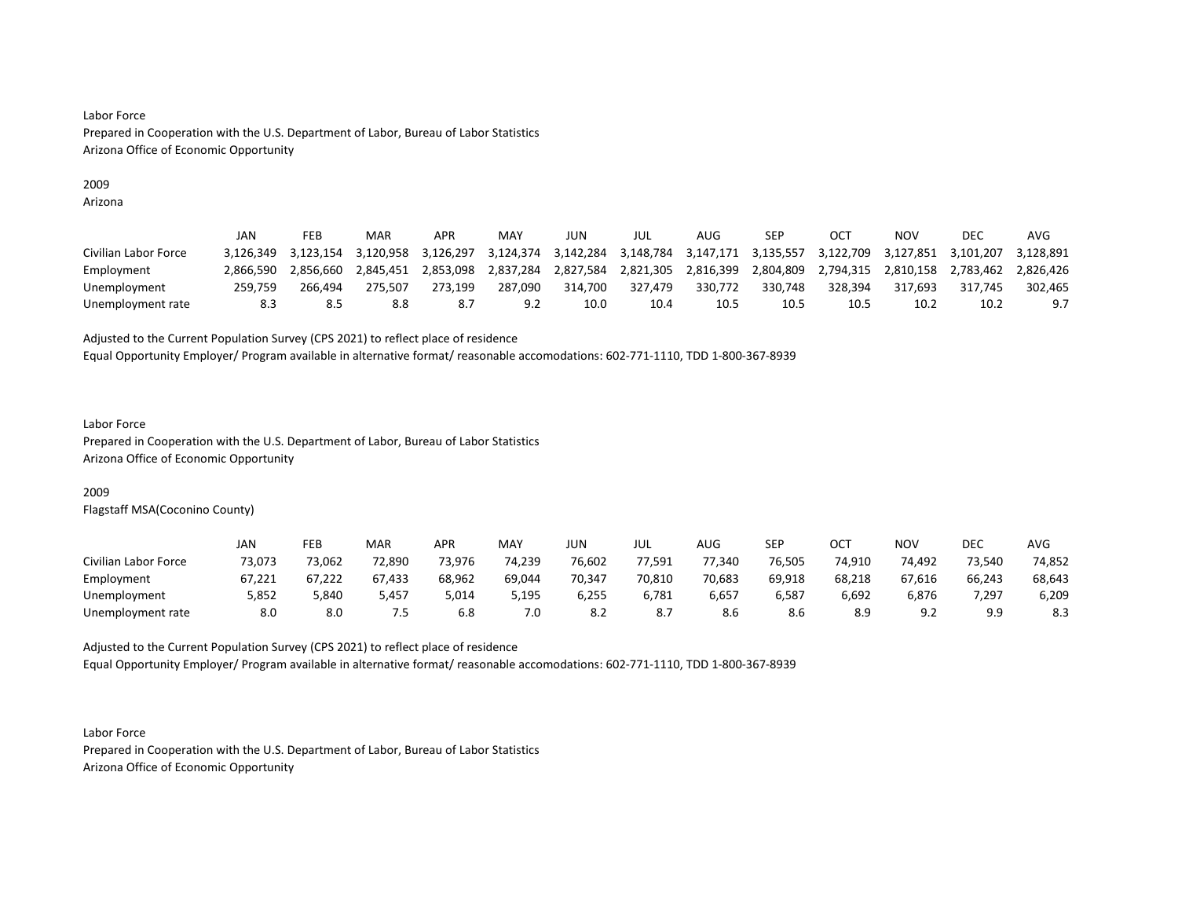Labor Force
Prepared in Cooperation with the U.S. Department of Labor, Bureau of Labor Statistics
Arizona Office of Economic Opportunity

2009
Arizona

| | JAN | FEB | MAR | APR | MAY | JUN | JUL | AUG | SEP | OCT | NOV | DEC | AVG |
|---|---|---|---|---|---|---|---|---|---|---|---|---|---|
| Civilian Labor Force | 3,126,349 | 3,123,154 | 3,120,958 | 3,126,297 | 3,124,374 | 3,142,284 | 3,148,784 | 3,147,171 | 3,135,557 | 3,122,709 | 3,127,851 | 3,101,207 | 3,128,891 |
| Employment | 2,866,590 | 2,856,660 | 2,845,451 | 2,853,098 | 2,837,284 | 2,827,584 | 2,821,305 | 2,816,399 | 2,804,809 | 2,794,315 | 2,810,158 | 2,783,462 | 2,826,426 |
| Unemployment | 259,759 | 266,494 | 275,507 | 273,199 | 287,090 | 314,700 | 327,479 | 330,772 | 330,748 | 328,394 | 317,693 | 317,745 | 302,465 |
| Unemployment rate | 8.3 | 8.5 | 8.8 | 8.7 | 9.2 | 10.0 | 10.4 | 10.5 | 10.5 | 10.5 | 10.2 | 10.2 | 9.7 |

Adjusted to the Current Population Survey (CPS 2021) to reflect place of residence
Equal Opportunity Employer/ Program available in alternative format/ reasonable accomodations: 602-771-1110, TDD 1-800-367-8939

Labor Force
Prepared in Cooperation with the U.S. Department of Labor, Bureau of Labor Statistics
Arizona Office of Economic Opportunity

2009
Flagstaff MSA(Coconino County)

| | JAN | FEB | MAR | APR | MAY | JUN | JUL | AUG | SEP | OCT | NOV | DEC | AVG |
|---|---|---|---|---|---|---|---|---|---|---|---|---|---|
| Civilian Labor Force | 73,073 | 73,062 | 72,890 | 73,976 | 74,239 | 76,602 | 77,591 | 77,340 | 76,505 | 74,910 | 74,492 | 73,540 | 74,852 |
| Employment | 67,221 | 67,222 | 67,433 | 68,962 | 69,044 | 70,347 | 70,810 | 70,683 | 69,918 | 68,218 | 67,616 | 66,243 | 68,643 |
| Unemployment | 5,852 | 5,840 | 5,457 | 5,014 | 5,195 | 6,255 | 6,781 | 6,657 | 6,587 | 6,692 | 6,876 | 7,297 | 6,209 |
| Unemployment rate | 8.0 | 8.0 | 7.5 | 6.8 | 7.0 | 8.2 | 8.7 | 8.6 | 8.6 | 8.9 | 9.2 | 9.9 | 8.3 |

Adjusted to the Current Population Survey (CPS 2021) to reflect place of residence
Equal Opportunity Employer/ Program available in alternative format/ reasonable accomodations: 602-771-1110, TDD 1-800-367-8939

Labor Force
Prepared in Cooperation with the U.S. Department of Labor, Bureau of Labor Statistics
Arizona Office of Economic Opportunity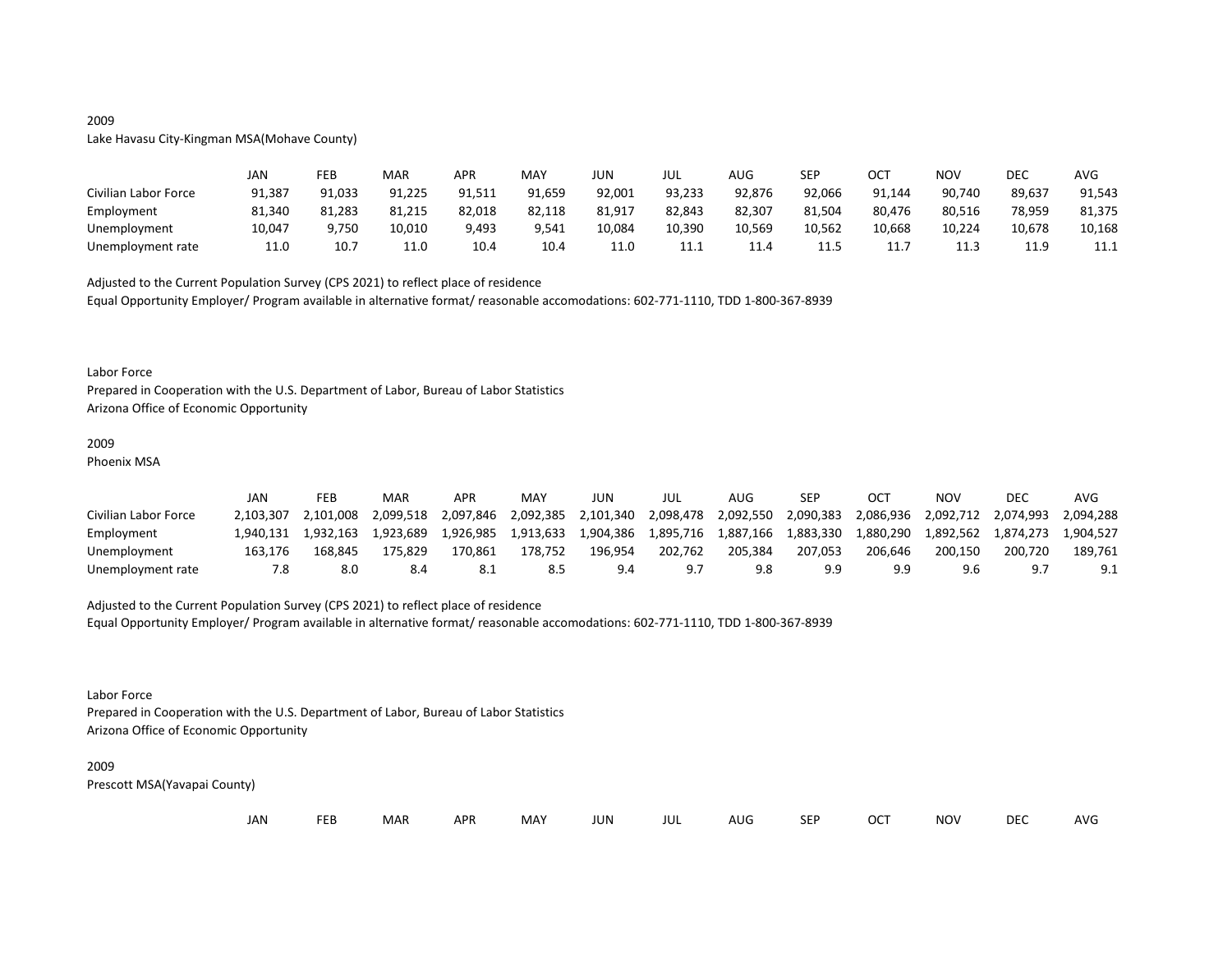2009

Lake Havasu City-Kingman MSA(Mohave County)

| | JAN | FEB | MAR | APR | MAY | JUN | JUL | AUG | SEP | OCT | NOV | DEC | AVG |
|---|---|---|---|---|---|---|---|---|---|---|---|---|---|
| Civilian Labor Force | 91,387 | 91,033 | 91,225 | 91,511 | 91,659 | 92,001 | 93,233 | 92,876 | 92,066 | 91,144 | 90,740 | 89,637 | 91,543 |
| Employment | 81,340 | 81,283 | 81,215 | 82,018 | 82,118 | 81,917 | 82,843 | 82,307 | 81,504 | 80,476 | 80,516 | 78,959 | 81,375 |
| Unemployment | 10,047 | 9,750 | 10,010 | 9,493 | 9,541 | 10,084 | 10,390 | 10,569 | 10,562 | 10,668 | 10,224 | 10,678 | 10,168 |
| Unemployment rate | 11.0 | 10.7 | 11.0 | 10.4 | 10.4 | 11.0 | 11.1 | 11.4 | 11.5 | 11.7 | 11.3 | 11.9 | 11.1 |

Adjusted to the Current Population Survey (CPS 2021) to reflect place of residence

Equal Opportunity Employer/ Program available in alternative format/ reasonable accomodations: 602-771-1110, TDD 1-800-367-8939

Labor Force

Prepared in Cooperation with the U.S. Department of Labor, Bureau of Labor Statistics

Arizona Office of Economic Opportunity

2009

Phoenix MSA

| | JAN | FEB | MAR | APR | MAY | JUN | JUL | AUG | SEP | OCT | NOV | DEC | AVG |
|---|---|---|---|---|---|---|---|---|---|---|---|---|---|
| Civilian Labor Force | 2,103,307 | 2,101,008 | 2,099,518 | 2,097,846 | 2,092,385 | 2,101,340 | 2,098,478 | 2,092,550 | 2,090,383 | 2,086,936 | 2,092,712 | 2,074,993 | 2,094,288 |
| Employment | 1,940,131 | 1,932,163 | 1,923,689 | 1,926,985 | 1,913,633 | 1,904,386 | 1,895,716 | 1,887,166 | 1,883,330 | 1,880,290 | 1,892,562 | 1,874,273 | 1,904,527 |
| Unemployment | 163,176 | 168,845 | 175,829 | 170,861 | 178,752 | 196,954 | 202,762 | 205,384 | 207,053 | 206,646 | 200,150 | 200,720 | 189,761 |
| Unemployment rate | 7.8 | 8.0 | 8.4 | 8.1 | 8.5 | 9.4 | 9.7 | 9.8 | 9.9 | 9.9 | 9.6 | 9.7 | 9.1 |

Adjusted to the Current Population Survey (CPS 2021) to reflect place of residence

Equal Opportunity Employer/ Program available in alternative format/ reasonable accomodations: 602-771-1110, TDD 1-800-367-8939

Labor Force

Prepared in Cooperation with the U.S. Department of Labor, Bureau of Labor Statistics

Arizona Office of Economic Opportunity

2009

Prescott MSA(Yavapai County)

| | JAN | FEB | MAR | APR | MAY | JUN | JUL | AUG | SEP | OCT | NOV | DEC | AVG |
|---|---|---|---|---|---|---|---|---|---|---|---|---|---|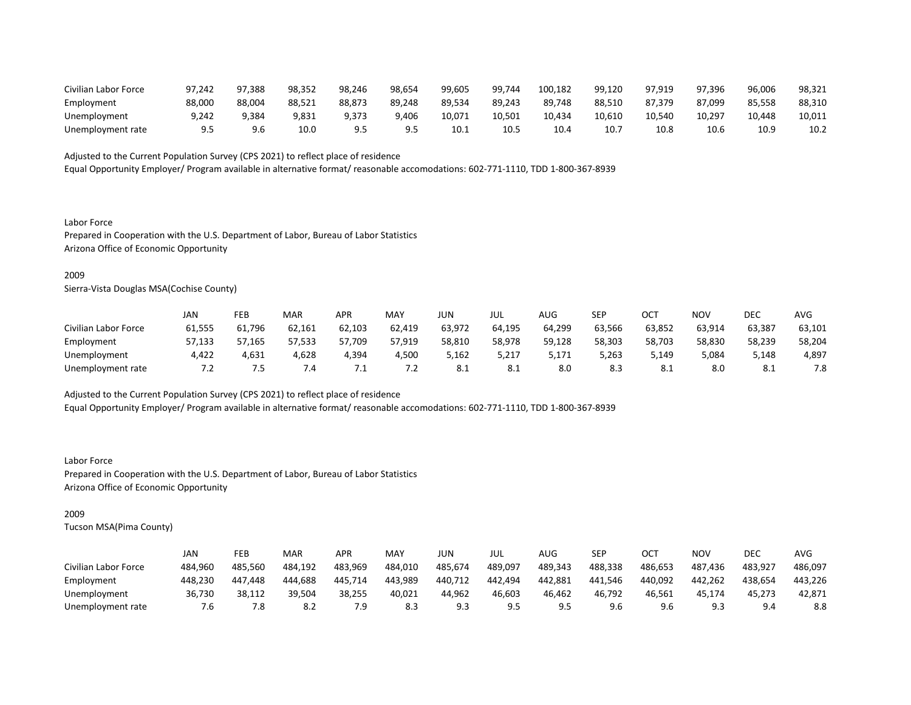| | | | | | | | | | | | | | |
|---|---|---|---|---|---|---|---|---|---|---|---|---|---|
| Civilian Labor Force | 97,242 | 97,388 | 98,352 | 98,246 | 98,654 | 99,605 | 99,744 | 100,182 | 99,120 | 97,919 | 97,396 | 96,006 | 98,321 |
| Employment | 88,000 | 88,004 | 88,521 | 88,873 | 89,248 | 89,534 | 89,243 | 89,748 | 88,510 | 87,379 | 87,099 | 85,558 | 88,310 |
| Unemployment | 9,242 | 9,384 | 9,831 | 9,373 | 9,406 | 10,071 | 10,501 | 10,434 | 10,610 | 10,540 | 10,297 | 10,448 | 10,011 |
| Unemployment rate | 9.5 | 9.6 | 10.0 | 9.5 | 9.5 | 10.1 | 10.5 | 10.4 | 10.7 | 10.8 | 10.6 | 10.9 | 10.2 |

Adjusted to the Current Population Survey (CPS 2021) to reflect place of residence
Equal Opportunity Employer/ Program available in alternative format/ reasonable accomodations: 602-771-1110, TDD 1-800-367-8939

Labor Force
Prepared in Cooperation with the U.S. Department of Labor, Bureau of Labor Statistics
Arizona Office of Economic Opportunity

2009
Sierra-Vista Douglas MSA(Cochise County)

| | JAN | FEB | MAR | APR | MAY | JUN | JUL | AUG | SEP | OCT | NOV | DEC | AVG |
|---|---|---|---|---|---|---|---|---|---|---|---|---|---|
| Civilian Labor Force | 61,555 | 61,796 | 62,161 | 62,103 | 62,419 | 63,972 | 64,195 | 64,299 | 63,566 | 63,852 | 63,914 | 63,387 | 63,101 |
| Employment | 57,133 | 57,165 | 57,533 | 57,709 | 57,919 | 58,810 | 58,978 | 59,128 | 58,303 | 58,703 | 58,830 | 58,239 | 58,204 |
| Unemployment | 4,422 | 4,631 | 4,628 | 4,394 | 4,500 | 5,162 | 5,217 | 5,171 | 5,263 | 5,149 | 5,084 | 5,148 | 4,897 |
| Unemployment rate | 7.2 | 7.5 | 7.4 | 7.1 | 7.2 | 8.1 | 8.1 | 8.0 | 8.3 | 8.1 | 8.0 | 8.1 | 7.8 |

Adjusted to the Current Population Survey (CPS 2021) to reflect place of residence
Equal Opportunity Employer/ Program available in alternative format/ reasonable accomodations: 602-771-1110, TDD 1-800-367-8939

Labor Force
Prepared in Cooperation with the U.S. Department of Labor, Bureau of Labor Statistics
Arizona Office of Economic Opportunity

2009
Tucson MSA(Pima County)

| | JAN | FEB | MAR | APR | MAY | JUN | JUL | AUG | SEP | OCT | NOV | DEC | AVG |
|---|---|---|---|---|---|---|---|---|---|---|---|---|---|
| Civilian Labor Force | 484,960 | 485,560 | 484,192 | 483,969 | 484,010 | 485,674 | 489,097 | 489,343 | 488,338 | 486,653 | 487,436 | 483,927 | 486,097 |
| Employment | 448,230 | 447,448 | 444,688 | 445,714 | 443,989 | 440,712 | 442,494 | 442,881 | 441,546 | 440,092 | 442,262 | 438,654 | 443,226 |
| Unemployment | 36,730 | 38,112 | 39,504 | 38,255 | 40,021 | 44,962 | 46,603 | 46,462 | 46,792 | 46,561 | 45,174 | 45,273 | 42,871 |
| Unemployment rate | 7.6 | 7.8 | 8.2 | 7.9 | 8.3 | 9.3 | 9.5 | 9.5 | 9.6 | 9.6 | 9.3 | 9.4 | 8.8 |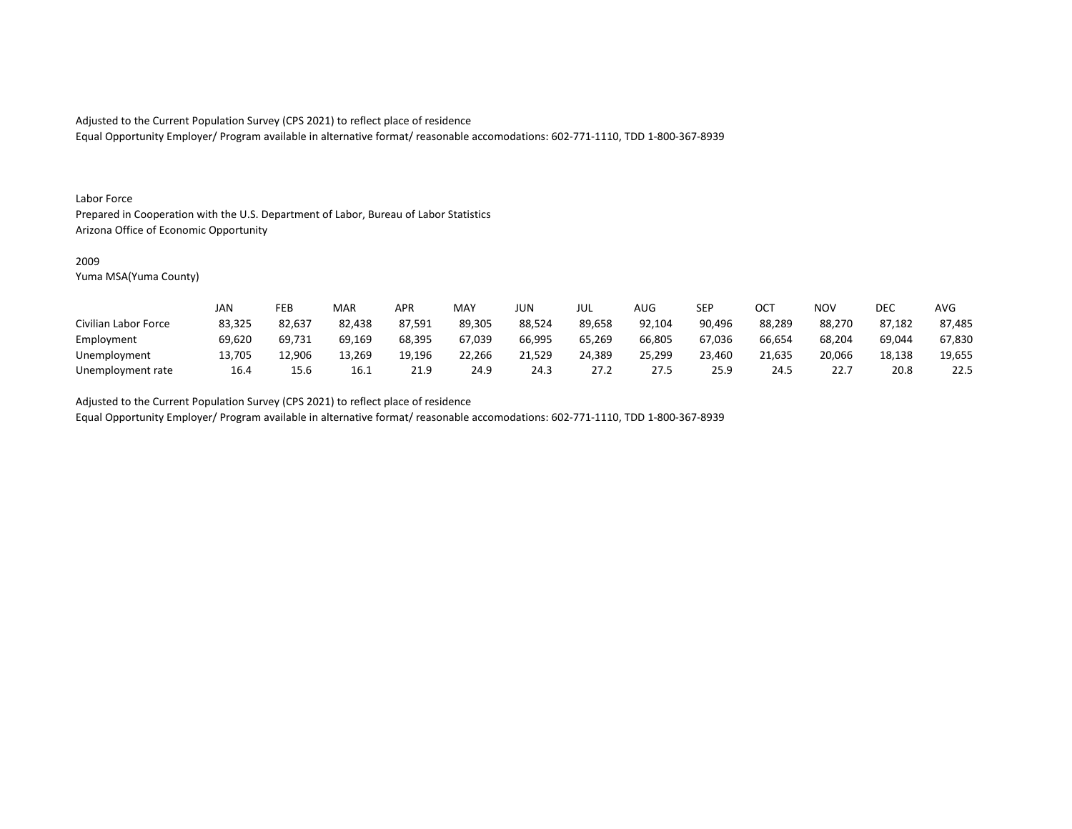Adjusted to the Current Population Survey (CPS 2021) to reflect place of residence
Equal Opportunity Employer/ Program available in alternative format/ reasonable accomodations: 602-771-1110, TDD 1-800-367-8939

Labor Force
Prepared in Cooperation with the U.S. Department of Labor, Bureau of Labor Statistics
Arizona Office of Economic Opportunity

2009
Yuma MSA(Yuma County)

| | JAN | FEB | MAR | APR | MAY | JUN | JUL | AUG | SEP | OCT | NOV | DEC | AVG |
|---|---|---|---|---|---|---|---|---|---|---|---|---|---|
| Civilian Labor Force | 83,325 | 82,637 | 82,438 | 87,591 | 89,305 | 88,524 | 89,658 | 92,104 | 90,496 | 88,289 | 88,270 | 87,182 | 87,485 |
| Employment | 69,620 | 69,731 | 69,169 | 68,395 | 67,039 | 66,995 | 65,269 | 66,805 | 67,036 | 66,654 | 68,204 | 69,044 | 67,830 |
| Unemployment | 13,705 | 12,906 | 13,269 | 19,196 | 22,266 | 21,529 | 24,389 | 25,299 | 23,460 | 21,635 | 20,066 | 18,138 | 19,655 |
| Unemployment rate | 16.4 | 15.6 | 16.1 | 21.9 | 24.9 | 24.3 | 27.2 | 27.5 | 25.9 | 24.5 | 22.7 | 20.8 | 22.5 |

Adjusted to the Current Population Survey (CPS 2021) to reflect place of residence
Equal Opportunity Employer/ Program available in alternative format/ reasonable accomodations: 602-771-1110, TDD 1-800-367-8939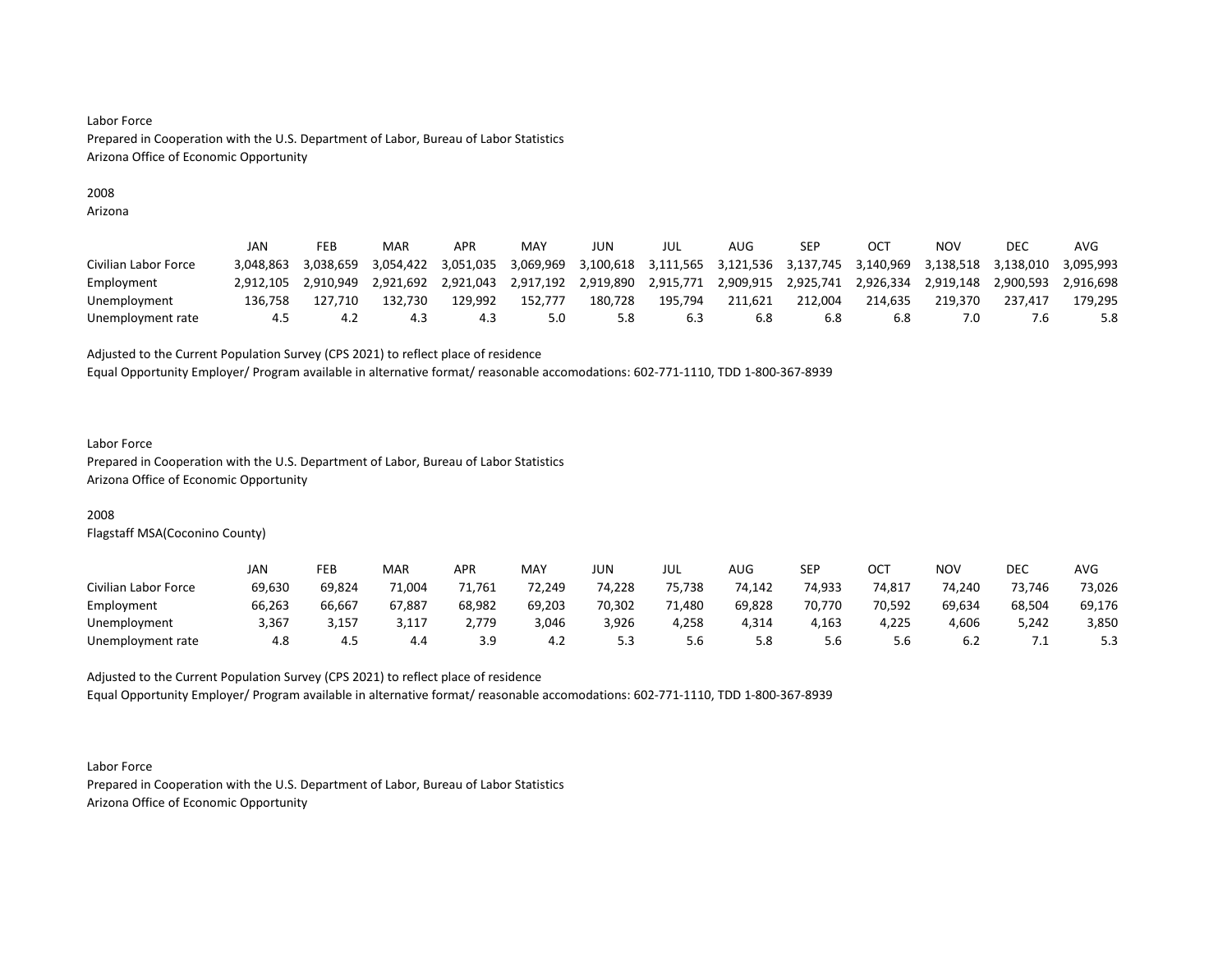Labor Force
Prepared in Cooperation with the U.S. Department of Labor, Bureau of Labor Statistics
Arizona Office of Economic Opportunity

2008
Arizona

| | JAN | FEB | MAR | APR | MAY | JUN | JUL | AUG | SEP | OCT | NOV | DEC | AVG |
|---|---|---|---|---|---|---|---|---|---|---|---|---|---|
| Civilian Labor Force | 3,048,863 | 3,038,659 | 3,054,422 | 3,051,035 | 3,069,969 | 3,100,618 | 3,111,565 | 3,121,536 | 3,137,745 | 3,140,969 | 3,138,518 | 3,138,010 | 3,095,993 |
| Employment | 2,912,105 | 2,910,949 | 2,921,692 | 2,921,043 | 2,917,192 | 2,919,890 | 2,915,771 | 2,909,915 | 2,925,741 | 2,926,334 | 2,919,148 | 2,900,593 | 2,916,698 |
| Unemployment | 136,758 | 127,710 | 132,730 | 129,992 | 152,777 | 180,728 | 195,794 | 211,621 | 212,004 | 214,635 | 219,370 | 237,417 | 179,295 |
| Unemployment rate | 4.5 | 4.2 | 4.3 | 4.3 | 5.0 | 5.8 | 6.3 | 6.8 | 6.8 | 6.8 | 7.0 | 7.6 | 5.8 |

Adjusted to the Current Population Survey (CPS 2021) to reflect place of residence
Equal Opportunity Employer/ Program available in alternative format/ reasonable accomodations: 602-771-1110, TDD 1-800-367-8939

Labor Force
Prepared in Cooperation with the U.S. Department of Labor, Bureau of Labor Statistics
Arizona Office of Economic Opportunity

2008
Flagstaff MSA(Coconino County)

| | JAN | FEB | MAR | APR | MAY | JUN | JUL | AUG | SEP | OCT | NOV | DEC | AVG |
|---|---|---|---|---|---|---|---|---|---|---|---|---|---|
| Civilian Labor Force | 69,630 | 69,824 | 71,004 | 71,761 | 72,249 | 74,228 | 75,738 | 74,142 | 74,933 | 74,817 | 74,240 | 73,746 | 73,026 |
| Employment | 66,263 | 66,667 | 67,887 | 68,982 | 69,203 | 70,302 | 71,480 | 69,828 | 70,770 | 70,592 | 69,634 | 68,504 | 69,176 |
| Unemployment | 3,367 | 3,157 | 3,117 | 2,779 | 3,046 | 3,926 | 4,258 | 4,314 | 4,163 | 4,225 | 4,606 | 5,242 | 3,850 |
| Unemployment rate | 4.8 | 4.5 | 4.4 | 3.9 | 4.2 | 5.3 | 5.6 | 5.8 | 5.6 | 5.6 | 6.2 | 7.1 | 5.3 |

Adjusted to the Current Population Survey (CPS 2021) to reflect place of residence
Equal Opportunity Employer/ Program available in alternative format/ reasonable accomodations: 602-771-1110, TDD 1-800-367-8939

Labor Force
Prepared in Cooperation with the U.S. Department of Labor, Bureau of Labor Statistics
Arizona Office of Economic Opportunity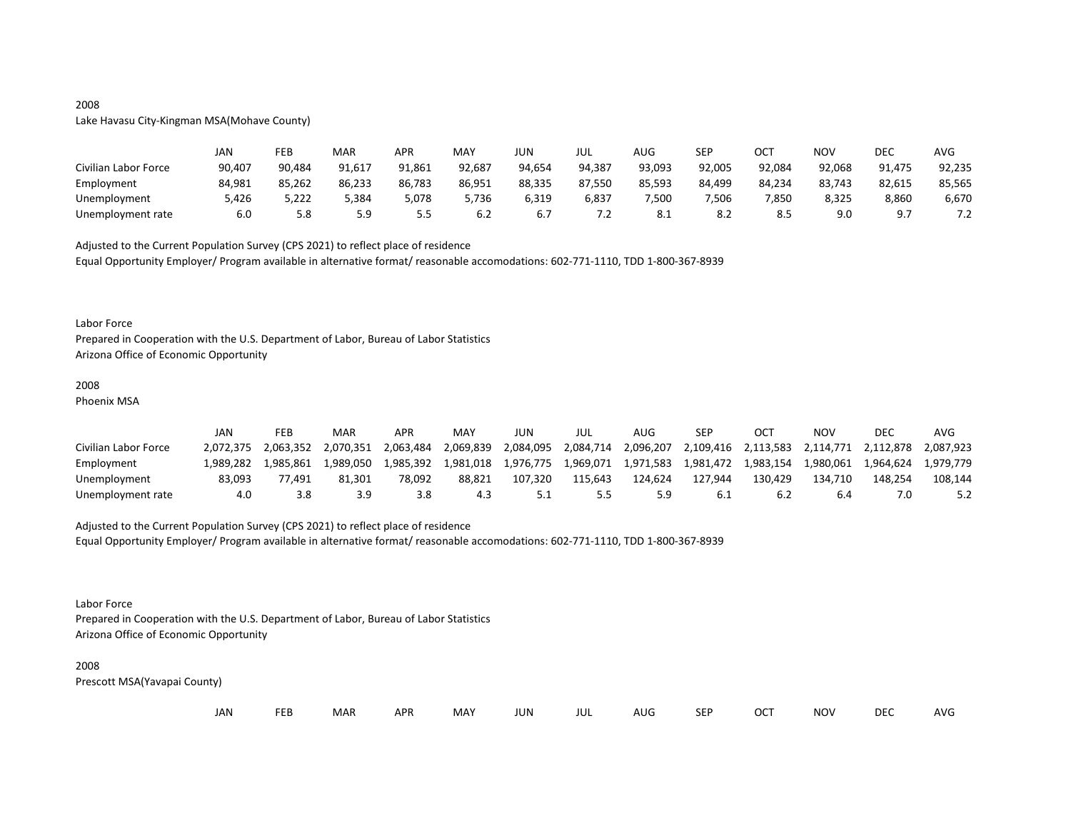2008

Lake Havasu City-Kingman MSA(Mohave County)

| | JAN | FEB | MAR | APR | MAY | JUN | JUL | AUG | SEP | OCT | NOV | DEC | AVG |
|---|---|---|---|---|---|---|---|---|---|---|---|---|---|
| Civilian Labor Force | 90,407 | 90,484 | 91,617 | 91,861 | 92,687 | 94,654 | 94,387 | 93,093 | 92,005 | 92,084 | 92,068 | 91,475 | 92,235 |
| Employment | 84,981 | 85,262 | 86,233 | 86,783 | 86,951 | 88,335 | 87,550 | 85,593 | 84,499 | 84,234 | 83,743 | 82,615 | 85,565 |
| Unemployment | 5,426 | 5,222 | 5,384 | 5,078 | 5,736 | 6,319 | 6,837 | 7,500 | 7,506 | 7,850 | 8,325 | 8,860 | 6,670 |
| Unemployment rate | 6.0 | 5.8 | 5.9 | 5.5 | 6.2 | 6.7 | 7.2 | 8.1 | 8.2 | 8.5 | 9.0 | 9.7 | 7.2 |

Adjusted to the Current Population Survey (CPS 2021) to reflect place of residence

Equal Opportunity Employer/ Program available in alternative format/ reasonable accomodations: 602-771-1110, TDD 1-800-367-8939

Labor Force

Prepared in Cooperation with the U.S. Department of Labor, Bureau of Labor Statistics

Arizona Office of Economic Opportunity

2008

Phoenix MSA

| | JAN | FEB | MAR | APR | MAY | JUN | JUL | AUG | SEP | OCT | NOV | DEC | AVG |
|---|---|---|---|---|---|---|---|---|---|---|---|---|---|
| Civilian Labor Force | 2,072,375 | 2,063,352 | 2,070,351 | 2,063,484 | 2,069,839 | 2,084,095 | 2,084,714 | 2,096,207 | 2,109,416 | 2,113,583 | 2,114,771 | 2,112,878 | 2,087,923 |
| Employment | 1,989,282 | 1,985,861 | 1,989,050 | 1,985,392 | 1,981,018 | 1,976,775 | 1,969,071 | 1,971,583 | 1,981,472 | 1,983,154 | 1,980,061 | 1,964,624 | 1,979,779 |
| Unemployment | 83,093 | 77,491 | 81,301 | 78,092 | 88,821 | 107,320 | 115,643 | 124,624 | 127,944 | 130,429 | 134,710 | 148,254 | 108,144 |
| Unemployment rate | 4.0 | 3.8 | 3.9 | 3.8 | 4.3 | 5.1 | 5.5 | 5.9 | 6.1 | 6.2 | 6.4 | 7.0 | 5.2 |

Adjusted to the Current Population Survey (CPS 2021) to reflect place of residence

Equal Opportunity Employer/ Program available in alternative format/ reasonable accomodations: 602-771-1110, TDD 1-800-367-8939

Labor Force

Prepared in Cooperation with the U.S. Department of Labor, Bureau of Labor Statistics

Arizona Office of Economic Opportunity

2008

Prescott MSA(Yavapai County)

| | JAN | FEB | MAR | APR | MAY | JUN | JUL | AUG | SEP | OCT | NOV | DEC | AVG |
|---|---|---|---|---|---|---|---|---|---|---|---|---|---|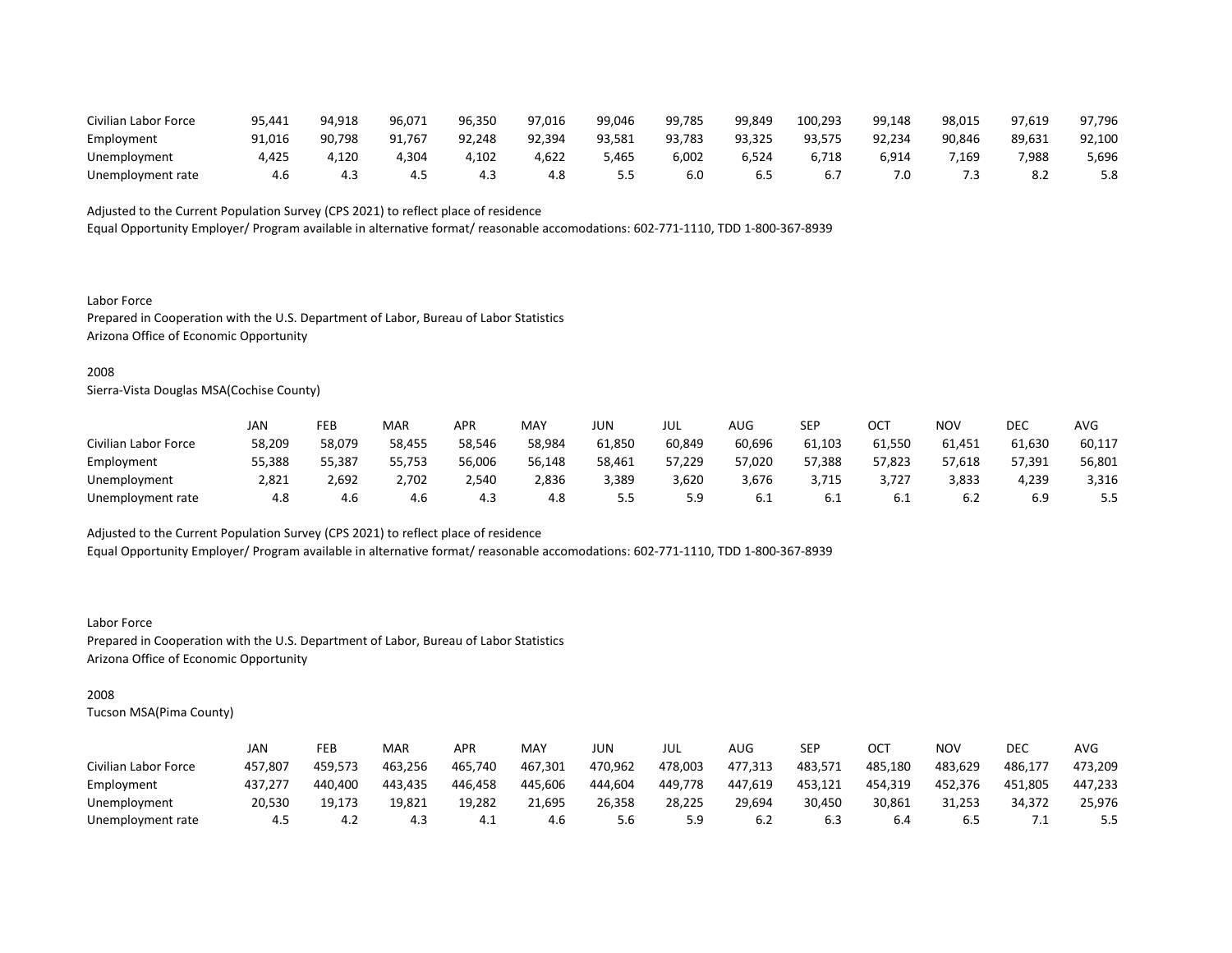| | | | | | | | | | | | | | |
|---|---|---|---|---|---|---|---|---|---|---|---|---|---|
| Civilian Labor Force | 95,441 | 94,918 | 96,071 | 96,350 | 97,016 | 99,046 | 99,785 | 99,849 | 100,293 | 99,148 | 98,015 | 97,619 | 97,796 |
| Employment | 91,016 | 90,798 | 91,767 | 92,248 | 92,394 | 93,581 | 93,783 | 93,325 | 93,575 | 92,234 | 90,846 | 89,631 | 92,100 |
| Unemployment | 4,425 | 4,120 | 4,304 | 4,102 | 4,622 | 5,465 | 6,002 | 6,524 | 6,718 | 6,914 | 7,169 | 7,988 | 5,696 |
| Unemployment rate | 4.6 | 4.3 | 4.5 | 4.3 | 4.8 | 5.5 | 6.0 | 6.5 | 6.7 | 7.0 | 7.3 | 8.2 | 5.8 |

Adjusted to the Current Population Survey (CPS 2021) to reflect place of residence

Equal Opportunity Employer/ Program available in alternative format/ reasonable accomodations: 602-771-1110, TDD 1-800-367-8939

Labor Force

Prepared in Cooperation with the U.S. Department of Labor, Bureau of Labor Statistics

Arizona Office of Economic Opportunity

2008

Sierra-Vista Douglas MSA(Cochise County)

| | JAN | FEB | MAR | APR | MAY | JUN | JUL | AUG | SEP | OCT | NOV | DEC | AVG |
|---|---|---|---|---|---|---|---|---|---|---|---|---|---|
| Civilian Labor Force | 58,209 | 58,079 | 58,455 | 58,546 | 58,984 | 61,850 | 60,849 | 60,696 | 61,103 | 61,550 | 61,451 | 61,630 | 60,117 |
| Employment | 55,388 | 55,387 | 55,753 | 56,006 | 56,148 | 58,461 | 57,229 | 57,020 | 57,388 | 57,823 | 57,618 | 57,391 | 56,801 |
| Unemployment | 2,821 | 2,692 | 2,702 | 2,540 | 2,836 | 3,389 | 3,620 | 3,676 | 3,715 | 3,727 | 3,833 | 4,239 | 3,316 |
| Unemployment rate | 4.8 | 4.6 | 4.6 | 4.3 | 4.8 | 5.5 | 5.9 | 6.1 | 6.1 | 6.1 | 6.2 | 6.9 | 5.5 |

Adjusted to the Current Population Survey (CPS 2021) to reflect place of residence

Equal Opportunity Employer/ Program available in alternative format/ reasonable accomodations: 602-771-1110, TDD 1-800-367-8939

Labor Force

Prepared in Cooperation with the U.S. Department of Labor, Bureau of Labor Statistics

Arizona Office of Economic Opportunity

2008

Tucson MSA(Pima County)

| | JAN | FEB | MAR | APR | MAY | JUN | JUL | AUG | SEP | OCT | NOV | DEC | AVG |
|---|---|---|---|---|---|---|---|---|---|---|---|---|---|
| Civilian Labor Force | 457,807 | 459,573 | 463,256 | 465,740 | 467,301 | 470,962 | 478,003 | 477,313 | 483,571 | 485,180 | 483,629 | 486,177 | 473,209 |
| Employment | 437,277 | 440,400 | 443,435 | 446,458 | 445,606 | 444,604 | 449,778 | 447,619 | 453,121 | 454,319 | 452,376 | 451,805 | 447,233 |
| Unemployment | 20,530 | 19,173 | 19,821 | 19,282 | 21,695 | 26,358 | 28,225 | 29,694 | 30,450 | 30,861 | 31,253 | 34,372 | 25,976 |
| Unemployment rate | 4.5 | 4.2 | 4.3 | 4.1 | 4.6 | 5.6 | 5.9 | 6.2 | 6.3 | 6.4 | 6.5 | 7.1 | 5.5 |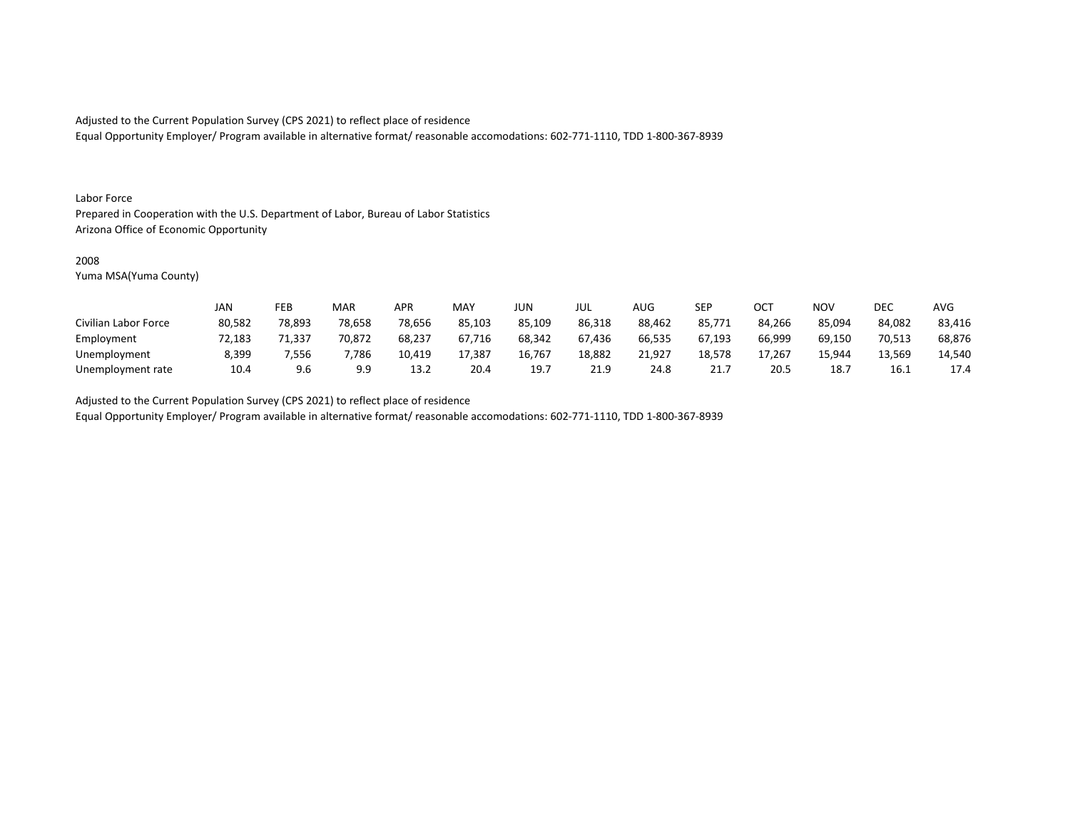Adjusted to the Current Population Survey (CPS 2021) to reflect place of residence
Equal Opportunity Employer/ Program available in alternative format/ reasonable accomodations: 602-771-1110, TDD 1-800-367-8939

Labor Force
Prepared in Cooperation with the U.S. Department of Labor, Bureau of Labor Statistics
Arizona Office of Economic Opportunity

2008
Yuma MSA(Yuma County)

| | JAN | FEB | MAR | APR | MAY | JUN | JUL | AUG | SEP | OCT | NOV | DEC | AVG |
|---|---|---|---|---|---|---|---|---|---|---|---|---|---|
| Civilian Labor Force | 80,582 | 78,893 | 78,658 | 78,656 | 85,103 | 85,109 | 86,318 | 88,462 | 85,771 | 84,266 | 85,094 | 84,082 | 83,416 |
| Employment | 72,183 | 71,337 | 70,872 | 68,237 | 67,716 | 68,342 | 67,436 | 66,535 | 67,193 | 66,999 | 69,150 | 70,513 | 68,876 |
| Unemployment | 8,399 | 7,556 | 7,786 | 10,419 | 17,387 | 16,767 | 18,882 | 21,927 | 18,578 | 17,267 | 15,944 | 13,569 | 14,540 |
| Unemployment rate | 10.4 | 9.6 | 9.9 | 13.2 | 20.4 | 19.7 | 21.9 | 24.8 | 21.7 | 20.5 | 18.7 | 16.1 | 17.4 |

Adjusted to the Current Population Survey (CPS 2021) to reflect place of residence
Equal Opportunity Employer/ Program available in alternative format/ reasonable accomodations: 602-771-1110, TDD 1-800-367-8939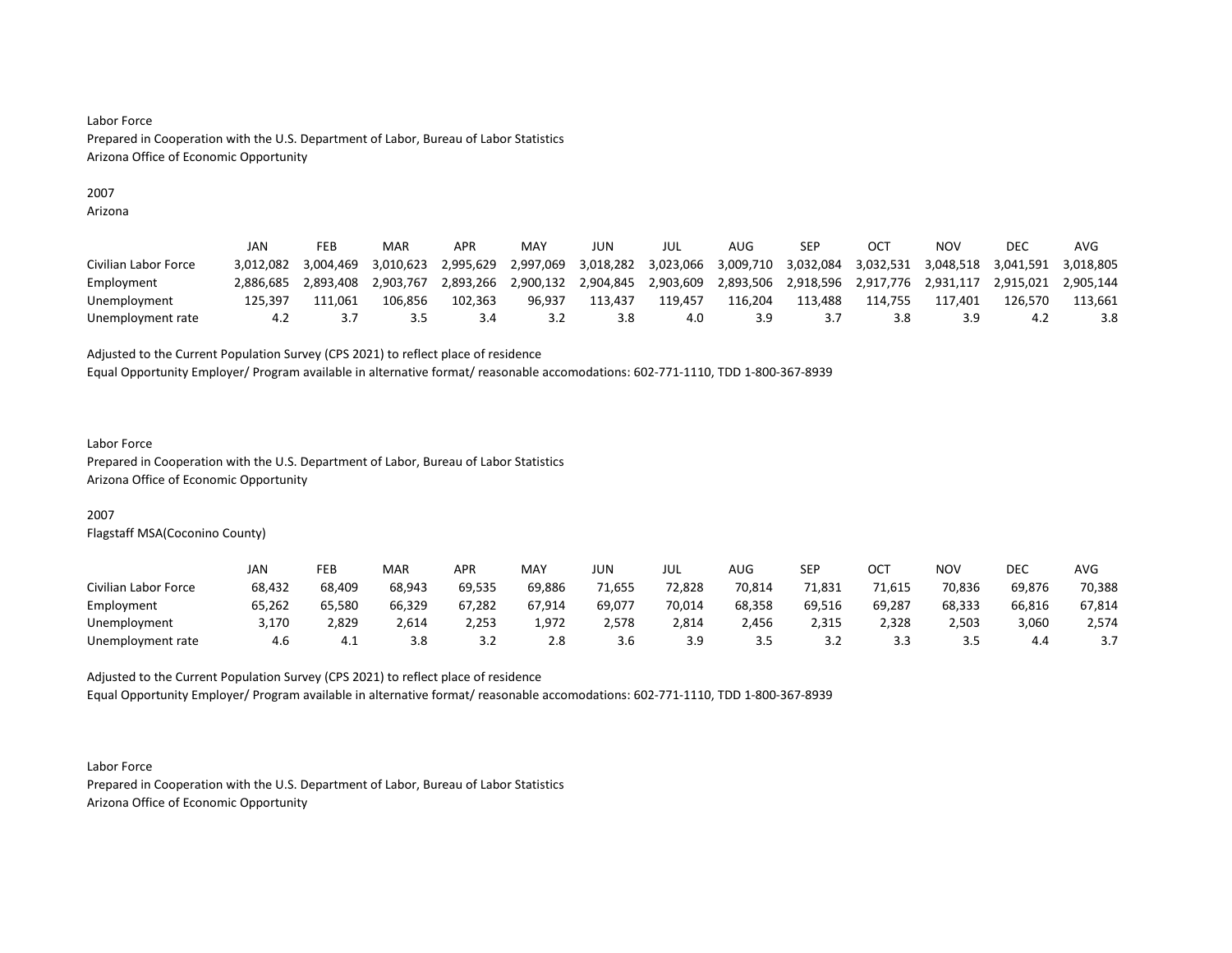Labor Force
Prepared in Cooperation with the U.S. Department of Labor, Bureau of Labor Statistics
Arizona Office of Economic Opportunity

2007
Arizona

| | JAN | FEB | MAR | APR | MAY | JUN | JUL | AUG | SEP | OCT | NOV | DEC | AVG |
|---|---|---|---|---|---|---|---|---|---|---|---|---|---|
| Civilian Labor Force | 3,012,082 | 3,004,469 | 3,010,623 | 2,995,629 | 2,997,069 | 3,018,282 | 3,023,066 | 3,009,710 | 3,032,084 | 3,032,531 | 3,048,518 | 3,041,591 | 3,018,805 |
| Employment | 2,886,685 | 2,893,408 | 2,903,767 | 2,893,266 | 2,900,132 | 2,904,845 | 2,903,609 | 2,893,506 | 2,918,596 | 2,917,776 | 2,931,117 | 2,915,021 | 2,905,144 |
| Unemployment | 125,397 | 111,061 | 106,856 | 102,363 | 96,937 | 113,437 | 119,457 | 116,204 | 113,488 | 114,755 | 117,401 | 126,570 | 113,661 |
| Unemployment rate | 4.2 | 3.7 | 3.5 | 3.4 | 3.2 | 3.8 | 4.0 | 3.9 | 3.7 | 3.8 | 3.9 | 4.2 | 3.8 |

Adjusted to the Current Population Survey (CPS 2021) to reflect place of residence
Equal Opportunity Employer/ Program available in alternative format/ reasonable accomodations: 602-771-1110, TDD 1-800-367-8939

Labor Force
Prepared in Cooperation with the U.S. Department of Labor, Bureau of Labor Statistics
Arizona Office of Economic Opportunity

2007
Flagstaff MSA(Coconino County)

| | JAN | FEB | MAR | APR | MAY | JUN | JUL | AUG | SEP | OCT | NOV | DEC | AVG |
|---|---|---|---|---|---|---|---|---|---|---|---|---|---|
| Civilian Labor Force | 68,432 | 68,409 | 68,943 | 69,535 | 69,886 | 71,655 | 72,828 | 70,814 | 71,831 | 71,615 | 70,836 | 69,876 | 70,388 |
| Employment | 65,262 | 65,580 | 66,329 | 67,282 | 67,914 | 69,077 | 70,014 | 68,358 | 69,516 | 69,287 | 68,333 | 66,816 | 67,814 |
| Unemployment | 3,170 | 2,829 | 2,614 | 2,253 | 1,972 | 2,578 | 2,814 | 2,456 | 2,315 | 2,328 | 2,503 | 3,060 | 2,574 |
| Unemployment rate | 4.6 | 4.1 | 3.8 | 3.2 | 2.8 | 3.6 | 3.9 | 3.5 | 3.2 | 3.3 | 3.5 | 4.4 | 3.7 |

Adjusted to the Current Population Survey (CPS 2021) to reflect place of residence
Equal Opportunity Employer/ Program available in alternative format/ reasonable accomodations: 602-771-1110, TDD 1-800-367-8939

Labor Force
Prepared in Cooperation with the U.S. Department of Labor, Bureau of Labor Statistics
Arizona Office of Economic Opportunity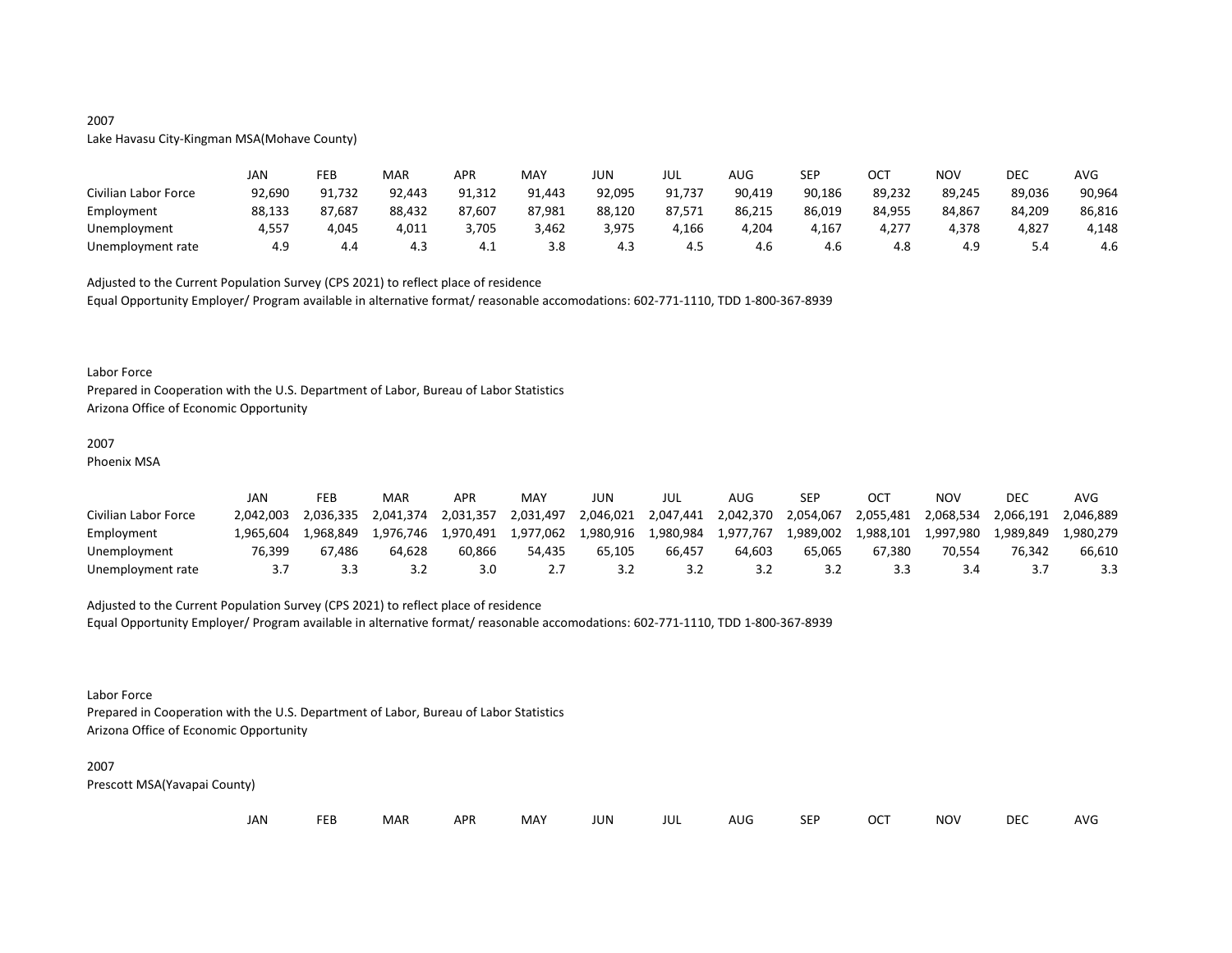2007

Lake Havasu City-Kingman MSA(Mohave County)

| | JAN | FEB | MAR | APR | MAY | JUN | JUL | AUG | SEP | OCT | NOV | DEC | AVG |
|---|---|---|---|---|---|---|---|---|---|---|---|---|---|
| Civilian Labor Force | 92,690 | 91,732 | 92,443 | 91,312 | 91,443 | 92,095 | 91,737 | 90,419 | 90,186 | 89,232 | 89,245 | 89,036 | 90,964 |
| Employment | 88,133 | 87,687 | 88,432 | 87,607 | 87,981 | 88,120 | 87,571 | 86,215 | 86,019 | 84,955 | 84,867 | 84,209 | 86,816 |
| Unemployment | 4,557 | 4,045 | 4,011 | 3,705 | 3,462 | 3,975 | 4,166 | 4,204 | 4,167 | 4,277 | 4,378 | 4,827 | 4,148 |
| Unemployment rate | 4.9 | 4.4 | 4.3 | 4.1 | 3.8 | 4.3 | 4.5 | 4.6 | 4.6 | 4.8 | 4.9 | 5.4 | 4.6 |

Adjusted to the Current Population Survey (CPS 2021) to reflect place of residence

Equal Opportunity Employer/ Program available in alternative format/ reasonable accomodations: 602-771-1110, TDD 1-800-367-8939

Labor Force

Prepared in Cooperation with the U.S. Department of Labor, Bureau of Labor Statistics

Arizona Office of Economic Opportunity

2007

Phoenix MSA

| | JAN | FEB | MAR | APR | MAY | JUN | JUL | AUG | SEP | OCT | NOV | DEC | AVG |
|---|---|---|---|---|---|---|---|---|---|---|---|---|---|
| Civilian Labor Force | 2,042,003 | 2,036,335 | 2,041,374 | 2,031,357 | 2,031,497 | 2,046,021 | 2,047,441 | 2,042,370 | 2,054,067 | 2,055,481 | 2,068,534 | 2,066,191 | 2,046,889 |
| Employment | 1,965,604 | 1,968,849 | 1,976,746 | 1,970,491 | 1,977,062 | 1,980,916 | 1,980,984 | 1,977,767 | 1,989,002 | 1,988,101 | 1,997,980 | 1,989,849 | 1,980,279 |
| Unemployment | 76,399 | 67,486 | 64,628 | 60,866 | 54,435 | 65,105 | 66,457 | 64,603 | 65,065 | 67,380 | 70,554 | 76,342 | 66,610 |
| Unemployment rate | 3.7 | 3.3 | 3.2 | 3.0 | 2.7 | 3.2 | 3.2 | 3.2 | 3.2 | 3.3 | 3.4 | 3.7 | 3.3 |

Adjusted to the Current Population Survey (CPS 2021) to reflect place of residence

Equal Opportunity Employer/ Program available in alternative format/ reasonable accomodations: 602-771-1110, TDD 1-800-367-8939

Labor Force

Prepared in Cooperation with the U.S. Department of Labor, Bureau of Labor Statistics

Arizona Office of Economic Opportunity

2007

Prescott MSA(Yavapai County)

| | JAN | FEB | MAR | APR | MAY | JUN | JUL | AUG | SEP | OCT | NOV | DEC | AVG |
|---|---|---|---|---|---|---|---|---|---|---|---|---|---|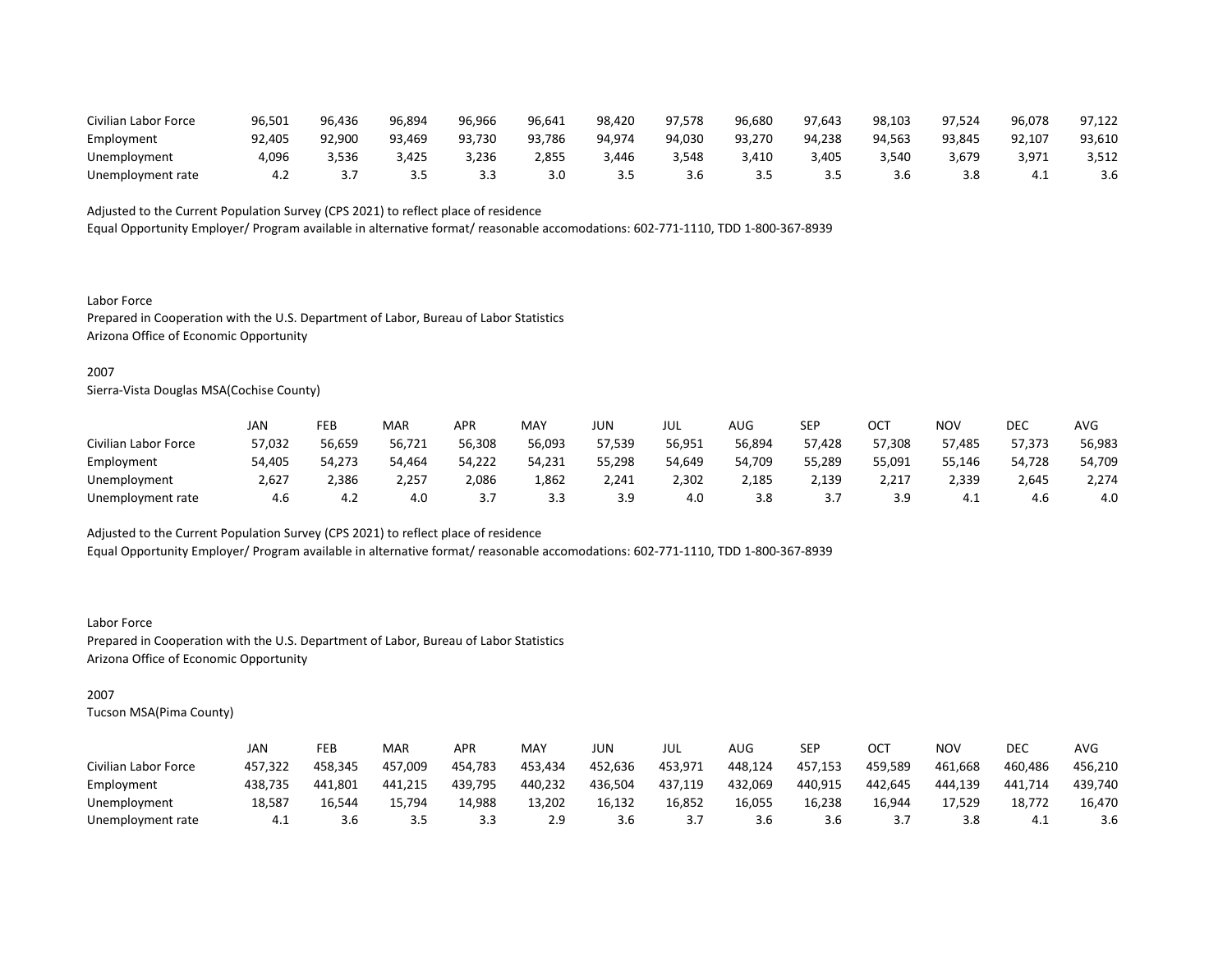| | | | | | | | | | | | | | |
|---|---|---|---|---|---|---|---|---|---|---|---|---|---|
| Civilian Labor Force | 96,501 | 96,436 | 96,894 | 96,966 | 96,641 | 98,420 | 97,578 | 96,680 | 97,643 | 98,103 | 97,524 | 96,078 | 97,122 |
| Employment | 92,405 | 92,900 | 93,469 | 93,730 | 93,786 | 94,974 | 94,030 | 93,270 | 94,238 | 94,563 | 93,845 | 92,107 | 93,610 |
| Unemployment | 4,096 | 3,536 | 3,425 | 3,236 | 2,855 | 3,446 | 3,548 | 3,410 | 3,405 | 3,540 | 3,679 | 3,971 | 3,512 |
| Unemployment rate | 4.2 | 3.7 | 3.5 | 3.3 | 3.0 | 3.5 | 3.6 | 3.5 | 3.5 | 3.6 | 3.8 | 4.1 | 3.6 |

Adjusted to the Current Population Survey (CPS 2021) to reflect place of residence
Equal Opportunity Employer/ Program available in alternative format/ reasonable accomodations: 602-771-1110, TDD 1-800-367-8939

Labor Force
Prepared in Cooperation with the U.S. Department of Labor, Bureau of Labor Statistics
Arizona Office of Economic Opportunity

2007
Sierra-Vista Douglas MSA(Cochise County)

| | JAN | FEB | MAR | APR | MAY | JUN | JUL | AUG | SEP | OCT | NOV | DEC | AVG |
|---|---|---|---|---|---|---|---|---|---|---|---|---|---|
| Civilian Labor Force | 57,032 | 56,659 | 56,721 | 56,308 | 56,093 | 57,539 | 56,951 | 56,894 | 57,428 | 57,308 | 57,485 | 57,373 | 56,983 |
| Employment | 54,405 | 54,273 | 54,464 | 54,222 | 54,231 | 55,298 | 54,649 | 54,709 | 55,289 | 55,091 | 55,146 | 54,728 | 54,709 |
| Unemployment | 2,627 | 2,386 | 2,257 | 2,086 | 1,862 | 2,241 | 2,302 | 2,185 | 2,139 | 2,217 | 2,339 | 2,645 | 2,274 |
| Unemployment rate | 4.6 | 4.2 | 4.0 | 3.7 | 3.3 | 3.9 | 4.0 | 3.8 | 3.7 | 3.9 | 4.1 | 4.6 | 4.0 |

Adjusted to the Current Population Survey (CPS 2021) to reflect place of residence
Equal Opportunity Employer/ Program available in alternative format/ reasonable accomodations: 602-771-1110, TDD 1-800-367-8939

Labor Force
Prepared in Cooperation with the U.S. Department of Labor, Bureau of Labor Statistics
Arizona Office of Economic Opportunity

2007
Tucson MSA(Pima County)

| | JAN | FEB | MAR | APR | MAY | JUN | JUL | AUG | SEP | OCT | NOV | DEC | AVG |
|---|---|---|---|---|---|---|---|---|---|---|---|---|---|
| Civilian Labor Force | 457,322 | 458,345 | 457,009 | 454,783 | 453,434 | 452,636 | 453,971 | 448,124 | 457,153 | 459,589 | 461,668 | 460,486 | 456,210 |
| Employment | 438,735 | 441,801 | 441,215 | 439,795 | 440,232 | 436,504 | 437,119 | 432,069 | 440,915 | 442,645 | 444,139 | 441,714 | 439,740 |
| Unemployment | 18,587 | 16,544 | 15,794 | 14,988 | 13,202 | 16,132 | 16,852 | 16,055 | 16,238 | 16,944 | 17,529 | 18,772 | 16,470 |
| Unemployment rate | 4.1 | 3.6 | 3.5 | 3.3 | 2.9 | 3.6 | 3.7 | 3.6 | 3.6 | 3.7 | 3.8 | 4.1 | 3.6 |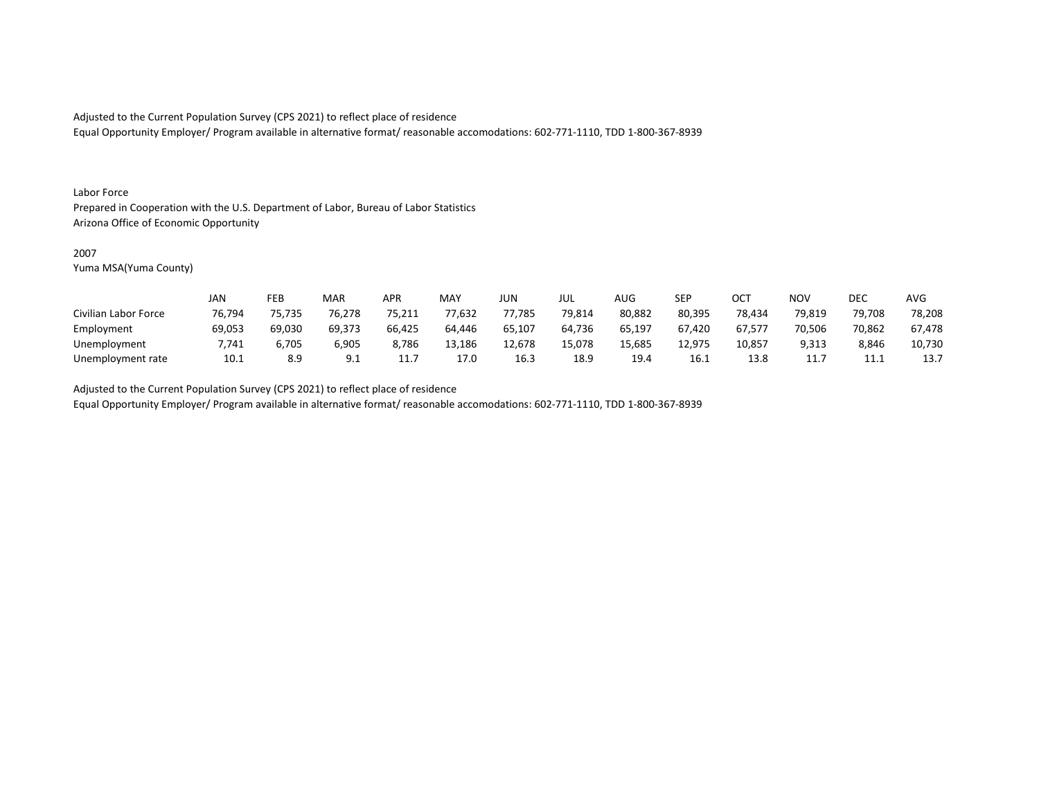Adjusted to the Current Population Survey (CPS 2021) to reflect place of residence
Equal Opportunity Employer/ Program available in alternative format/ reasonable accomodations: 602-771-1110, TDD 1-800-367-8939

Labor Force
Prepared in Cooperation with the U.S. Department of Labor, Bureau of Labor Statistics
Arizona Office of Economic Opportunity

2007
Yuma MSA(Yuma County)

| | JAN | FEB | MAR | APR | MAY | JUN | JUL | AUG | SEP | OCT | NOV | DEC | AVG |
|---|---|---|---|---|---|---|---|---|---|---|---|---|---|
| Civilian Labor Force | 76,794 | 75,735 | 76,278 | 75,211 | 77,632 | 77,785 | 79,814 | 80,882 | 80,395 | 78,434 | 79,819 | 79,708 | 78,208 |
| Employment | 69,053 | 69,030 | 69,373 | 66,425 | 64,446 | 65,107 | 64,736 | 65,197 | 67,420 | 67,577 | 70,506 | 70,862 | 67,478 |
| Unemployment | 7,741 | 6,705 | 6,905 | 8,786 | 13,186 | 12,678 | 15,078 | 15,685 | 12,975 | 10,857 | 9,313 | 8,846 | 10,730 |
| Unemployment rate | 10.1 | 8.9 | 9.1 | 11.7 | 17.0 | 16.3 | 18.9 | 19.4 | 16.1 | 13.8 | 11.7 | 11.1 | 13.7 |

Adjusted to the Current Population Survey (CPS 2021) to reflect place of residence
Equal Opportunity Employer/ Program available in alternative format/ reasonable accomodations: 602-771-1110, TDD 1-800-367-8939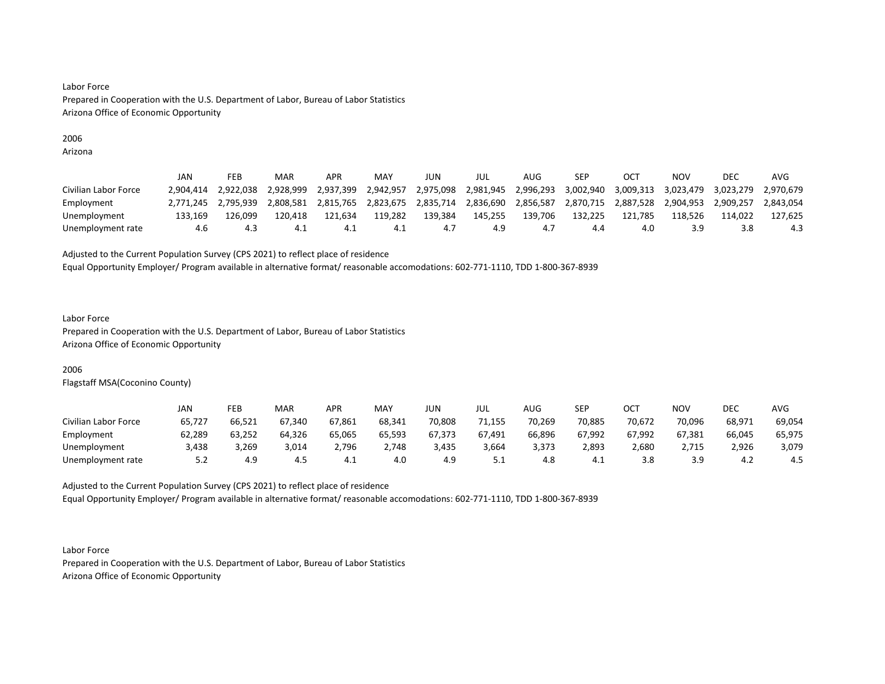Labor Force
Prepared in Cooperation with the U.S. Department of Labor, Bureau of Labor Statistics
Arizona Office of Economic Opportunity

2006
Arizona

| | JAN | FEB | MAR | APR | MAY | JUN | JUL | AUG | SEP | OCT | NOV | DEC | AVG |
|---|---|---|---|---|---|---|---|---|---|---|---|---|---|
| Civilian Labor Force | 2,904,414 | 2,922,038 | 2,928,999 | 2,937,399 | 2,942,957 | 2,975,098 | 2,981,945 | 2,996,293 | 3,002,940 | 3,009,313 | 3,023,479 | 3,023,279 | 2,970,679 |
| Employment | 2,771,245 | 2,795,939 | 2,808,581 | 2,815,765 | 2,823,675 | 2,835,714 | 2,836,690 | 2,856,587 | 2,870,715 | 2,887,528 | 2,904,953 | 2,909,257 | 2,843,054 |
| Unemployment | 133,169 | 126,099 | 120,418 | 121,634 | 119,282 | 139,384 | 145,255 | 139,706 | 132,225 | 121,785 | 118,526 | 114,022 | 127,625 |
| Unemployment rate | 4.6 | 4.3 | 4.1 | 4.1 | 4.1 | 4.7 | 4.9 | 4.7 | 4.4 | 4.0 | 3.9 | 3.8 | 4.3 |

Adjusted to the Current Population Survey (CPS 2021) to reflect place of residence
Equal Opportunity Employer/ Program available in alternative format/ reasonable accomodations: 602-771-1110, TDD 1-800-367-8939

Labor Force
Prepared in Cooperation with the U.S. Department of Labor, Bureau of Labor Statistics
Arizona Office of Economic Opportunity

2006
Flagstaff MSA(Coconino County)

| | JAN | FEB | MAR | APR | MAY | JUN | JUL | AUG | SEP | OCT | NOV | DEC | AVG |
|---|---|---|---|---|---|---|---|---|---|---|---|---|---|
| Civilian Labor Force | 65,727 | 66,521 | 67,340 | 67,861 | 68,341 | 70,808 | 71,155 | 70,269 | 70,885 | 70,672 | 70,096 | 68,971 | 69,054 |
| Employment | 62,289 | 63,252 | 64,326 | 65,065 | 65,593 | 67,373 | 67,491 | 66,896 | 67,992 | 67,992 | 67,381 | 66,045 | 65,975 |
| Unemployment | 3,438 | 3,269 | 3,014 | 2,796 | 2,748 | 3,435 | 3,664 | 3,373 | 2,893 | 2,680 | 2,715 | 2,926 | 3,079 |
| Unemployment rate | 5.2 | 4.9 | 4.5 | 4.1 | 4.0 | 4.9 | 5.1 | 4.8 | 4.1 | 3.8 | 3.9 | 4.2 | 4.5 |

Adjusted to the Current Population Survey (CPS 2021) to reflect place of residence
Equal Opportunity Employer/ Program available in alternative format/ reasonable accomodations: 602-771-1110, TDD 1-800-367-8939

Labor Force
Prepared in Cooperation with the U.S. Department of Labor, Bureau of Labor Statistics
Arizona Office of Economic Opportunity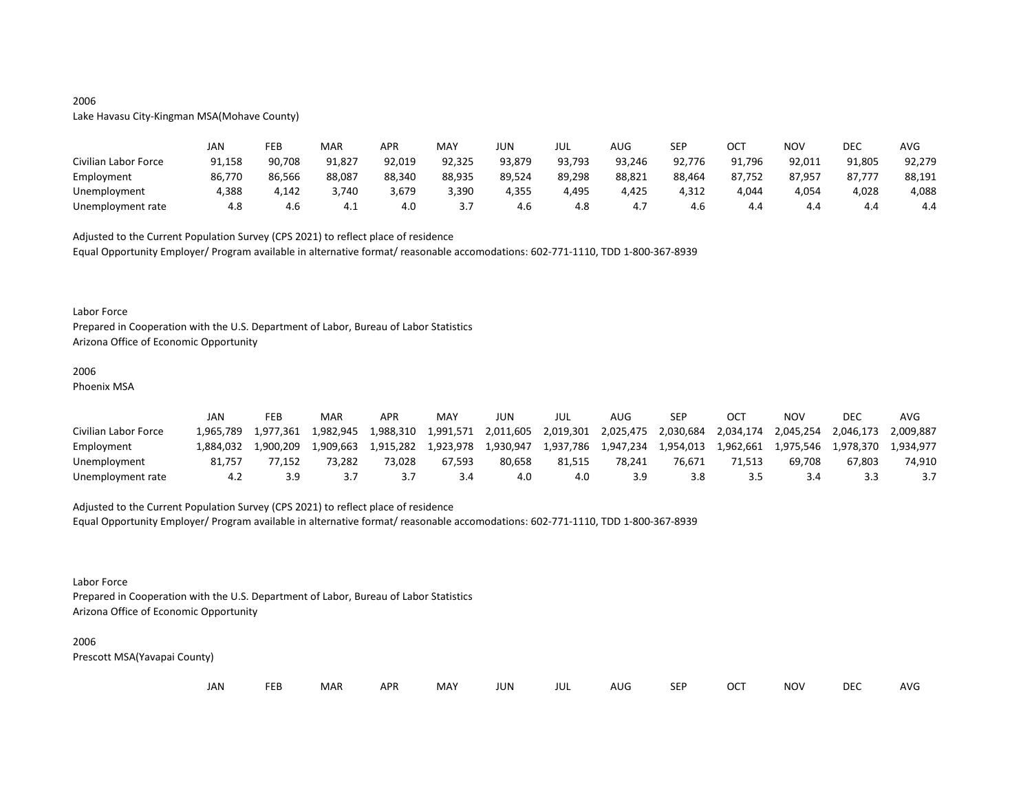2006

Lake Havasu City-Kingman MSA(Mohave County)

| | JAN | FEB | MAR | APR | MAY | JUN | JUL | AUG | SEP | OCT | NOV | DEC | AVG |
|---|---|---|---|---|---|---|---|---|---|---|---|---|---|
| Civilian Labor Force | 91,158 | 90,708 | 91,827 | 92,019 | 92,325 | 93,879 | 93,793 | 93,246 | 92,776 | 91,796 | 92,011 | 91,805 | 92,279 |
| Employment | 86,770 | 86,566 | 88,087 | 88,340 | 88,935 | 89,524 | 89,298 | 88,821 | 88,464 | 87,752 | 87,957 | 87,777 | 88,191 |
| Unemployment | 4,388 | 4,142 | 3,740 | 3,679 | 3,390 | 4,355 | 4,495 | 4,425 | 4,312 | 4,044 | 4,054 | 4,028 | 4,088 |
| Unemployment rate | 4.8 | 4.6 | 4.1 | 4.0 | 3.7 | 4.6 | 4.8 | 4.7 | 4.6 | 4.4 | 4.4 | 4.4 | 4.4 |

Adjusted to the Current Population Survey (CPS 2021) to reflect place of residence

Equal Opportunity Employer/ Program available in alternative format/ reasonable accomodations: 602-771-1110, TDD 1-800-367-8939

Labor Force

Prepared in Cooperation with the U.S. Department of Labor, Bureau of Labor Statistics

Arizona Office of Economic Opportunity

2006

Phoenix MSA

| | JAN | FEB | MAR | APR | MAY | JUN | JUL | AUG | SEP | OCT | NOV | DEC | AVG |
|---|---|---|---|---|---|---|---|---|---|---|---|---|---|
| Civilian Labor Force | 1,965,789 | 1,977,361 | 1,982,945 | 1,988,310 | 1,991,571 | 2,011,605 | 2,019,301 | 2,025,475 | 2,030,684 | 2,034,174 | 2,045,254 | 2,046,173 | 2,009,887 |
| Employment | 1,884,032 | 1,900,209 | 1,909,663 | 1,915,282 | 1,923,978 | 1,930,947 | 1,937,786 | 1,947,234 | 1,954,013 | 1,962,661 | 1,975,546 | 1,978,370 | 1,934,977 |
| Unemployment | 81,757 | 77,152 | 73,282 | 73,028 | 67,593 | 80,658 | 81,515 | 78,241 | 76,671 | 71,513 | 69,708 | 67,803 | 74,910 |
| Unemployment rate | 4.2 | 3.9 | 3.7 | 3.7 | 3.4 | 4.0 | 4.0 | 3.9 | 3.8 | 3.5 | 3.4 | 3.3 | 3.7 |

Adjusted to the Current Population Survey (CPS 2021) to reflect place of residence

Equal Opportunity Employer/ Program available in alternative format/ reasonable accomodations: 602-771-1110, TDD 1-800-367-8939

Labor Force

Prepared in Cooperation with the U.S. Department of Labor, Bureau of Labor Statistics

Arizona Office of Economic Opportunity

2006

Prescott MSA(Yavapai County)

| | JAN | FEB | MAR | APR | MAY | JUN | JUL | AUG | SEP | OCT | NOV | DEC | AVG |
|---|---|---|---|---|---|---|---|---|---|---|---|---|---|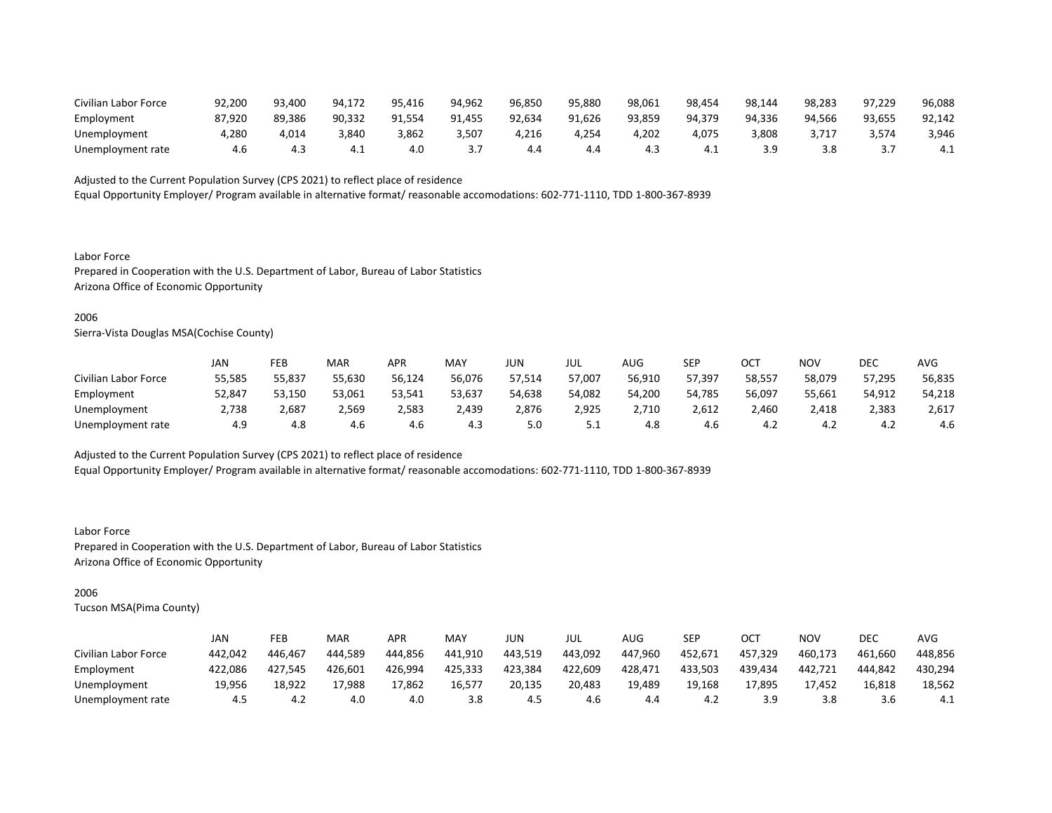| | | | | | | | | | | | | | |
|---|---|---|---|---|---|---|---|---|---|---|---|---|---|
| Civilian Labor Force | 92,200 | 93,400 | 94,172 | 95,416 | 94,962 | 96,850 | 95,880 | 98,061 | 98,454 | 98,144 | 98,283 | 97,229 | 96,088 |
| Employment | 87,920 | 89,386 | 90,332 | 91,554 | 91,455 | 92,634 | 91,626 | 93,859 | 94,379 | 94,336 | 94,566 | 93,655 | 92,142 |
| Unemployment | 4,280 | 4,014 | 3,840 | 3,862 | 3,507 | 4,216 | 4,254 | 4,202 | 4,075 | 3,808 | 3,717 | 3,574 | 3,946 |
| Unemployment rate | 4.6 | 4.3 | 4.1 | 4.0 | 3.7 | 4.4 | 4.4 | 4.3 | 4.1 | 3.9 | 3.8 | 3.7 | 4.1 |

Adjusted to the Current Population Survey (CPS 2021) to reflect place of residence
Equal Opportunity Employer/ Program available in alternative format/ reasonable accomodations: 602-771-1110, TDD 1-800-367-8939

Labor Force
Prepared in Cooperation with the U.S. Department of Labor, Bureau of Labor Statistics
Arizona Office of Economic Opportunity

2006
Sierra-Vista Douglas MSA(Cochise County)

| | JAN | FEB | MAR | APR | MAY | JUN | JUL | AUG | SEP | OCT | NOV | DEC | AVG |
|---|---|---|---|---|---|---|---|---|---|---|---|---|---|
| Civilian Labor Force | 55,585 | 55,837 | 55,630 | 56,124 | 56,076 | 57,514 | 57,007 | 56,910 | 57,397 | 58,557 | 58,079 | 57,295 | 56,835 |
| Employment | 52,847 | 53,150 | 53,061 | 53,541 | 53,637 | 54,638 | 54,082 | 54,200 | 54,785 | 56,097 | 55,661 | 54,912 | 54,218 |
| Unemployment | 2,738 | 2,687 | 2,569 | 2,583 | 2,439 | 2,876 | 2,925 | 2,710 | 2,612 | 2,460 | 2,418 | 2,383 | 2,617 |
| Unemployment rate | 4.9 | 4.8 | 4.6 | 4.6 | 4.3 | 5.0 | 5.1 | 4.8 | 4.6 | 4.2 | 4.2 | 4.2 | 4.6 |

Adjusted to the Current Population Survey (CPS 2021) to reflect place of residence
Equal Opportunity Employer/ Program available in alternative format/ reasonable accomodations: 602-771-1110, TDD 1-800-367-8939

Labor Force
Prepared in Cooperation with the U.S. Department of Labor, Bureau of Labor Statistics
Arizona Office of Economic Opportunity

2006
Tucson MSA(Pima County)

| | JAN | FEB | MAR | APR | MAY | JUN | JUL | AUG | SEP | OCT | NOV | DEC | AVG |
|---|---|---|---|---|---|---|---|---|---|---|---|---|---|
| Civilian Labor Force | 442,042 | 446,467 | 444,589 | 444,856 | 441,910 | 443,519 | 443,092 | 447,960 | 452,671 | 457,329 | 460,173 | 461,660 | 448,856 |
| Employment | 422,086 | 427,545 | 426,601 | 426,994 | 425,333 | 423,384 | 422,609 | 428,471 | 433,503 | 439,434 | 442,721 | 444,842 | 430,294 |
| Unemployment | 19,956 | 18,922 | 17,988 | 17,862 | 16,577 | 20,135 | 20,483 | 19,489 | 19,168 | 17,895 | 17,452 | 16,818 | 18,562 |
| Unemployment rate | 4.5 | 4.2 | 4.0 | 4.0 | 3.8 | 4.5 | 4.6 | 4.4 | 4.2 | 3.9 | 3.8 | 3.6 | 4.1 |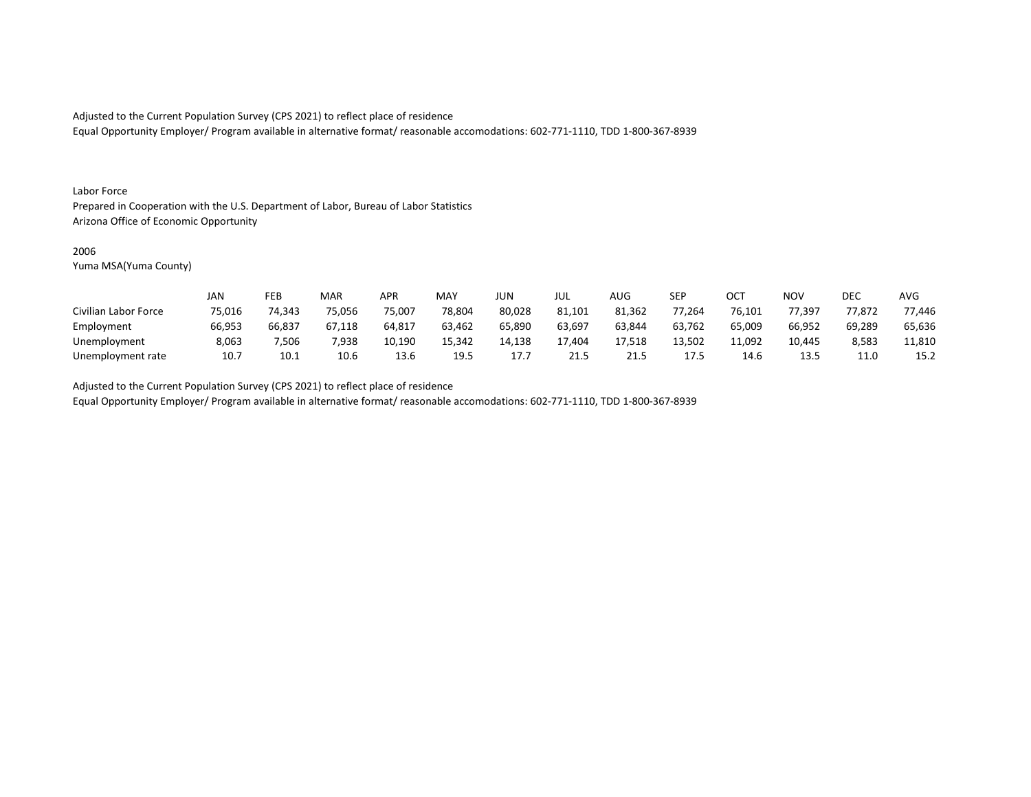Adjusted to the Current Population Survey (CPS 2021) to reflect place of residence
Equal Opportunity Employer/ Program available in alternative format/ reasonable accomodations: 602-771-1110, TDD 1-800-367-8939

Labor Force
Prepared in Cooperation with the U.S. Department of Labor, Bureau of Labor Statistics
Arizona Office of Economic Opportunity

2006
Yuma MSA(Yuma County)

| | JAN | FEB | MAR | APR | MAY | JUN | JUL | AUG | SEP | OCT | NOV | DEC | AVG |
|---|---|---|---|---|---|---|---|---|---|---|---|---|---|
| Civilian Labor Force | 75,016 | 74,343 | 75,056 | 75,007 | 78,804 | 80,028 | 81,101 | 81,362 | 77,264 | 76,101 | 77,397 | 77,872 | 77,446 |
| Employment | 66,953 | 66,837 | 67,118 | 64,817 | 63,462 | 65,890 | 63,697 | 63,844 | 63,762 | 65,009 | 66,952 | 69,289 | 65,636 |
| Unemployment | 8,063 | 7,506 | 7,938 | 10,190 | 15,342 | 14,138 | 17,404 | 17,518 | 13,502 | 11,092 | 10,445 | 8,583 | 11,810 |
| Unemployment rate | 10.7 | 10.1 | 10.6 | 13.6 | 19.5 | 17.7 | 21.5 | 21.5 | 17.5 | 14.6 | 13.5 | 11.0 | 15.2 |

Adjusted to the Current Population Survey (CPS 2021) to reflect place of residence
Equal Opportunity Employer/ Program available in alternative format/ reasonable accomodations: 602-771-1110, TDD 1-800-367-8939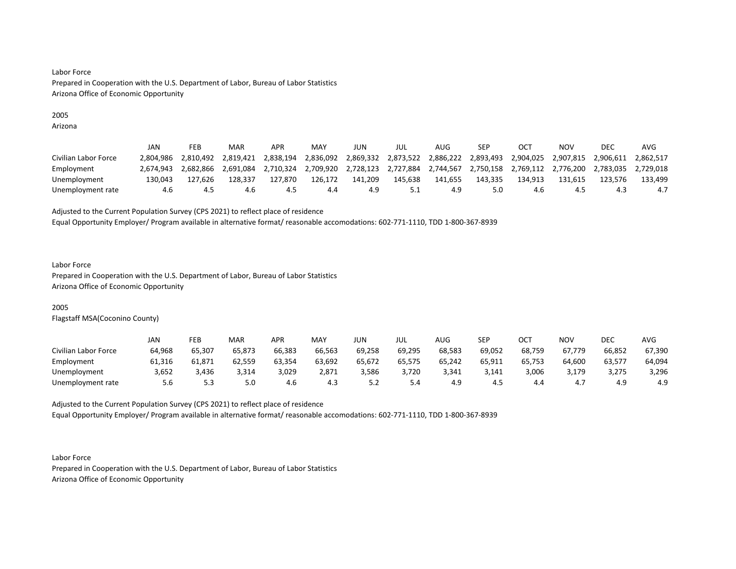Labor Force
Prepared in Cooperation with the U.S. Department of Labor, Bureau of Labor Statistics
Arizona Office of Economic Opportunity

2005
Arizona

| | JAN | FEB | MAR | APR | MAY | JUN | JUL | AUG | SEP | OCT | NOV | DEC | AVG |
|---|---|---|---|---|---|---|---|---|---|---|---|---|---|
| Civilian Labor Force | 2,804,986 | 2,810,492 | 2,819,421 | 2,838,194 | 2,836,092 | 2,869,332 | 2,873,522 | 2,886,222 | 2,893,493 | 2,904,025 | 2,907,815 | 2,906,611 | 2,862,517 |
| Employment | 2,674,943 | 2,682,866 | 2,691,084 | 2,710,324 | 2,709,920 | 2,728,123 | 2,727,884 | 2,744,567 | 2,750,158 | 2,769,112 | 2,776,200 | 2,783,035 | 2,729,018 |
| Unemployment | 130,043 | 127,626 | 128,337 | 127,870 | 126,172 | 141,209 | 145,638 | 141,655 | 143,335 | 134,913 | 131,615 | 123,576 | 133,499 |
| Unemployment rate | 4.6 | 4.5 | 4.6 | 4.5 | 4.4 | 4.9 | 5.1 | 4.9 | 5.0 | 4.6 | 4.5 | 4.3 | 4.7 |

Adjusted to the Current Population Survey (CPS 2021) to reflect place of residence
Equal Opportunity Employer/ Program available in alternative format/ reasonable accomodations: 602-771-1110, TDD 1-800-367-8939

Labor Force
Prepared in Cooperation with the U.S. Department of Labor, Bureau of Labor Statistics
Arizona Office of Economic Opportunity

2005
Flagstaff MSA(Coconino County)

| | JAN | FEB | MAR | APR | MAY | JUN | JUL | AUG | SEP | OCT | NOV | DEC | AVG |
|---|---|---|---|---|---|---|---|---|---|---|---|---|---|
| Civilian Labor Force | 64,968 | 65,307 | 65,873 | 66,383 | 66,563 | 69,258 | 69,295 | 68,583 | 69,052 | 68,759 | 67,779 | 66,852 | 67,390 |
| Employment | 61,316 | 61,871 | 62,559 | 63,354 | 63,692 | 65,672 | 65,575 | 65,242 | 65,911 | 65,753 | 64,600 | 63,577 | 64,094 |
| Unemployment | 3,652 | 3,436 | 3,314 | 3,029 | 2,871 | 3,586 | 3,720 | 3,341 | 3,141 | 3,006 | 3,179 | 3,275 | 3,296 |
| Unemployment rate | 5.6 | 5.3 | 5.0 | 4.6 | 4.3 | 5.2 | 5.4 | 4.9 | 4.5 | 4.4 | 4.7 | 4.9 | 4.9 |

Adjusted to the Current Population Survey (CPS 2021) to reflect place of residence
Equal Opportunity Employer/ Program available in alternative format/ reasonable accomodations: 602-771-1110, TDD 1-800-367-8939

Labor Force
Prepared in Cooperation with the U.S. Department of Labor, Bureau of Labor Statistics
Arizona Office of Economic Opportunity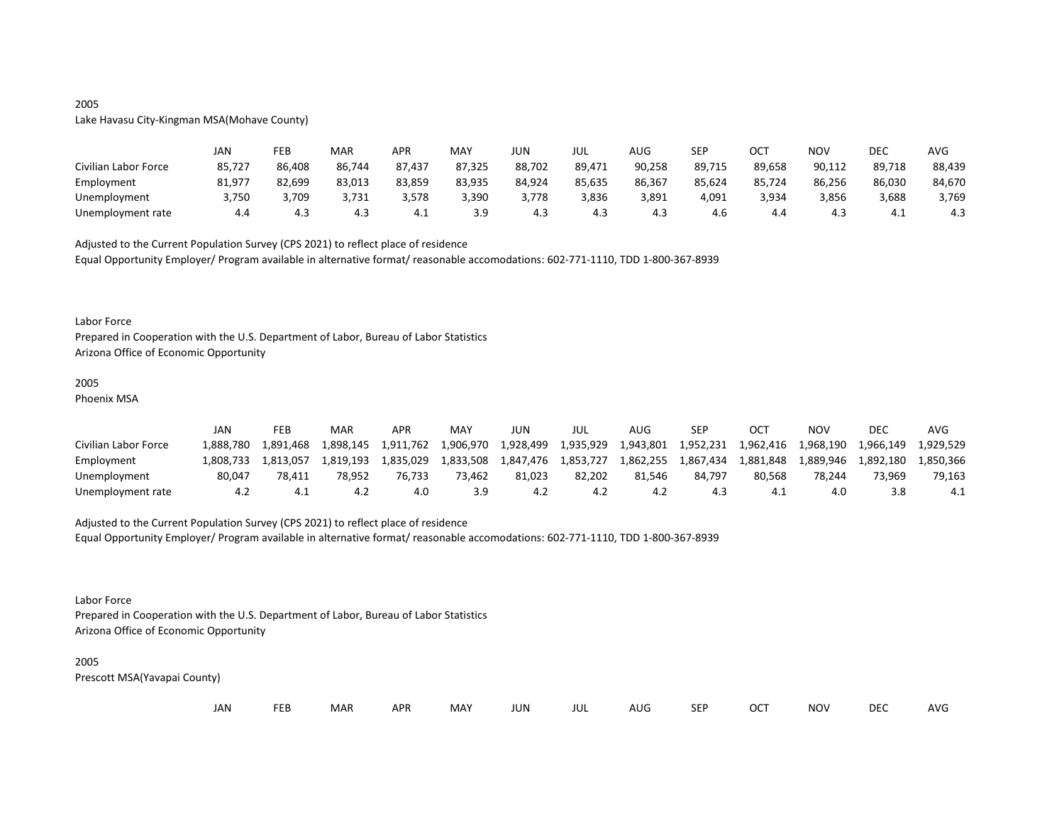2005

Lake Havasu City-Kingman MSA(Mohave County)

| | JAN | FEB | MAR | APR | MAY | JUN | JUL | AUG | SEP | OCT | NOV | DEC | AVG |
|---|---|---|---|---|---|---|---|---|---|---|---|---|---|
| Civilian Labor Force | 85,727 | 86,408 | 86,744 | 87,437 | 87,325 | 88,702 | 89,471 | 90,258 | 89,715 | 89,658 | 90,112 | 89,718 | 88,439 |
| Employment | 81,977 | 82,699 | 83,013 | 83,859 | 83,935 | 84,924 | 85,635 | 86,367 | 85,624 | 85,724 | 86,256 | 86,030 | 84,670 |
| Unemployment | 3,750 | 3,709 | 3,731 | 3,578 | 3,390 | 3,778 | 3,836 | 3,891 | 4,091 | 3,934 | 3,856 | 3,688 | 3,769 |
| Unemployment rate | 4.4 | 4.3 | 4.3 | 4.1 | 3.9 | 4.3 | 4.3 | 4.3 | 4.6 | 4.4 | 4.3 | 4.1 | 4.3 |

Adjusted to the Current Population Survey (CPS 2021) to reflect place of residence

Equal Opportunity Employer/ Program available in alternative format/ reasonable accomodations: 602-771-1110, TDD 1-800-367-8939

Labor Force

Prepared in Cooperation with the U.S. Department of Labor, Bureau of Labor Statistics

Arizona Office of Economic Opportunity

2005

Phoenix MSA

| | JAN | FEB | MAR | APR | MAY | JUN | JUL | AUG | SEP | OCT | NOV | DEC | AVG |
|---|---|---|---|---|---|---|---|---|---|---|---|---|---|
| Civilian Labor Force | 1,888,780 | 1,891,468 | 1,898,145 | 1,911,762 | 1,906,970 | 1,928,499 | 1,935,929 | 1,943,801 | 1,952,231 | 1,962,416 | 1,968,190 | 1,966,149 | 1,929,529 |
| Employment | 1,808,733 | 1,813,057 | 1,819,193 | 1,835,029 | 1,833,508 | 1,847,476 | 1,853,727 | 1,862,255 | 1,867,434 | 1,881,848 | 1,889,946 | 1,892,180 | 1,850,366 |
| Unemployment | 80,047 | 78,411 | 78,952 | 76,733 | 73,462 | 81,023 | 82,202 | 81,546 | 84,797 | 80,568 | 78,244 | 73,969 | 79,163 |
| Unemployment rate | 4.2 | 4.1 | 4.2 | 4.0 | 3.9 | 4.2 | 4.2 | 4.2 | 4.3 | 4.1 | 4.0 | 3.8 | 4.1 |

Adjusted to the Current Population Survey (CPS 2021) to reflect place of residence

Equal Opportunity Employer/ Program available in alternative format/ reasonable accomodations: 602-771-1110, TDD 1-800-367-8939

Labor Force

Prepared in Cooperation with the U.S. Department of Labor, Bureau of Labor Statistics

Arizona Office of Economic Opportunity

2005

Prescott MSA(Yavapai County)

| | JAN | FEB | MAR | APR | MAY | JUN | JUL | AUG | SEP | OCT | NOV | DEC | AVG |
|---|---|---|---|---|---|---|---|---|---|---|---|---|---|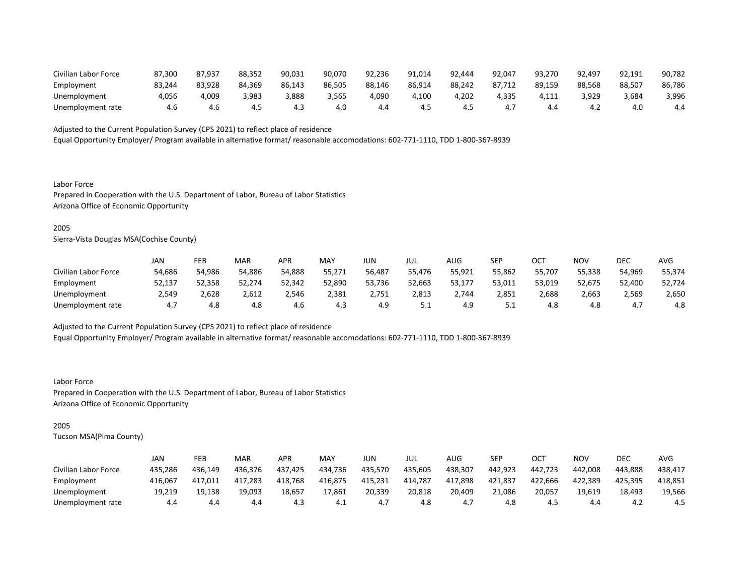| | | | | | | | | | | | | | |
|---|---|---|---|---|---|---|---|---|---|---|---|---|---|
| Civilian Labor Force | 87,300 | 87,937 | 88,352 | 90,031 | 90,070 | 92,236 | 91,014 | 92,444 | 92,047 | 93,270 | 92,497 | 92,191 | 90,782 |
| Employment | 83,244 | 83,928 | 84,369 | 86,143 | 86,505 | 88,146 | 86,914 | 88,242 | 87,712 | 89,159 | 88,568 | 88,507 | 86,786 |
| Unemployment | 4,056 | 4,009 | 3,983 | 3,888 | 3,565 | 4,090 | 4,100 | 4,202 | 4,335 | 4,111 | 3,929 | 3,684 | 3,996 |
| Unemployment rate | 4.6 | 4.6 | 4.5 | 4.3 | 4.0 | 4.4 | 4.5 | 4.5 | 4.7 | 4.4 | 4.2 | 4.0 | 4.4 |

Adjusted to the Current Population Survey (CPS 2021) to reflect place of residence
Equal Opportunity Employer/ Program available in alternative format/ reasonable accomodations: 602-771-1110, TDD 1-800-367-8939

Labor Force
Prepared in Cooperation with the U.S. Department of Labor, Bureau of Labor Statistics
Arizona Office of Economic Opportunity

2005
Sierra-Vista Douglas MSA(Cochise County)

| | JAN | FEB | MAR | APR | MAY | JUN | JUL | AUG | SEP | OCT | NOV | DEC | AVG |
|---|---|---|---|---|---|---|---|---|---|---|---|---|---|
| Civilian Labor Force | 54,686 | 54,986 | 54,886 | 54,888 | 55,271 | 56,487 | 55,476 | 55,921 | 55,862 | 55,707 | 55,338 | 54,969 | 55,374 |
| Employment | 52,137 | 52,358 | 52,274 | 52,342 | 52,890 | 53,736 | 52,663 | 53,177 | 53,011 | 53,019 | 52,675 | 52,400 | 52,724 |
| Unemployment | 2,549 | 2,628 | 2,612 | 2,546 | 2,381 | 2,751 | 2,813 | 2,744 | 2,851 | 2,688 | 2,663 | 2,569 | 2,650 |
| Unemployment rate | 4.7 | 4.8 | 4.8 | 4.6 | 4.3 | 4.9 | 5.1 | 4.9 | 5.1 | 4.8 | 4.8 | 4.7 | 4.8 |

Adjusted to the Current Population Survey (CPS 2021) to reflect place of residence
Equal Opportunity Employer/ Program available in alternative format/ reasonable accomodations: 602-771-1110, TDD 1-800-367-8939

Labor Force
Prepared in Cooperation with the U.S. Department of Labor, Bureau of Labor Statistics
Arizona Office of Economic Opportunity

2005
Tucson MSA(Pima County)

| | JAN | FEB | MAR | APR | MAY | JUN | JUL | AUG | SEP | OCT | NOV | DEC | AVG |
|---|---|---|---|---|---|---|---|---|---|---|---|---|---|
| Civilian Labor Force | 435,286 | 436,149 | 436,376 | 437,425 | 434,736 | 435,570 | 435,605 | 438,307 | 442,923 | 442,723 | 442,008 | 443,888 | 438,417 |
| Employment | 416,067 | 417,011 | 417,283 | 418,768 | 416,875 | 415,231 | 414,787 | 417,898 | 421,837 | 422,666 | 422,389 | 425,395 | 418,851 |
| Unemployment | 19,219 | 19,138 | 19,093 | 18,657 | 17,861 | 20,339 | 20,818 | 20,409 | 21,086 | 20,057 | 19,619 | 18,493 | 19,566 |
| Unemployment rate | 4.4 | 4.4 | 4.4 | 4.3 | 4.1 | 4.7 | 4.8 | 4.7 | 4.8 | 4.5 | 4.4 | 4.2 | 4.5 |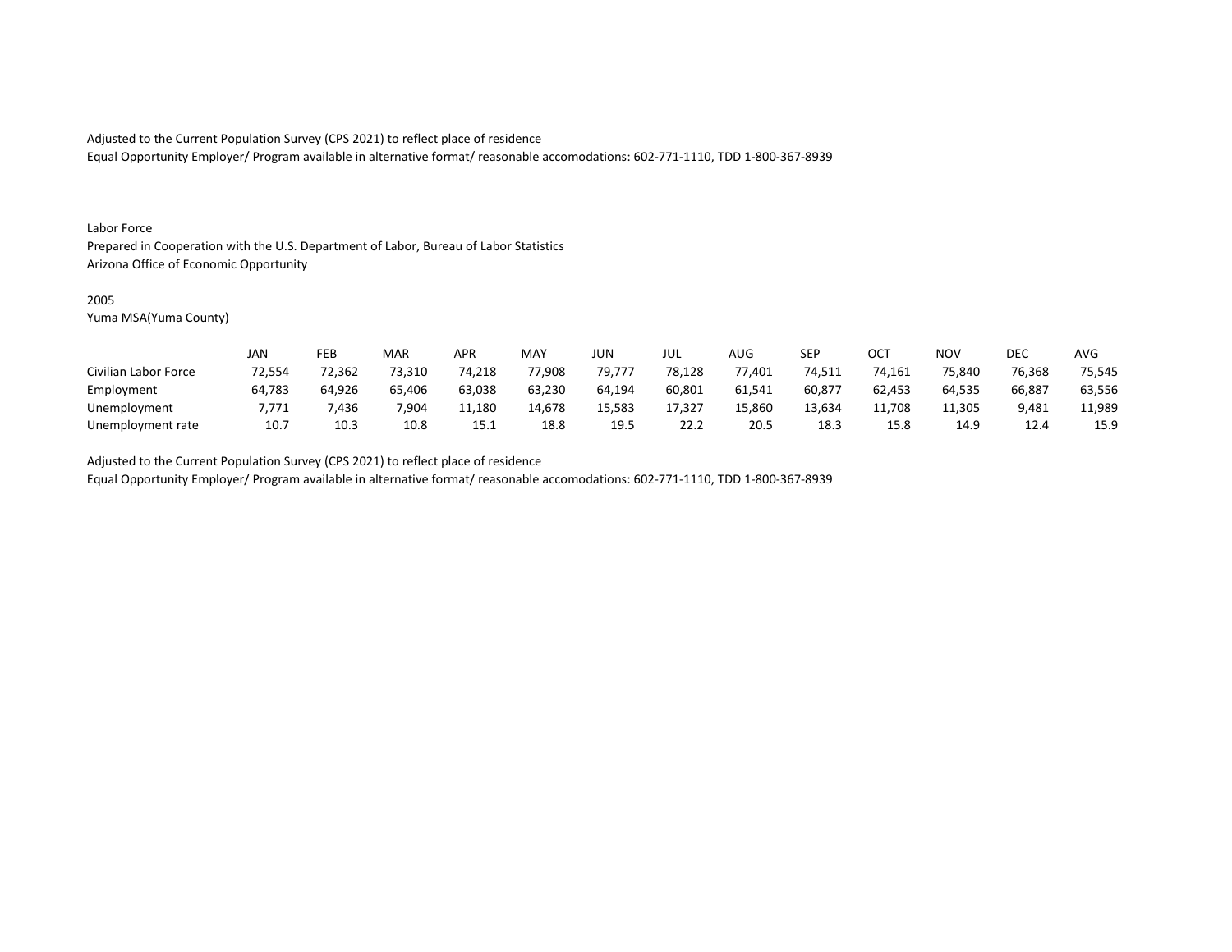Adjusted to the Current Population Survey (CPS 2021) to reflect place of residence
Equal Opportunity Employer/ Program available in alternative format/ reasonable accomodations: 602-771-1110, TDD 1-800-367-8939

Labor Force
Prepared in Cooperation with the U.S. Department of Labor, Bureau of Labor Statistics
Arizona Office of Economic Opportunity

2005
Yuma MSA(Yuma County)

| | JAN | FEB | MAR | APR | MAY | JUN | JUL | AUG | SEP | OCT | NOV | DEC | AVG |
|---|---|---|---|---|---|---|---|---|---|---|---|---|---|
| Civilian Labor Force | 72,554 | 72,362 | 73,310 | 74,218 | 77,908 | 79,777 | 78,128 | 77,401 | 74,511 | 74,161 | 75,840 | 76,368 | 75,545 |
| Employment | 64,783 | 64,926 | 65,406 | 63,038 | 63,230 | 64,194 | 60,801 | 61,541 | 60,877 | 62,453 | 64,535 | 66,887 | 63,556 |
| Unemployment | 7,771 | 7,436 | 7,904 | 11,180 | 14,678 | 15,583 | 17,327 | 15,860 | 13,634 | 11,708 | 11,305 | 9,481 | 11,989 |
| Unemployment rate | 10.7 | 10.3 | 10.8 | 15.1 | 18.8 | 19.5 | 22.2 | 20.5 | 18.3 | 15.8 | 14.9 | 12.4 | 15.9 |

Adjusted to the Current Population Survey (CPS 2021) to reflect place of residence
Equal Opportunity Employer/ Program available in alternative format/ reasonable accomodations: 602-771-1110, TDD 1-800-367-8939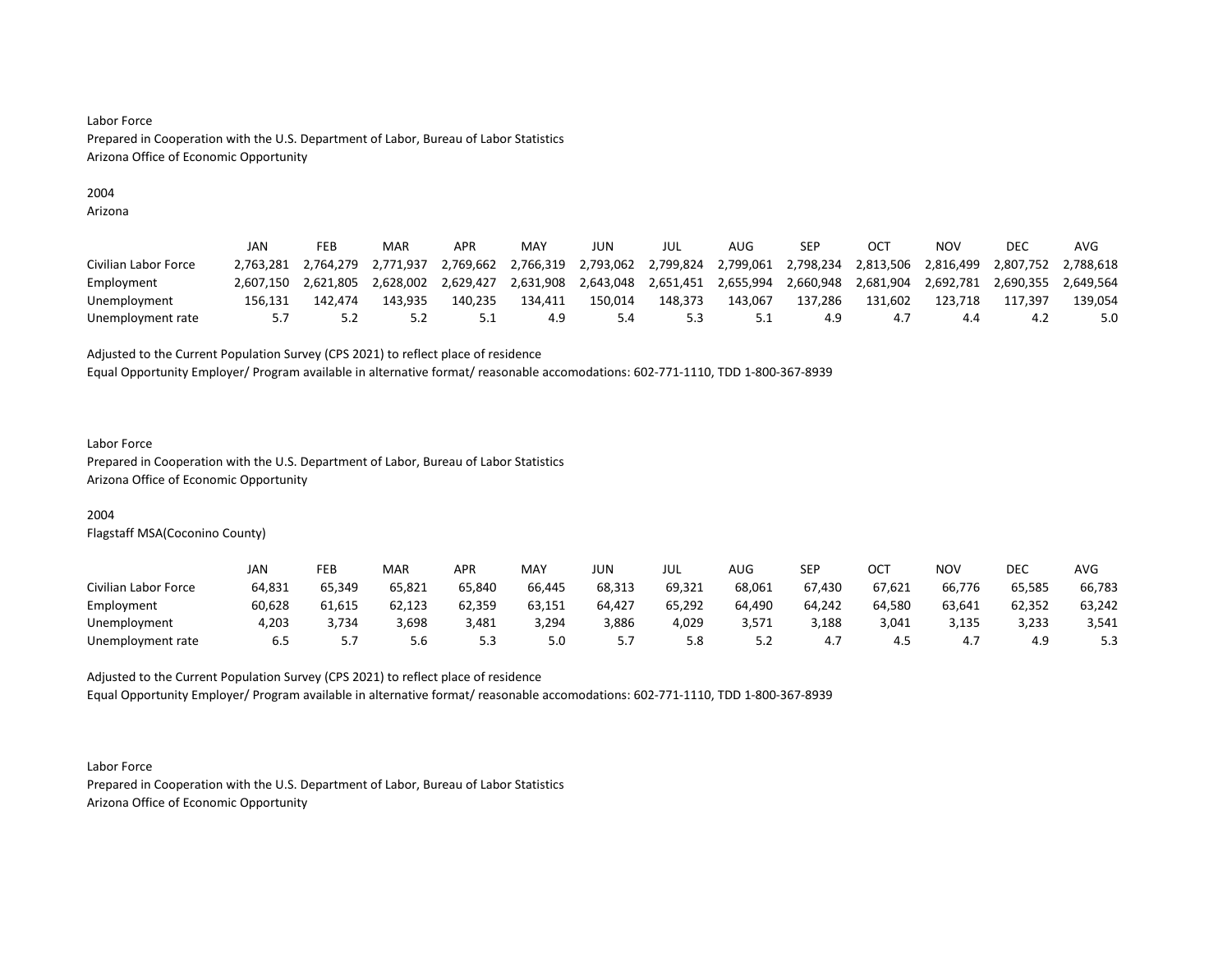Labor Force
Prepared in Cooperation with the U.S. Department of Labor, Bureau of Labor Statistics
Arizona Office of Economic Opportunity

2004
Arizona

| | JAN | FEB | MAR | APR | MAY | JUN | JUL | AUG | SEP | OCT | NOV | DEC | AVG |
|---|---|---|---|---|---|---|---|---|---|---|---|---|---|
| Civilian Labor Force | 2,763,281 | 2,764,279 | 2,771,937 | 2,769,662 | 2,766,319 | 2,793,062 | 2,799,824 | 2,799,061 | 2,798,234 | 2,813,506 | 2,816,499 | 2,807,752 | 2,788,618 |
| Employment | 2,607,150 | 2,621,805 | 2,628,002 | 2,629,427 | 2,631,908 | 2,643,048 | 2,651,451 | 2,655,994 | 2,660,948 | 2,681,904 | 2,692,781 | 2,690,355 | 2,649,564 |
| Unemployment | 156,131 | 142,474 | 143,935 | 140,235 | 134,411 | 150,014 | 148,373 | 143,067 | 137,286 | 131,602 | 123,718 | 117,397 | 139,054 |
| Unemployment rate | 5.7 | 5.2 | 5.2 | 5.1 | 4.9 | 5.4 | 5.3 | 5.1 | 4.9 | 4.7 | 4.4 | 4.2 | 5.0 |

Adjusted to the Current Population Survey (CPS 2021) to reflect place of residence
Equal Opportunity Employer/ Program available in alternative format/ reasonable accomodations: 602-771-1110, TDD 1-800-367-8939

Labor Force
Prepared in Cooperation with the U.S. Department of Labor, Bureau of Labor Statistics
Arizona Office of Economic Opportunity

2004
Flagstaff MSA(Coconino County)

| | JAN | FEB | MAR | APR | MAY | JUN | JUL | AUG | SEP | OCT | NOV | DEC | AVG |
|---|---|---|---|---|---|---|---|---|---|---|---|---|---|
| Civilian Labor Force | 64,831 | 65,349 | 65,821 | 65,840 | 66,445 | 68,313 | 69,321 | 68,061 | 67,430 | 67,621 | 66,776 | 65,585 | 66,783 |
| Employment | 60,628 | 61,615 | 62,123 | 62,359 | 63,151 | 64,427 | 65,292 | 64,490 | 64,242 | 64,580 | 63,641 | 62,352 | 63,242 |
| Unemployment | 4,203 | 3,734 | 3,698 | 3,481 | 3,294 | 3,886 | 4,029 | 3,571 | 3,188 | 3,041 | 3,135 | 3,233 | 3,541 |
| Unemployment rate | 6.5 | 5.7 | 5.6 | 5.3 | 5.0 | 5.7 | 5.8 | 5.2 | 4.7 | 4.5 | 4.7 | 4.9 | 5.3 |

Adjusted to the Current Population Survey (CPS 2021) to reflect place of residence
Equal Opportunity Employer/ Program available in alternative format/ reasonable accomodations: 602-771-1110, TDD 1-800-367-8939

Labor Force
Prepared in Cooperation with the U.S. Department of Labor, Bureau of Labor Statistics
Arizona Office of Economic Opportunity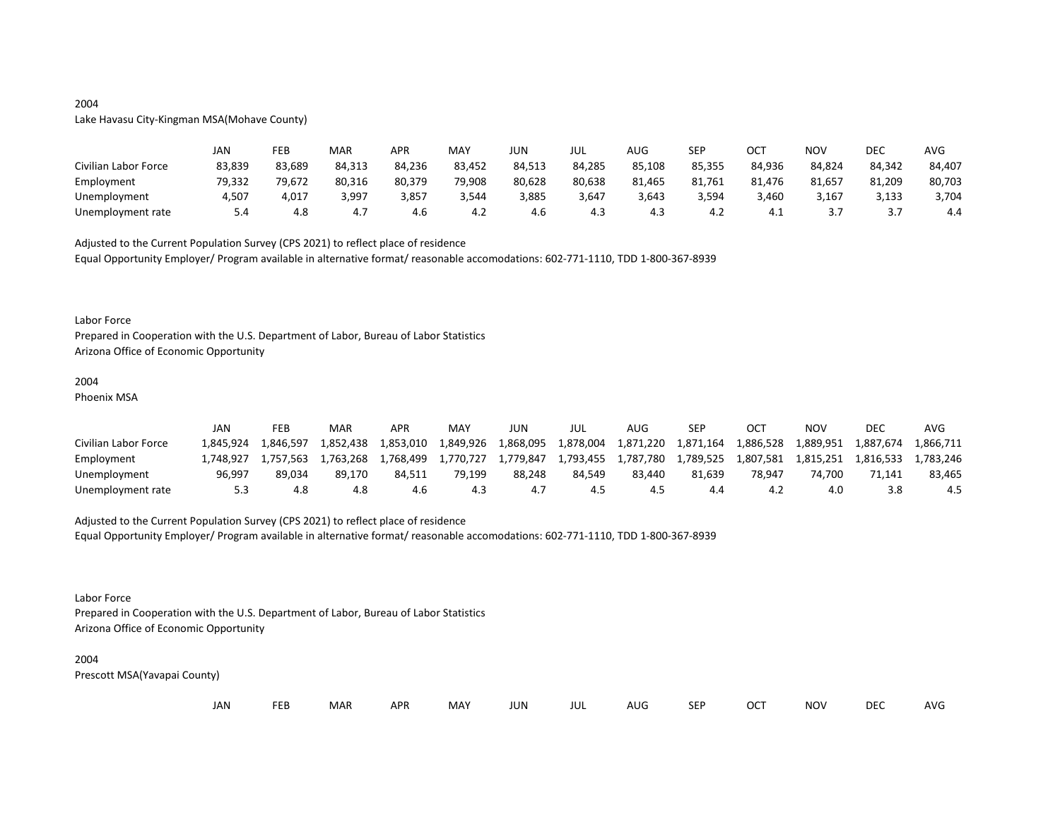2004

Lake Havasu City-Kingman MSA(Mohave County)

| | JAN | FEB | MAR | APR | MAY | JUN | JUL | AUG | SEP | OCT | NOV | DEC | AVG |
|---|---|---|---|---|---|---|---|---|---|---|---|---|---|
| Civilian Labor Force | 83,839 | 83,689 | 84,313 | 84,236 | 83,452 | 84,513 | 84,285 | 85,108 | 85,355 | 84,936 | 84,824 | 84,342 | 84,407 |
| Employment | 79,332 | 79,672 | 80,316 | 80,379 | 79,908 | 80,628 | 80,638 | 81,465 | 81,761 | 81,476 | 81,657 | 81,209 | 80,703 |
| Unemployment | 4,507 | 4,017 | 3,997 | 3,857 | 3,544 | 3,885 | 3,647 | 3,643 | 3,594 | 3,460 | 3,167 | 3,133 | 3,704 |
| Unemployment rate | 5.4 | 4.8 | 4.7 | 4.6 | 4.2 | 4.6 | 4.3 | 4.3 | 4.2 | 4.1 | 3.7 | 3.7 | 4.4 |

Adjusted to the Current Population Survey (CPS 2021) to reflect place of residence

Equal Opportunity Employer/ Program available in alternative format/ reasonable accomodations: 602-771-1110, TDD 1-800-367-8939

Labor Force

Prepared in Cooperation with the U.S. Department of Labor, Bureau of Labor Statistics

Arizona Office of Economic Opportunity

2004

Phoenix MSA

| | JAN | FEB | MAR | APR | MAY | JUN | JUL | AUG | SEP | OCT | NOV | DEC | AVG |
|---|---|---|---|---|---|---|---|---|---|---|---|---|---|
| Civilian Labor Force | 1,845,924 | 1,846,597 | 1,852,438 | 1,853,010 | 1,849,926 | 1,868,095 | 1,878,004 | 1,871,220 | 1,871,164 | 1,886,528 | 1,889,951 | 1,887,674 | 1,866,711 |
| Employment | 1,748,927 | 1,757,563 | 1,763,268 | 1,768,499 | 1,770,727 | 1,779,847 | 1,793,455 | 1,787,780 | 1,789,525 | 1,807,581 | 1,815,251 | 1,816,533 | 1,783,246 |
| Unemployment | 96,997 | 89,034 | 89,170 | 84,511 | 79,199 | 88,248 | 84,549 | 83,440 | 81,639 | 78,947 | 74,700 | 71,141 | 83,465 |
| Unemployment rate | 5.3 | 4.8 | 4.8 | 4.6 | 4.3 | 4.7 | 4.5 | 4.5 | 4.4 | 4.2 | 4.0 | 3.8 | 4.5 |

Adjusted to the Current Population Survey (CPS 2021) to reflect place of residence

Equal Opportunity Employer/ Program available in alternative format/ reasonable accomodations: 602-771-1110, TDD 1-800-367-8939

Labor Force

Prepared in Cooperation with the U.S. Department of Labor, Bureau of Labor Statistics

Arizona Office of Economic Opportunity

2004

Prescott MSA(Yavapai County)

| | JAN | FEB | MAR | APR | MAY | JUN | JUL | AUG | SEP | OCT | NOV | DEC | AVG |
|---|---|---|---|---|---|---|---|---|---|---|---|---|---|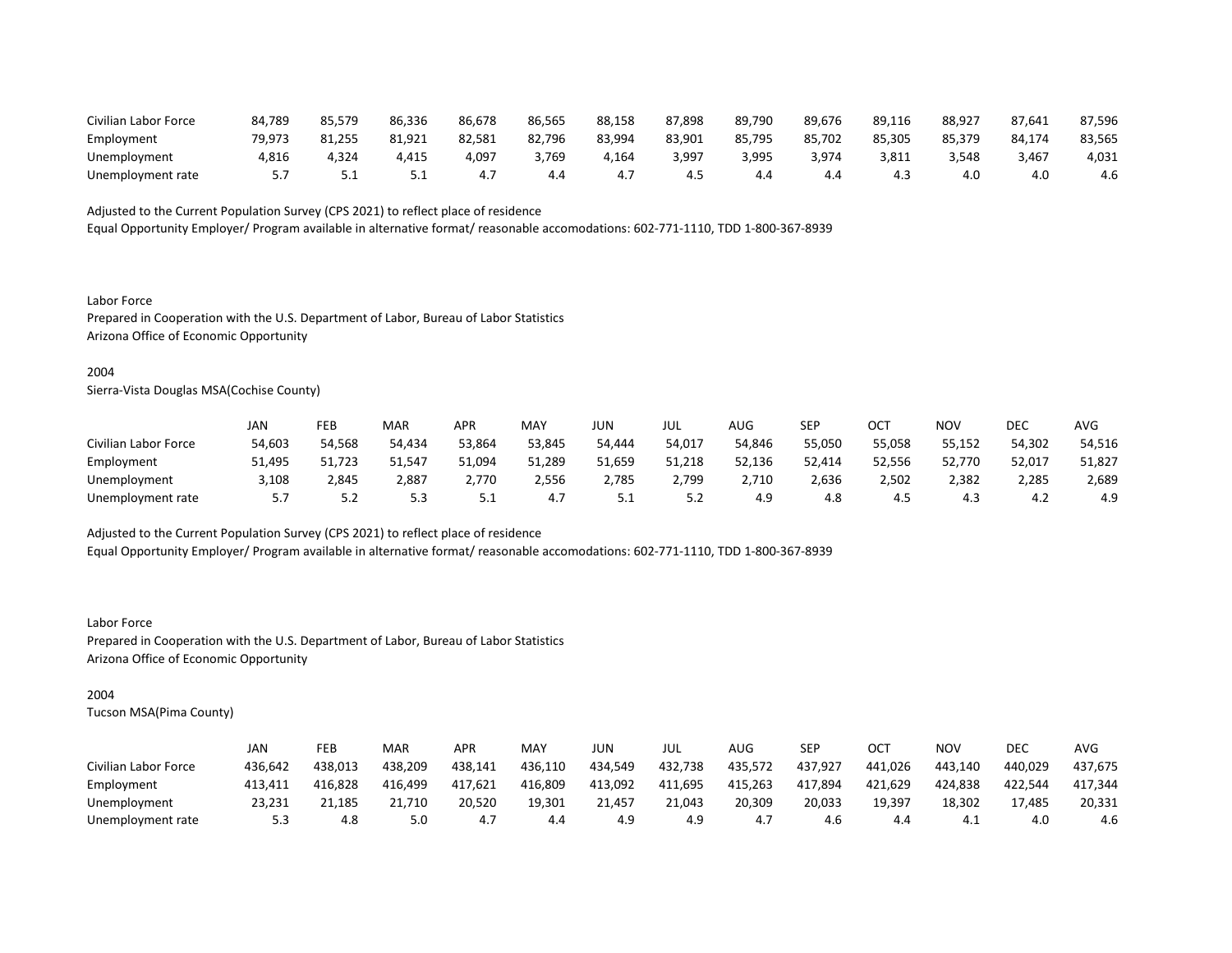| | | | | | | | | | | | | | |
|---|---|---|---|---|---|---|---|---|---|---|---|---|---|
| Civilian Labor Force | 84,789 | 85,579 | 86,336 | 86,678 | 86,565 | 88,158 | 87,898 | 89,790 | 89,676 | 89,116 | 88,927 | 87,641 | 87,596 |
| Employment | 79,973 | 81,255 | 81,921 | 82,581 | 82,796 | 83,994 | 83,901 | 85,795 | 85,702 | 85,305 | 85,379 | 84,174 | 83,565 |
| Unemployment | 4,816 | 4,324 | 4,415 | 4,097 | 3,769 | 4,164 | 3,997 | 3,995 | 3,974 | 3,811 | 3,548 | 3,467 | 4,031 |
| Unemployment rate | 5.7 | 5.1 | 5.1 | 4.7 | 4.4 | 4.7 | 4.5 | 4.4 | 4.4 | 4.3 | 4.0 | 4.0 | 4.6 |

Adjusted to the Current Population Survey (CPS 2021) to reflect place of residence
Equal Opportunity Employer/ Program available in alternative format/ reasonable accomodations: 602-771-1110, TDD 1-800-367-8939

Labor Force
Prepared in Cooperation with the U.S. Department of Labor, Bureau of Labor Statistics
Arizona Office of Economic Opportunity

2004
Sierra-Vista Douglas MSA(Cochise County)

| | JAN | FEB | MAR | APR | MAY | JUN | JUL | AUG | SEP | OCT | NOV | DEC | AVG |
|---|---|---|---|---|---|---|---|---|---|---|---|---|---|
| Civilian Labor Force | 54,603 | 54,568 | 54,434 | 53,864 | 53,845 | 54,444 | 54,017 | 54,846 | 55,050 | 55,058 | 55,152 | 54,302 | 54,516 |
| Employment | 51,495 | 51,723 | 51,547 | 51,094 | 51,289 | 51,659 | 51,218 | 52,136 | 52,414 | 52,556 | 52,770 | 52,017 | 51,827 |
| Unemployment | 3,108 | 2,845 | 2,887 | 2,770 | 2,556 | 2,785 | 2,799 | 2,710 | 2,636 | 2,502 | 2,382 | 2,285 | 2,689 |
| Unemployment rate | 5.7 | 5.2 | 5.3 | 5.1 | 4.7 | 5.1 | 5.2 | 4.9 | 4.8 | 4.5 | 4.3 | 4.2 | 4.9 |

Adjusted to the Current Population Survey (CPS 2021) to reflect place of residence
Equal Opportunity Employer/ Program available in alternative format/ reasonable accomodations: 602-771-1110, TDD 1-800-367-8939

Labor Force
Prepared in Cooperation with the U.S. Department of Labor, Bureau of Labor Statistics
Arizona Office of Economic Opportunity

2004
Tucson MSA(Pima County)

| | JAN | FEB | MAR | APR | MAY | JUN | JUL | AUG | SEP | OCT | NOV | DEC | AVG |
|---|---|---|---|---|---|---|---|---|---|---|---|---|---|
| Civilian Labor Force | 436,642 | 438,013 | 438,209 | 438,141 | 436,110 | 434,549 | 432,738 | 435,572 | 437,927 | 441,026 | 443,140 | 440,029 | 437,675 |
| Employment | 413,411 | 416,828 | 416,499 | 417,621 | 416,809 | 413,092 | 411,695 | 415,263 | 417,894 | 421,629 | 424,838 | 422,544 | 417,344 |
| Unemployment | 23,231 | 21,185 | 21,710 | 20,520 | 19,301 | 21,457 | 21,043 | 20,309 | 20,033 | 19,397 | 18,302 | 17,485 | 20,331 |
| Unemployment rate | 5.3 | 4.8 | 5.0 | 4.7 | 4.4 | 4.9 | 4.9 | 4.7 | 4.6 | 4.4 | 4.1 | 4.0 | 4.6 |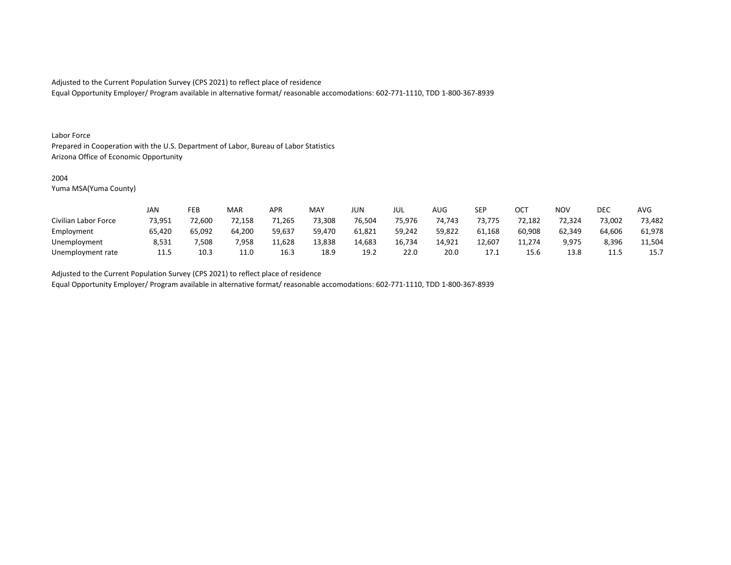Adjusted to the Current Population Survey (CPS 2021) to reflect place of residence
Equal Opportunity Employer/ Program available in alternative format/ reasonable accomodations: 602-771-1110, TDD 1-800-367-8939

Labor Force
Prepared in Cooperation with the U.S. Department of Labor, Bureau of Labor Statistics
Arizona Office of Economic Opportunity

2004
Yuma MSA(Yuma County)

| | JAN | FEB | MAR | APR | MAY | JUN | JUL | AUG | SEP | OCT | NOV | DEC | AVG |
|---|---|---|---|---|---|---|---|---|---|---|---|---|---|
| Civilian Labor Force | 73,951 | 72,600 | 72,158 | 71,265 | 73,308 | 76,504 | 75,976 | 74,743 | 73,775 | 72,182 | 72,324 | 73,002 | 73,482 |
| Employment | 65,420 | 65,092 | 64,200 | 59,637 | 59,470 | 61,821 | 59,242 | 59,822 | 61,168 | 60,908 | 62,349 | 64,606 | 61,978 |
| Unemployment | 8,531 | 7,508 | 7,958 | 11,628 | 13,838 | 14,683 | 16,734 | 14,921 | 12,607 | 11,274 | 9,975 | 8,396 | 11,504 |
| Unemployment rate | 11.5 | 10.3 | 11.0 | 16.3 | 18.9 | 19.2 | 22.0 | 20.0 | 17.1 | 15.6 | 13.8 | 11.5 | 15.7 |

Adjusted to the Current Population Survey (CPS 2021) to reflect place of residence
Equal Opportunity Employer/ Program available in alternative format/ reasonable accomodations: 602-771-1110, TDD 1-800-367-8939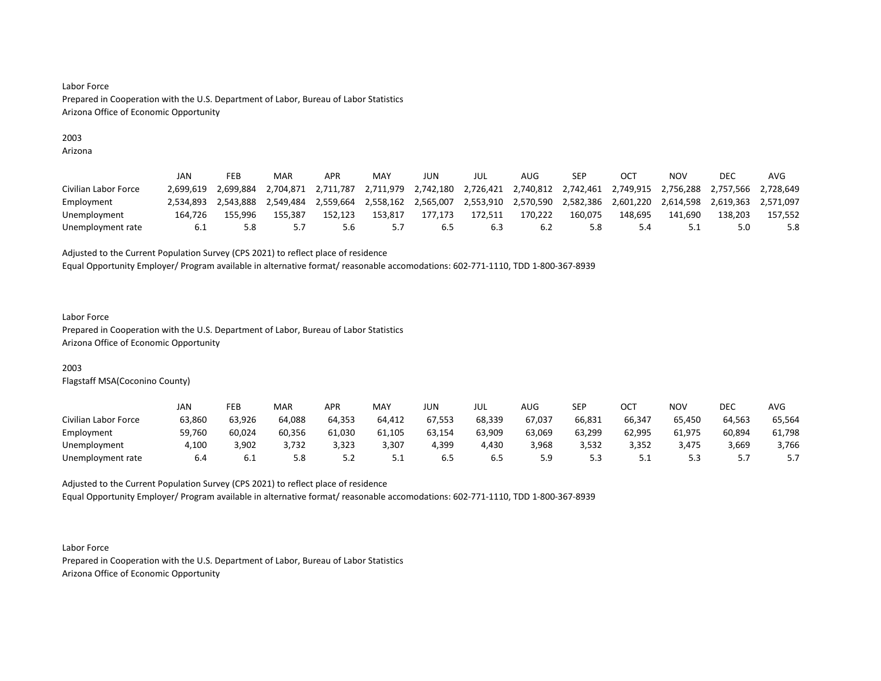Labor Force
Prepared in Cooperation with the U.S. Department of Labor, Bureau of Labor Statistics
Arizona Office of Economic Opportunity

2003
Arizona

| | JAN | FEB | MAR | APR | MAY | JUN | JUL | AUG | SEP | OCT | NOV | DEC | AVG |
|---|---|---|---|---|---|---|---|---|---|---|---|---|---|
| Civilian Labor Force | 2,699,619 | 2,699,884 | 2,704,871 | 2,711,787 | 2,711,979 | 2,742,180 | 2,726,421 | 2,740,812 | 2,742,461 | 2,749,915 | 2,756,288 | 2,757,566 | 2,728,649 |
| Employment | 2,534,893 | 2,543,888 | 2,549,484 | 2,559,664 | 2,558,162 | 2,565,007 | 2,553,910 | 2,570,590 | 2,582,386 | 2,601,220 | 2,614,598 | 2,619,363 | 2,571,097 |
| Unemployment | 164,726 | 155,996 | 155,387 | 152,123 | 153,817 | 177,173 | 172,511 | 170,222 | 160,075 | 148,695 | 141,690 | 138,203 | 157,552 |
| Unemployment rate | 6.1 | 5.8 | 5.7 | 5.6 | 5.7 | 6.5 | 6.3 | 6.2 | 5.8 | 5.4 | 5.1 | 5.0 | 5.8 |

Adjusted to the Current Population Survey (CPS 2021) to reflect place of residence
Equal Opportunity Employer/ Program available in alternative format/ reasonable accomodations: 602-771-1110, TDD 1-800-367-8939

Labor Force
Prepared in Cooperation with the U.S. Department of Labor, Bureau of Labor Statistics
Arizona Office of Economic Opportunity

2003
Flagstaff MSA(Coconino County)

| | JAN | FEB | MAR | APR | MAY | JUN | JUL | AUG | SEP | OCT | NOV | DEC | AVG |
|---|---|---|---|---|---|---|---|---|---|---|---|---|---|
| Civilian Labor Force | 63,860 | 63,926 | 64,088 | 64,353 | 64,412 | 67,553 | 68,339 | 67,037 | 66,831 | 66,347 | 65,450 | 64,563 | 65,564 |
| Employment | 59,760 | 60,024 | 60,356 | 61,030 | 61,105 | 63,154 | 63,909 | 63,069 | 63,299 | 62,995 | 61,975 | 60,894 | 61,798 |
| Unemployment | 4,100 | 3,902 | 3,732 | 3,323 | 3,307 | 4,399 | 4,430 | 3,968 | 3,532 | 3,352 | 3,475 | 3,669 | 3,766 |
| Unemployment rate | 6.4 | 6.1 | 5.8 | 5.2 | 5.1 | 6.5 | 6.5 | 5.9 | 5.3 | 5.1 | 5.3 | 5.7 | 5.7 |

Adjusted to the Current Population Survey (CPS 2021) to reflect place of residence
Equal Opportunity Employer/ Program available in alternative format/ reasonable accomodations: 602-771-1110, TDD 1-800-367-8939

Labor Force
Prepared in Cooperation with the U.S. Department of Labor, Bureau of Labor Statistics
Arizona Office of Economic Opportunity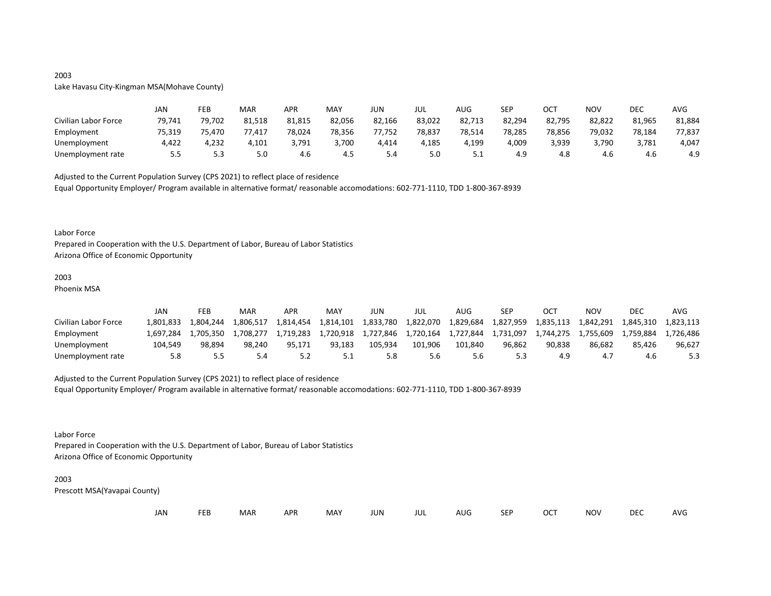2003

Lake Havasu City-Kingman MSA(Mohave County)

| | JAN | FEB | MAR | APR | MAY | JUN | JUL | AUG | SEP | OCT | NOV | DEC | AVG |
|---|---|---|---|---|---|---|---|---|---|---|---|---|---|
| Civilian Labor Force | 79,741 | 79,702 | 81,518 | 81,815 | 82,056 | 82,166 | 83,022 | 82,713 | 82,294 | 82,795 | 82,822 | 81,965 | 81,884 |
| Employment | 75,319 | 75,470 | 77,417 | 78,024 | 78,356 | 77,752 | 78,837 | 78,514 | 78,285 | 78,856 | 79,032 | 78,184 | 77,837 |
| Unemployment | 4,422 | 4,232 | 4,101 | 3,791 | 3,700 | 4,414 | 4,185 | 4,199 | 4,009 | 3,939 | 3,790 | 3,781 | 4,047 |
| Unemployment rate | 5.5 | 5.3 | 5.0 | 4.6 | 4.5 | 5.4 | 5.0 | 5.1 | 4.9 | 4.8 | 4.6 | 4.6 | 4.9 |

Adjusted to the Current Population Survey (CPS 2021) to reflect place of residence

Equal Opportunity Employer/ Program available in alternative format/ reasonable accomodations: 602-771-1110, TDD 1-800-367-8939

Labor Force

Prepared in Cooperation with the U.S. Department of Labor, Bureau of Labor Statistics

Arizona Office of Economic Opportunity

2003

Phoenix MSA

| | JAN | FEB | MAR | APR | MAY | JUN | JUL | AUG | SEP | OCT | NOV | DEC | AVG |
|---|---|---|---|---|---|---|---|---|---|---|---|---|---|
| Civilian Labor Force | 1,801,833 | 1,804,244 | 1,806,517 | 1,814,454 | 1,814,101 | 1,833,780 | 1,822,070 | 1,829,684 | 1,827,959 | 1,835,113 | 1,842,291 | 1,845,310 | 1,823,113 |
| Employment | 1,697,284 | 1,705,350 | 1,708,277 | 1,719,283 | 1,720,918 | 1,727,846 | 1,720,164 | 1,727,844 | 1,731,097 | 1,744,275 | 1,755,609 | 1,759,884 | 1,726,486 |
| Unemployment | 104,549 | 98,894 | 98,240 | 95,171 | 93,183 | 105,934 | 101,906 | 101,840 | 96,862 | 90,838 | 86,682 | 85,426 | 96,627 |
| Unemployment rate | 5.8 | 5.5 | 5.4 | 5.2 | 5.1 | 5.8 | 5.6 | 5.6 | 5.3 | 4.9 | 4.7 | 4.6 | 5.3 |

Adjusted to the Current Population Survey (CPS 2021) to reflect place of residence

Equal Opportunity Employer/ Program available in alternative format/ reasonable accomodations: 602-771-1110, TDD 1-800-367-8939

Labor Force

Prepared in Cooperation with the U.S. Department of Labor, Bureau of Labor Statistics

Arizona Office of Economic Opportunity

2003

Prescott MSA(Yavapai County)

| | JAN | FEB | MAR | APR | MAY | JUN | JUL | AUG | SEP | OCT | NOV | DEC | AVG |
|---|---|---|---|---|---|---|---|---|---|---|---|---|---|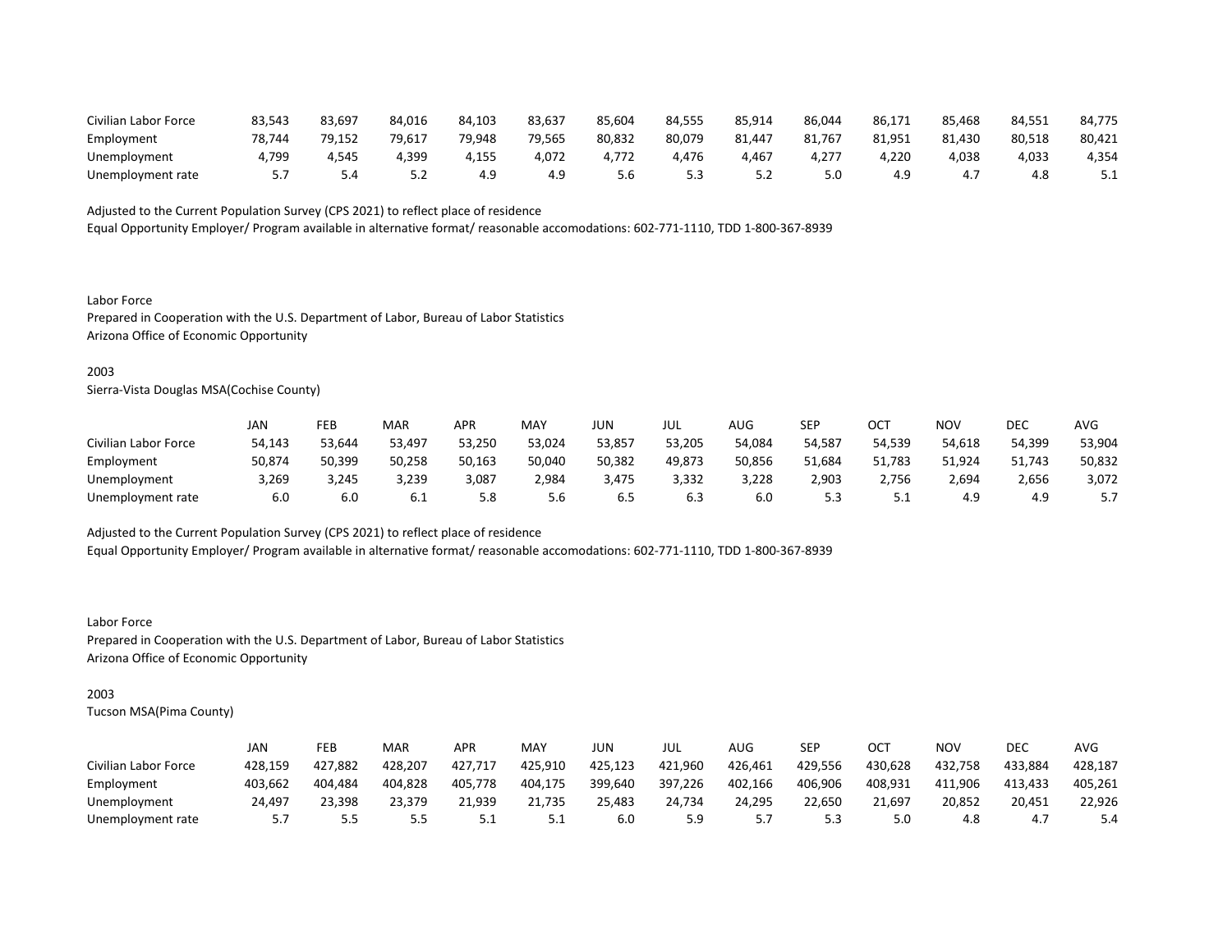| | | | | | | | | | | | | | |
|---|---|---|---|---|---|---|---|---|---|---|---|---|---|
| Civilian Labor Force | 83,543 | 83,697 | 84,016 | 84,103 | 83,637 | 85,604 | 84,555 | 85,914 | 86,044 | 86,171 | 85,468 | 84,551 | 84,775 |
| Employment | 78,744 | 79,152 | 79,617 | 79,948 | 79,565 | 80,832 | 80,079 | 81,447 | 81,767 | 81,951 | 81,430 | 80,518 | 80,421 |
| Unemployment | 4,799 | 4,545 | 4,399 | 4,155 | 4,072 | 4,772 | 4,476 | 4,467 | 4,277 | 4,220 | 4,038 | 4,033 | 4,354 |
| Unemployment rate | 5.7 | 5.4 | 5.2 | 4.9 | 4.9 | 5.6 | 5.3 | 5.2 | 5.0 | 4.9 | 4.7 | 4.8 | 5.1 |

Adjusted to the Current Population Survey (CPS 2021) to reflect place of residence
Equal Opportunity Employer/ Program available in alternative format/ reasonable accomodations: 602-771-1110, TDD 1-800-367-8939

Labor Force
Prepared in Cooperation with the U.S. Department of Labor, Bureau of Labor Statistics
Arizona Office of Economic Opportunity

2003
Sierra-Vista Douglas MSA(Cochise County)

| | JAN | FEB | MAR | APR | MAY | JUN | JUL | AUG | SEP | OCT | NOV | DEC | AVG |
|---|---|---|---|---|---|---|---|---|---|---|---|---|---|
| Civilian Labor Force | 54,143 | 53,644 | 53,497 | 53,250 | 53,024 | 53,857 | 53,205 | 54,084 | 54,587 | 54,539 | 54,618 | 54,399 | 53,904 |
| Employment | 50,874 | 50,399 | 50,258 | 50,163 | 50,040 | 50,382 | 49,873 | 50,856 | 51,684 | 51,783 | 51,924 | 51,743 | 50,832 |
| Unemployment | 3,269 | 3,245 | 3,239 | 3,087 | 2,984 | 3,475 | 3,332 | 3,228 | 2,903 | 2,756 | 2,694 | 2,656 | 3,072 |
| Unemployment rate | 6.0 | 6.0 | 6.1 | 5.8 | 5.6 | 6.5 | 6.3 | 6.0 | 5.3 | 5.1 | 4.9 | 4.9 | 5.7 |

Adjusted to the Current Population Survey (CPS 2021) to reflect place of residence
Equal Opportunity Employer/ Program available in alternative format/ reasonable accomodations: 602-771-1110, TDD 1-800-367-8939

Labor Force
Prepared in Cooperation with the U.S. Department of Labor, Bureau of Labor Statistics
Arizona Office of Economic Opportunity

2003
Tucson MSA(Pima County)

| | JAN | FEB | MAR | APR | MAY | JUN | JUL | AUG | SEP | OCT | NOV | DEC | AVG |
|---|---|---|---|---|---|---|---|---|---|---|---|---|---|
| Civilian Labor Force | 428,159 | 427,882 | 428,207 | 427,717 | 425,910 | 425,123 | 421,960 | 426,461 | 429,556 | 430,628 | 432,758 | 433,884 | 428,187 |
| Employment | 403,662 | 404,484 | 404,828 | 405,778 | 404,175 | 399,640 | 397,226 | 402,166 | 406,906 | 408,931 | 411,906 | 413,433 | 405,261 |
| Unemployment | 24,497 | 23,398 | 23,379 | 21,939 | 21,735 | 25,483 | 24,734 | 24,295 | 22,650 | 21,697 | 20,852 | 20,451 | 22,926 |
| Unemployment rate | 5.7 | 5.5 | 5.5 | 5.1 | 5.1 | 6.0 | 5.9 | 5.7 | 5.3 | 5.0 | 4.8 | 4.7 | 5.4 |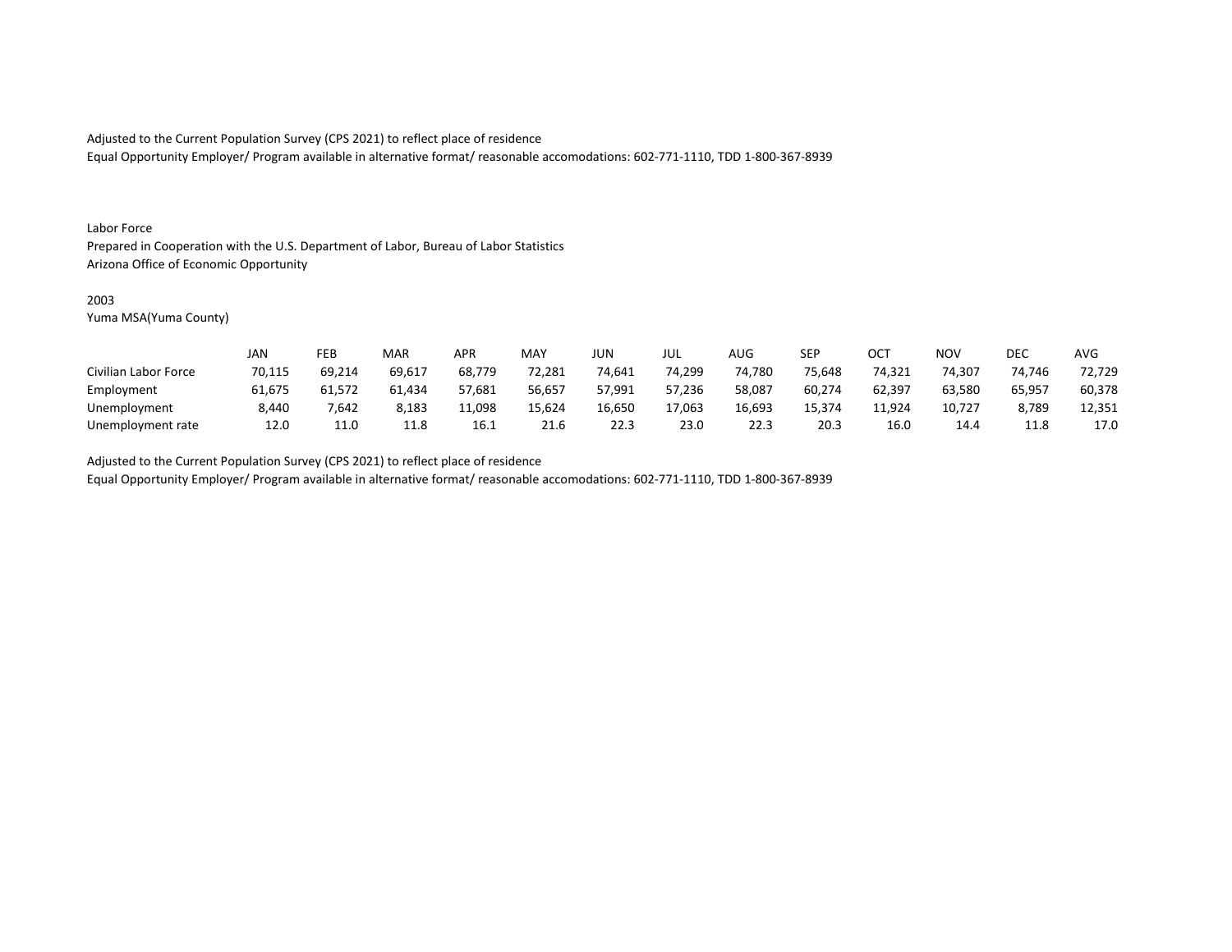Adjusted to the Current Population Survey (CPS 2021) to reflect place of residence
Equal Opportunity Employer/ Program available in alternative format/ reasonable accomodations: 602-771-1110, TDD 1-800-367-8939

Labor Force
Prepared in Cooperation with the U.S. Department of Labor, Bureau of Labor Statistics
Arizona Office of Economic Opportunity

2003
Yuma MSA(Yuma County)

| | JAN | FEB | MAR | APR | MAY | JUN | JUL | AUG | SEP | OCT | NOV | DEC | AVG |
|---|---|---|---|---|---|---|---|---|---|---|---|---|---|
| Civilian Labor Force | 70,115 | 69,214 | 69,617 | 68,779 | 72,281 | 74,641 | 74,299 | 74,780 | 75,648 | 74,321 | 74,307 | 74,746 | 72,729 |
| Employment | 61,675 | 61,572 | 61,434 | 57,681 | 56,657 | 57,991 | 57,236 | 58,087 | 60,274 | 62,397 | 63,580 | 65,957 | 60,378 |
| Unemployment | 8,440 | 7,642 | 8,183 | 11,098 | 15,624 | 16,650 | 17,063 | 16,693 | 15,374 | 11,924 | 10,727 | 8,789 | 12,351 |
| Unemployment rate | 12.0 | 11.0 | 11.8 | 16.1 | 21.6 | 22.3 | 23.0 | 22.3 | 20.3 | 16.0 | 14.4 | 11.8 | 17.0 |

Adjusted to the Current Population Survey (CPS 2021) to reflect place of residence
Equal Opportunity Employer/ Program available in alternative format/ reasonable accomodations: 602-771-1110, TDD 1-800-367-8939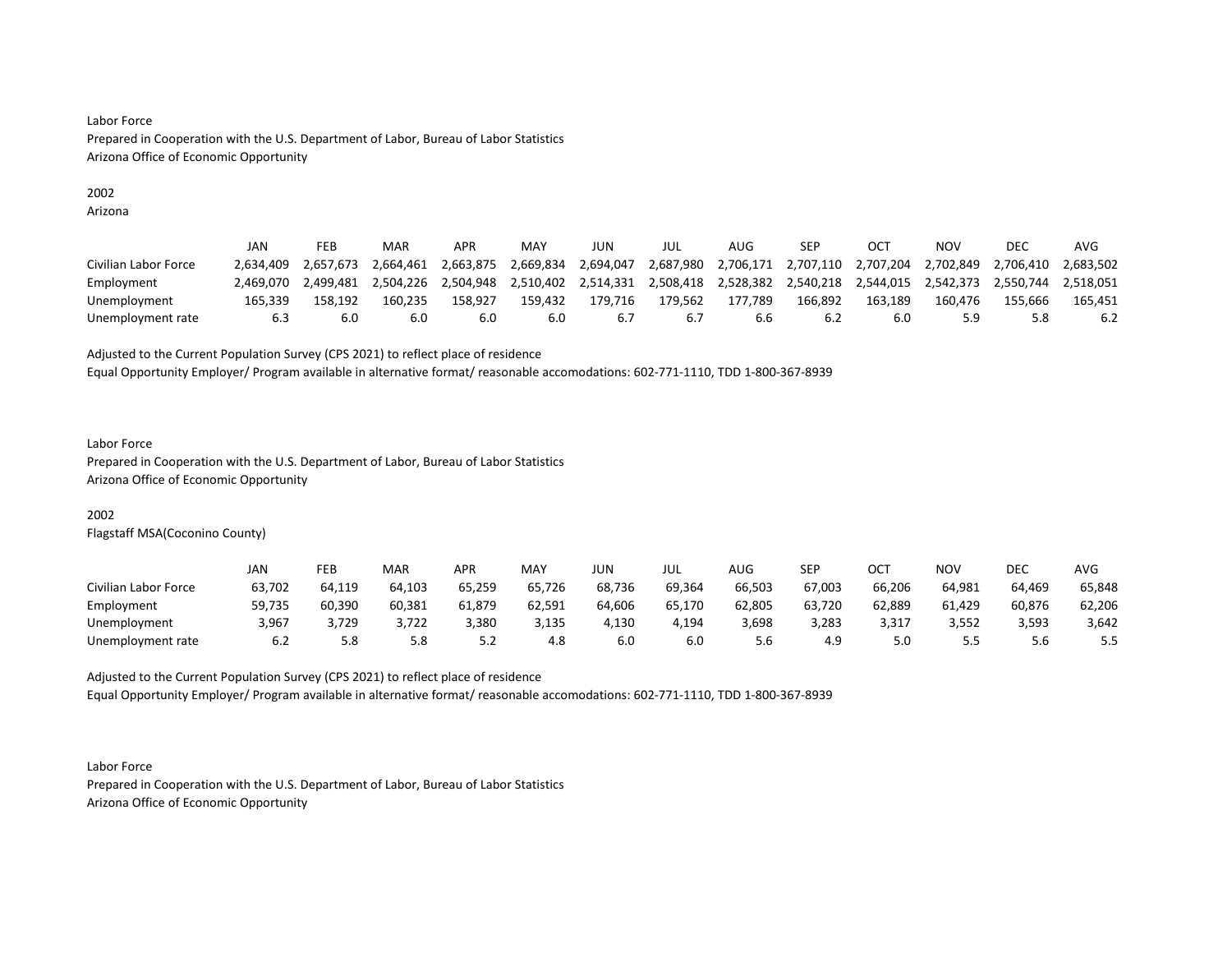Labor Force
Prepared in Cooperation with the U.S. Department of Labor, Bureau of Labor Statistics
Arizona Office of Economic Opportunity

2002
Arizona

| | JAN | FEB | MAR | APR | MAY | JUN | JUL | AUG | SEP | OCT | NOV | DEC | AVG |
|---|---|---|---|---|---|---|---|---|---|---|---|---|---|
| Civilian Labor Force | 2,634,409 | 2,657,673 | 2,664,461 | 2,663,875 | 2,669,834 | 2,694,047 | 2,687,980 | 2,706,171 | 2,707,110 | 2,707,204 | 2,702,849 | 2,706,410 | 2,683,502 |
| Employment | 2,469,070 | 2,499,481 | 2,504,226 | 2,504,948 | 2,510,402 | 2,514,331 | 2,508,418 | 2,528,382 | 2,540,218 | 2,544,015 | 2,542,373 | 2,550,744 | 2,518,051 |
| Unemployment | 165,339 | 158,192 | 160,235 | 158,927 | 159,432 | 179,716 | 179,562 | 177,789 | 166,892 | 163,189 | 160,476 | 155,666 | 165,451 |
| Unemployment rate | 6.3 | 6.0 | 6.0 | 6.0 | 6.0 | 6.7 | 6.7 | 6.6 | 6.2 | 6.0 | 5.9 | 5.8 | 6.2 |

Adjusted to the Current Population Survey (CPS 2021) to reflect place of residence
Equal Opportunity Employer/ Program available in alternative format/ reasonable accomodations: 602-771-1110, TDD 1-800-367-8939

Labor Force
Prepared in Cooperation with the U.S. Department of Labor, Bureau of Labor Statistics
Arizona Office of Economic Opportunity

2002
Flagstaff MSA(Coconino County)

| | JAN | FEB | MAR | APR | MAY | JUN | JUL | AUG | SEP | OCT | NOV | DEC | AVG |
|---|---|---|---|---|---|---|---|---|---|---|---|---|---|
| Civilian Labor Force | 63,702 | 64,119 | 64,103 | 65,259 | 65,726 | 68,736 | 69,364 | 66,503 | 67,003 | 66,206 | 64,981 | 64,469 | 65,848 |
| Employment | 59,735 | 60,390 | 60,381 | 61,879 | 62,591 | 64,606 | 65,170 | 62,805 | 63,720 | 62,889 | 61,429 | 60,876 | 62,206 |
| Unemployment | 3,967 | 3,729 | 3,722 | 3,380 | 3,135 | 4,130 | 4,194 | 3,698 | 3,283 | 3,317 | 3,552 | 3,593 | 3,642 |
| Unemployment rate | 6.2 | 5.8 | 5.8 | 5.2 | 4.8 | 6.0 | 6.0 | 5.6 | 4.9 | 5.0 | 5.5 | 5.6 | 5.5 |

Adjusted to the Current Population Survey (CPS 2021) to reflect place of residence
Equal Opportunity Employer/ Program available in alternative format/ reasonable accomodations: 602-771-1110, TDD 1-800-367-8939

Labor Force
Prepared in Cooperation with the U.S. Department of Labor, Bureau of Labor Statistics
Arizona Office of Economic Opportunity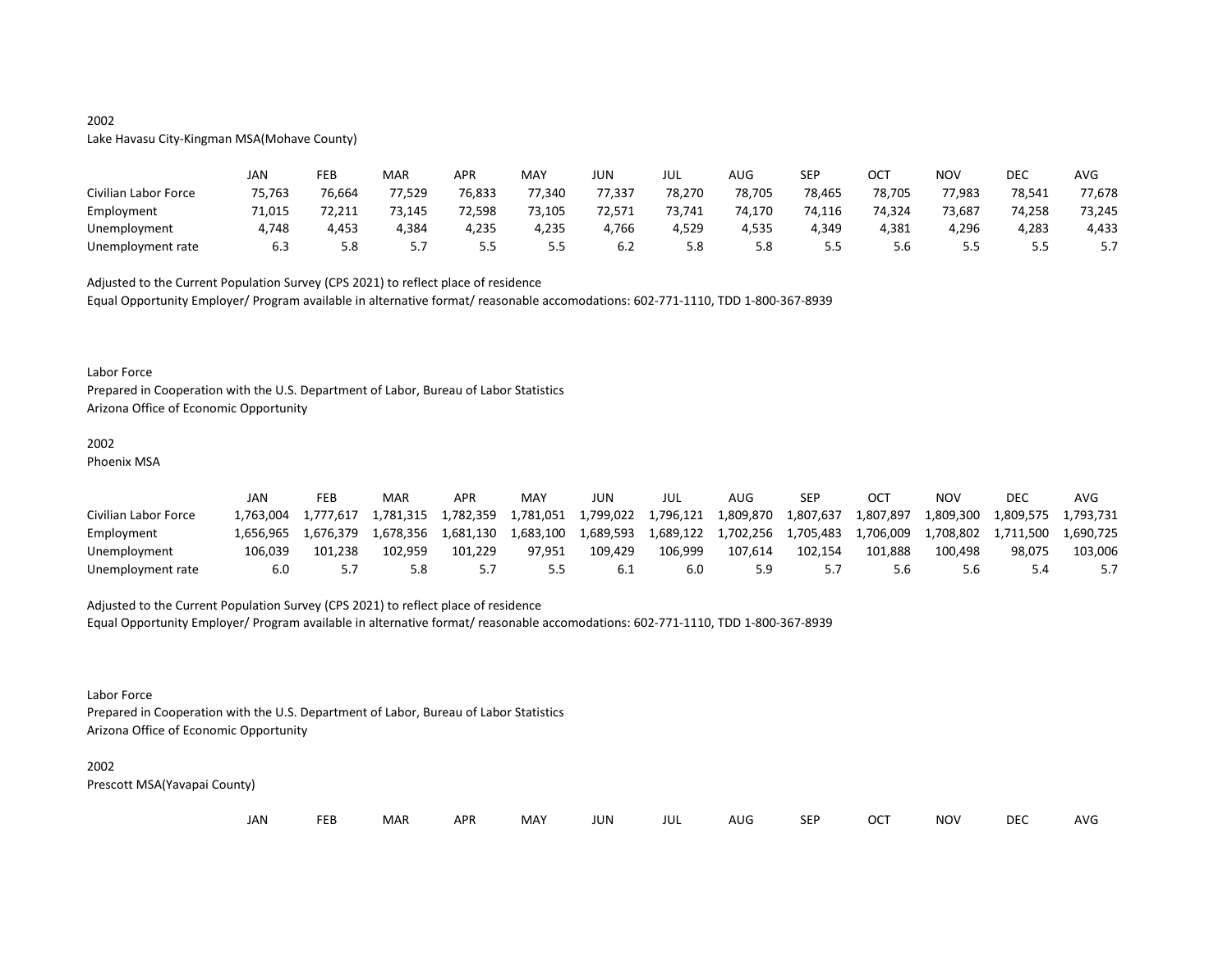2002

Lake Havasu City-Kingman MSA(Mohave County)

| | JAN | FEB | MAR | APR | MAY | JUN | JUL | AUG | SEP | OCT | NOV | DEC | AVG |
|---|---|---|---|---|---|---|---|---|---|---|---|---|---|
| Civilian Labor Force | 75,763 | 76,664 | 77,529 | 76,833 | 77,340 | 77,337 | 78,270 | 78,705 | 78,465 | 78,705 | 77,983 | 78,541 | 77,678 |
| Employment | 71,015 | 72,211 | 73,145 | 72,598 | 73,105 | 72,571 | 73,741 | 74,170 | 74,116 | 74,324 | 73,687 | 74,258 | 73,245 |
| Unemployment | 4,748 | 4,453 | 4,384 | 4,235 | 4,235 | 4,766 | 4,529 | 4,535 | 4,349 | 4,381 | 4,296 | 4,283 | 4,433 |
| Unemployment rate | 6.3 | 5.8 | 5.7 | 5.5 | 5.5 | 6.2 | 5.8 | 5.8 | 5.5 | 5.6 | 5.5 | 5.5 | 5.7 |

Adjusted to the Current Population Survey (CPS 2021) to reflect place of residence

Equal Opportunity Employer/ Program available in alternative format/ reasonable accomodations: 602-771-1110, TDD 1-800-367-8939

Labor Force

Prepared in Cooperation with the U.S. Department of Labor, Bureau of Labor Statistics

Arizona Office of Economic Opportunity

2002

Phoenix MSA

| | JAN | FEB | MAR | APR | MAY | JUN | JUL | AUG | SEP | OCT | NOV | DEC | AVG |
|---|---|---|---|---|---|---|---|---|---|---|---|---|---|
| Civilian Labor Force | 1,763,004 | 1,777,617 | 1,781,315 | 1,782,359 | 1,781,051 | 1,799,022 | 1,796,121 | 1,809,870 | 1,807,637 | 1,807,897 | 1,809,300 | 1,809,575 | 1,793,731 |
| Employment | 1,656,965 | 1,676,379 | 1,678,356 | 1,681,130 | 1,683,100 | 1,689,593 | 1,689,122 | 1,702,256 | 1,705,483 | 1,706,009 | 1,708,802 | 1,711,500 | 1,690,725 |
| Unemployment | 106,039 | 101,238 | 102,959 | 101,229 | 97,951 | 109,429 | 106,999 | 107,614 | 102,154 | 101,888 | 100,498 | 98,075 | 103,006 |
| Unemployment rate | 6.0 | 5.7 | 5.8 | 5.7 | 5.5 | 6.1 | 6.0 | 5.9 | 5.7 | 5.6 | 5.6 | 5.4 | 5.7 |

Adjusted to the Current Population Survey (CPS 2021) to reflect place of residence

Equal Opportunity Employer/ Program available in alternative format/ reasonable accomodations: 602-771-1110, TDD 1-800-367-8939

Labor Force

Prepared in Cooperation with the U.S. Department of Labor, Bureau of Labor Statistics

Arizona Office of Economic Opportunity

2002

Prescott MSA(Yavapai County)

| | JAN | FEB | MAR | APR | MAY | JUN | JUL | AUG | SEP | OCT | NOV | DEC | AVG |
|---|---|---|---|---|---|---|---|---|---|---|---|---|---|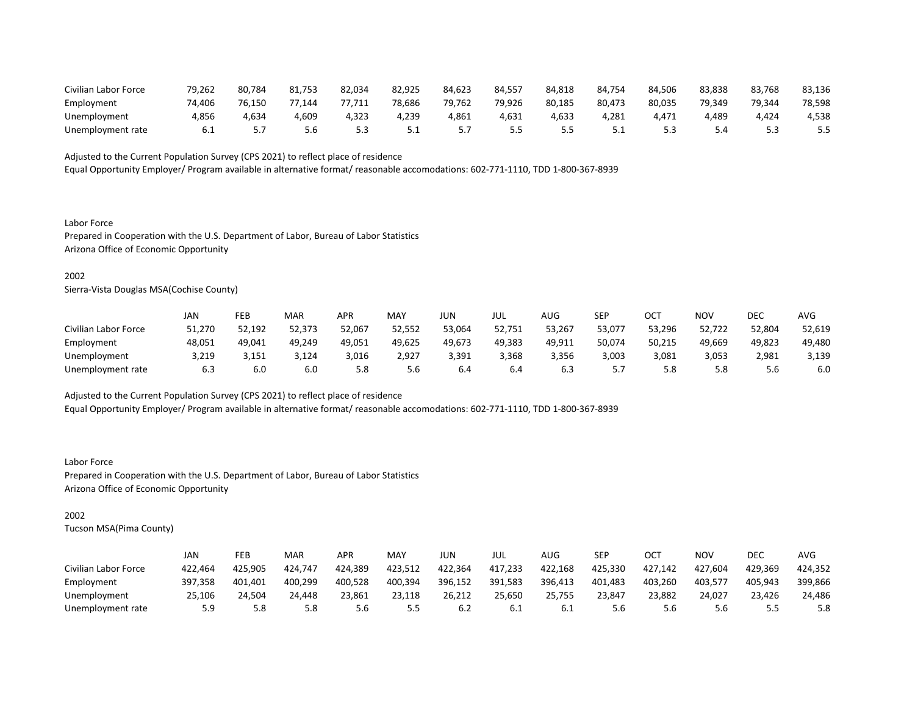| | | | | | | | | | | | | | |
|---|---|---|---|---|---|---|---|---|---|---|---|---|---|
| Civilian Labor Force | 79,262 | 80,784 | 81,753 | 82,034 | 82,925 | 84,623 | 84,557 | 84,818 | 84,754 | 84,506 | 83,838 | 83,768 | 83,136 |
| Employment | 74,406 | 76,150 | 77,144 | 77,711 | 78,686 | 79,762 | 79,926 | 80,185 | 80,473 | 80,035 | 79,349 | 79,344 | 78,598 |
| Unemployment | 4,856 | 4,634 | 4,609 | 4,323 | 4,239 | 4,861 | 4,631 | 4,633 | 4,281 | 4,471 | 4,489 | 4,424 | 4,538 |
| Unemployment rate | 6.1 | 5.7 | 5.6 | 5.3 | 5.1 | 5.7 | 5.5 | 5.5 | 5.1 | 5.3 | 5.4 | 5.3 | 5.5 |

Adjusted to the Current Population Survey (CPS 2021) to reflect place of residence
Equal Opportunity Employer/ Program available in alternative format/ reasonable accomodations: 602-771-1110, TDD 1-800-367-8939

Labor Force
Prepared in Cooperation with the U.S. Department of Labor, Bureau of Labor Statistics
Arizona Office of Economic Opportunity

2002
Sierra-Vista Douglas MSA(Cochise County)

| | JAN | FEB | MAR | APR | MAY | JUN | JUL | AUG | SEP | OCT | NOV | DEC | AVG |
|---|---|---|---|---|---|---|---|---|---|---|---|---|---|
| Civilian Labor Force | 51,270 | 52,192 | 52,373 | 52,067 | 52,552 | 53,064 | 52,751 | 53,267 | 53,077 | 53,296 | 52,722 | 52,804 | 52,619 |
| Employment | 48,051 | 49,041 | 49,249 | 49,051 | 49,625 | 49,673 | 49,383 | 49,911 | 50,074 | 50,215 | 49,669 | 49,823 | 49,480 |
| Unemployment | 3,219 | 3,151 | 3,124 | 3,016 | 2,927 | 3,391 | 3,368 | 3,356 | 3,003 | 3,081 | 3,053 | 2,981 | 3,139 |
| Unemployment rate | 6.3 | 6.0 | 6.0 | 5.8 | 5.6 | 6.4 | 6.4 | 6.3 | 5.7 | 5.8 | 5.8 | 5.6 | 6.0 |

Adjusted to the Current Population Survey (CPS 2021) to reflect place of residence
Equal Opportunity Employer/ Program available in alternative format/ reasonable accomodations: 602-771-1110, TDD 1-800-367-8939

Labor Force
Prepared in Cooperation with the U.S. Department of Labor, Bureau of Labor Statistics
Arizona Office of Economic Opportunity

2002
Tucson MSA(Pima County)

| | JAN | FEB | MAR | APR | MAY | JUN | JUL | AUG | SEP | OCT | NOV | DEC | AVG |
|---|---|---|---|---|---|---|---|---|---|---|---|---|---|
| Civilian Labor Force | 422,464 | 425,905 | 424,747 | 424,389 | 423,512 | 422,364 | 417,233 | 422,168 | 425,330 | 427,142 | 427,604 | 429,369 | 424,352 |
| Employment | 397,358 | 401,401 | 400,299 | 400,528 | 400,394 | 396,152 | 391,583 | 396,413 | 401,483 | 403,260 | 403,577 | 405,943 | 399,866 |
| Unemployment | 25,106 | 24,504 | 24,448 | 23,861 | 23,118 | 26,212 | 25,650 | 25,755 | 23,847 | 23,882 | 24,027 | 23,426 | 24,486 |
| Unemployment rate | 5.9 | 5.8 | 5.8 | 5.6 | 5.5 | 6.2 | 6.1 | 6.1 | 5.6 | 5.6 | 5.6 | 5.5 | 5.8 |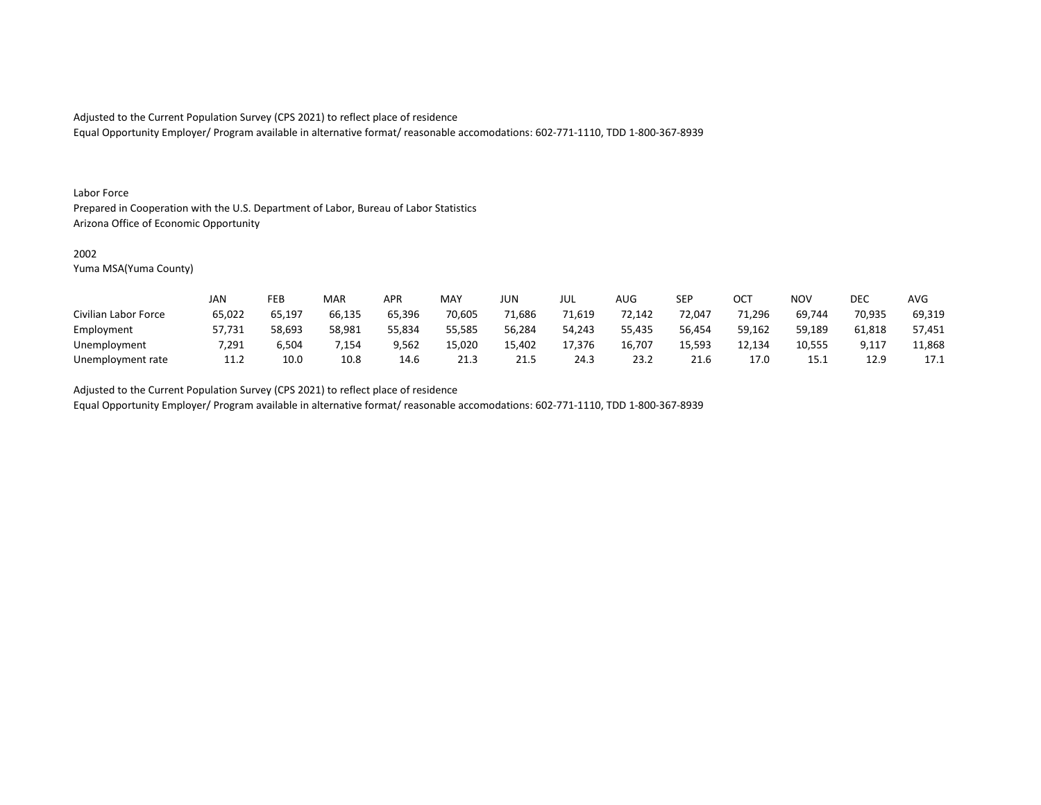Adjusted to the Current Population Survey (CPS 2021) to reflect place of residence
Equal Opportunity Employer/ Program available in alternative format/ reasonable accomodations: 602-771-1110, TDD 1-800-367-8939

Labor Force
Prepared in Cooperation with the U.S. Department of Labor, Bureau of Labor Statistics
Arizona Office of Economic Opportunity

2002
Yuma MSA(Yuma County)

| | JAN | FEB | MAR | APR | MAY | JUN | JUL | AUG | SEP | OCT | NOV | DEC | AVG |
|---|---|---|---|---|---|---|---|---|---|---|---|---|---|
| Civilian Labor Force | 65,022 | 65,197 | 66,135 | 65,396 | 70,605 | 71,686 | 71,619 | 72,142 | 72,047 | 71,296 | 69,744 | 70,935 | 69,319 |
| Employment | 57,731 | 58,693 | 58,981 | 55,834 | 55,585 | 56,284 | 54,243 | 55,435 | 56,454 | 59,162 | 59,189 | 61,818 | 57,451 |
| Unemployment | 7,291 | 6,504 | 7,154 | 9,562 | 15,020 | 15,402 | 17,376 | 16,707 | 15,593 | 12,134 | 10,555 | 9,117 | 11,868 |
| Unemployment rate | 11.2 | 10.0 | 10.8 | 14.6 | 21.3 | 21.5 | 24.3 | 23.2 | 21.6 | 17.0 | 15.1 | 12.9 | 17.1 |

Adjusted to the Current Population Survey (CPS 2021) to reflect place of residence
Equal Opportunity Employer/ Program available in alternative format/ reasonable accomodations: 602-771-1110, TDD 1-800-367-8939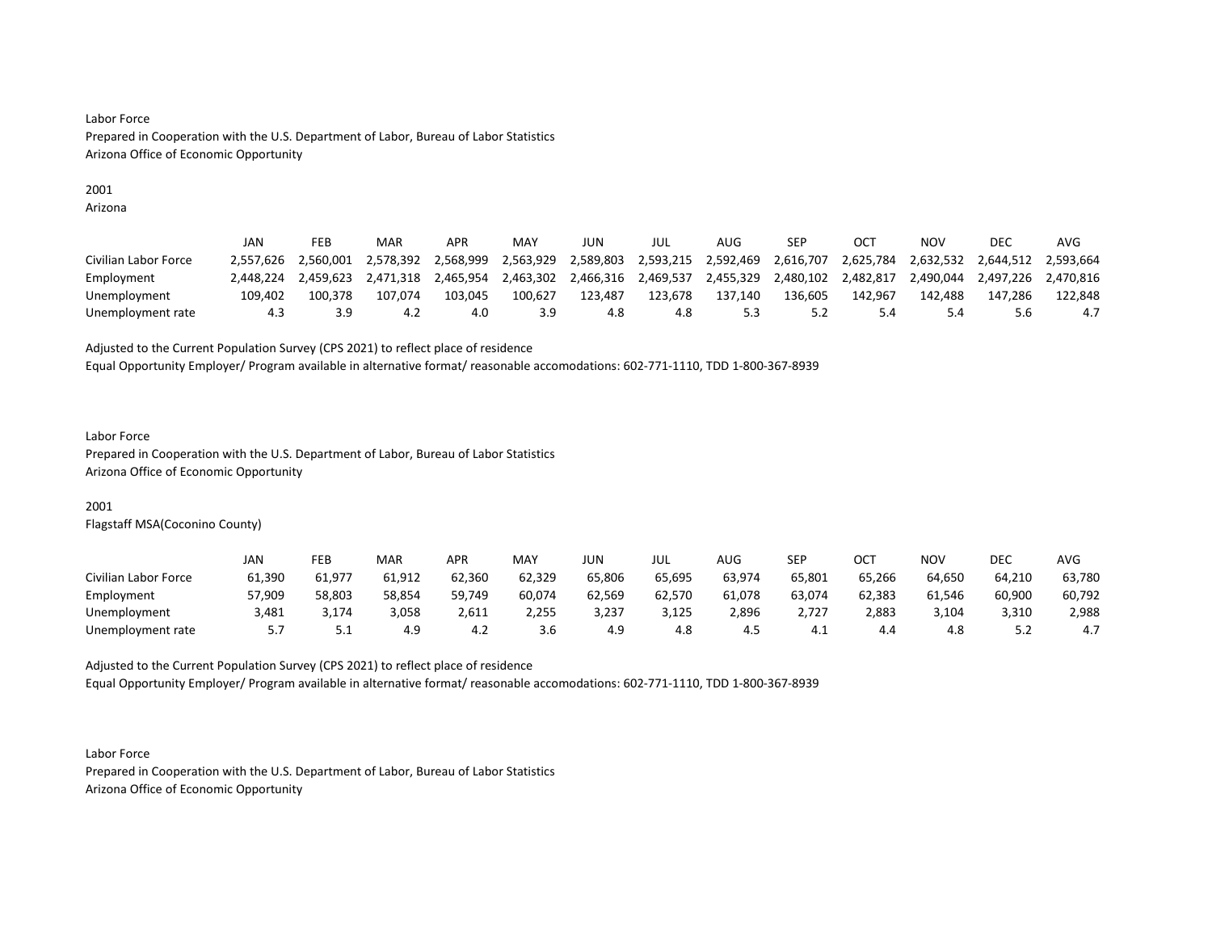Labor Force
Prepared in Cooperation with the U.S. Department of Labor, Bureau of Labor Statistics
Arizona Office of Economic Opportunity

2001
Arizona

| | JAN | FEB | MAR | APR | MAY | JUN | JUL | AUG | SEP | OCT | NOV | DEC | AVG |
|---|---|---|---|---|---|---|---|---|---|---|---|---|---|
| Civilian Labor Force | 2,557,626 | 2,560,001 | 2,578,392 | 2,568,999 | 2,563,929 | 2,589,803 | 2,593,215 | 2,592,469 | 2,616,707 | 2,625,784 | 2,632,532 | 2,644,512 | 2,593,664 |
| Employment | 2,448,224 | 2,459,623 | 2,471,318 | 2,465,954 | 2,463,302 | 2,466,316 | 2,469,537 | 2,455,329 | 2,480,102 | 2,482,817 | 2,490,044 | 2,497,226 | 2,470,816 |
| Unemployment | 109,402 | 100,378 | 107,074 | 103,045 | 100,627 | 123,487 | 123,678 | 137,140 | 136,605 | 142,967 | 142,488 | 147,286 | 122,848 |
| Unemployment rate | 4.3 | 3.9 | 4.2 | 4.0 | 3.9 | 4.8 | 4.8 | 5.3 | 5.2 | 5.4 | 5.4 | 5.6 | 4.7 |

Adjusted to the Current Population Survey (CPS 2021) to reflect place of residence
Equal Opportunity Employer/ Program available in alternative format/ reasonable accomodations: 602-771-1110, TDD 1-800-367-8939

Labor Force
Prepared in Cooperation with the U.S. Department of Labor, Bureau of Labor Statistics
Arizona Office of Economic Opportunity

2001
Flagstaff MSA(Coconino County)

| | JAN | FEB | MAR | APR | MAY | JUN | JUL | AUG | SEP | OCT | NOV | DEC | AVG |
|---|---|---|---|---|---|---|---|---|---|---|---|---|---|
| Civilian Labor Force | 61,390 | 61,977 | 61,912 | 62,360 | 62,329 | 65,806 | 65,695 | 63,974 | 65,801 | 65,266 | 64,650 | 64,210 | 63,780 |
| Employment | 57,909 | 58,803 | 58,854 | 59,749 | 60,074 | 62,569 | 62,570 | 61,078 | 63,074 | 62,383 | 61,546 | 60,900 | 60,792 |
| Unemployment | 3,481 | 3,174 | 3,058 | 2,611 | 2,255 | 3,237 | 3,125 | 2,896 | 2,727 | 2,883 | 3,104 | 3,310 | 2,988 |
| Unemployment rate | 5.7 | 5.1 | 4.9 | 4.2 | 3.6 | 4.9 | 4.8 | 4.5 | 4.1 | 4.4 | 4.8 | 5.2 | 4.7 |

Adjusted to the Current Population Survey (CPS 2021) to reflect place of residence
Equal Opportunity Employer/ Program available in alternative format/ reasonable accomodations: 602-771-1110, TDD 1-800-367-8939

Labor Force
Prepared in Cooperation with the U.S. Department of Labor, Bureau of Labor Statistics
Arizona Office of Economic Opportunity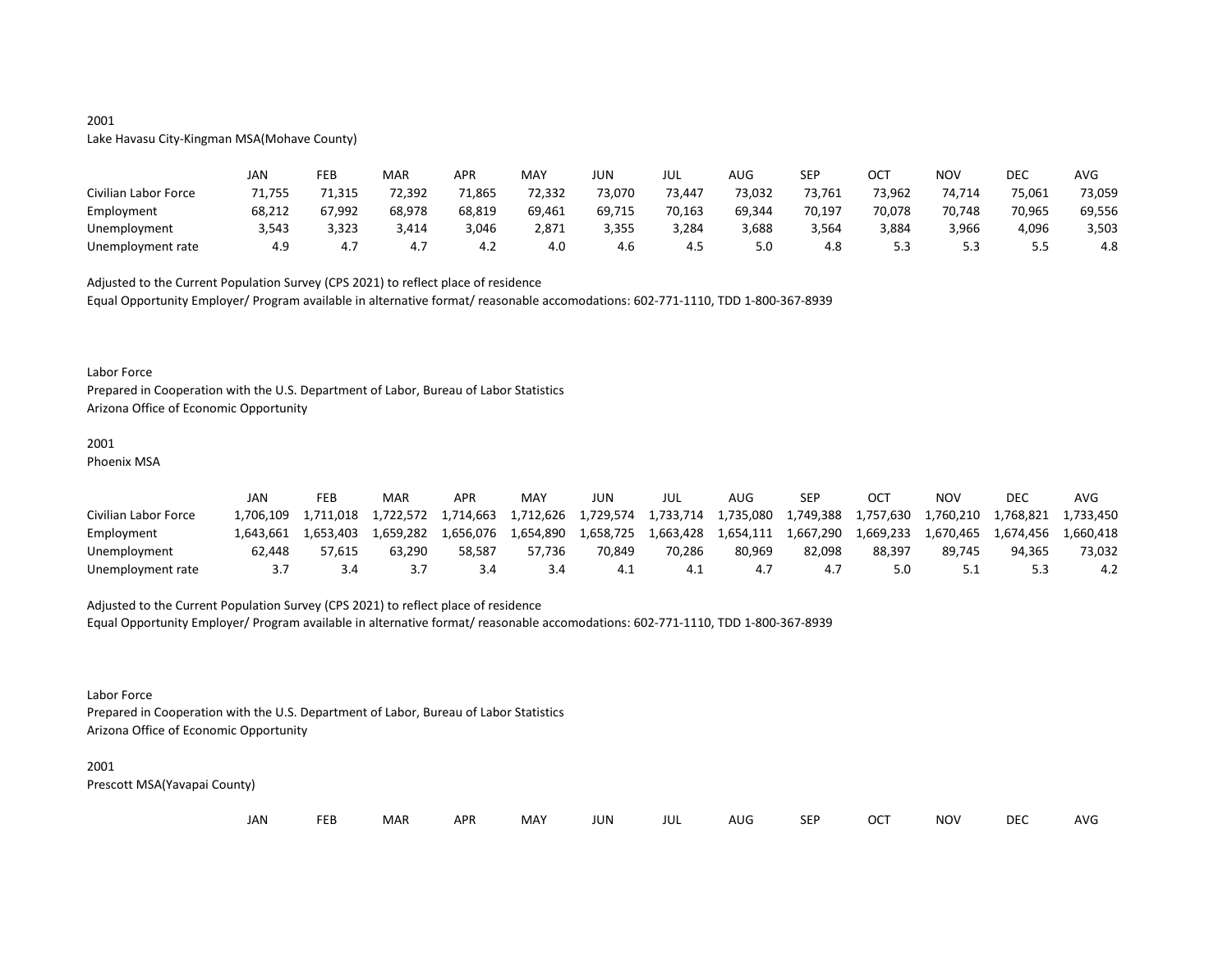2001

Lake Havasu City-Kingman MSA(Mohave County)

| | JAN | FEB | MAR | APR | MAY | JUN | JUL | AUG | SEP | OCT | NOV | DEC | AVG |
|---|---|---|---|---|---|---|---|---|---|---|---|---|---|
| Civilian Labor Force | 71,755 | 71,315 | 72,392 | 71,865 | 72,332 | 73,070 | 73,447 | 73,032 | 73,761 | 73,962 | 74,714 | 75,061 | 73,059 |
| Employment | 68,212 | 67,992 | 68,978 | 68,819 | 69,461 | 69,715 | 70,163 | 69,344 | 70,197 | 70,078 | 70,748 | 70,965 | 69,556 |
| Unemployment | 3,543 | 3,323 | 3,414 | 3,046 | 2,871 | 3,355 | 3,284 | 3,688 | 3,564 | 3,884 | 3,966 | 4,096 | 3,503 |
| Unemployment rate | 4.9 | 4.7 | 4.7 | 4.2 | 4.0 | 4.6 | 4.5 | 5.0 | 4.8 | 5.3 | 5.3 | 5.5 | 4.8 |

Adjusted to the Current Population Survey (CPS 2021) to reflect place of residence

Equal Opportunity Employer/ Program available in alternative format/ reasonable accomodations: 602-771-1110, TDD 1-800-367-8939

Labor Force

Prepared in Cooperation with the U.S. Department of Labor, Bureau of Labor Statistics

Arizona Office of Economic Opportunity

2001

Phoenix MSA

| | JAN | FEB | MAR | APR | MAY | JUN | JUL | AUG | SEP | OCT | NOV | DEC | AVG |
|---|---|---|---|---|---|---|---|---|---|---|---|---|---|
| Civilian Labor Force | 1,706,109 | 1,711,018 | 1,722,572 | 1,714,663 | 1,712,626 | 1,729,574 | 1,733,714 | 1,735,080 | 1,749,388 | 1,757,630 | 1,760,210 | 1,768,821 | 1,733,450 |
| Employment | 1,643,661 | 1,653,403 | 1,659,282 | 1,656,076 | 1,654,890 | 1,658,725 | 1,663,428 | 1,654,111 | 1,667,290 | 1,669,233 | 1,670,465 | 1,674,456 | 1,660,418 |
| Unemployment | 62,448 | 57,615 | 63,290 | 58,587 | 57,736 | 70,849 | 70,286 | 80,969 | 82,098 | 88,397 | 89,745 | 94,365 | 73,032 |
| Unemployment rate | 3.7 | 3.4 | 3.7 | 3.4 | 3.4 | 4.1 | 4.1 | 4.7 | 4.7 | 5.0 | 5.1 | 5.3 | 4.2 |

Adjusted to the Current Population Survey (CPS 2021) to reflect place of residence

Equal Opportunity Employer/ Program available in alternative format/ reasonable accomodations: 602-771-1110, TDD 1-800-367-8939

Labor Force

Prepared in Cooperation with the U.S. Department of Labor, Bureau of Labor Statistics

Arizona Office of Economic Opportunity

2001

Prescott MSA(Yavapai County)

| | JAN | FEB | MAR | APR | MAY | JUN | JUL | AUG | SEP | OCT | NOV | DEC | AVG |
|---|---|---|---|---|---|---|---|---|---|---|---|---|---|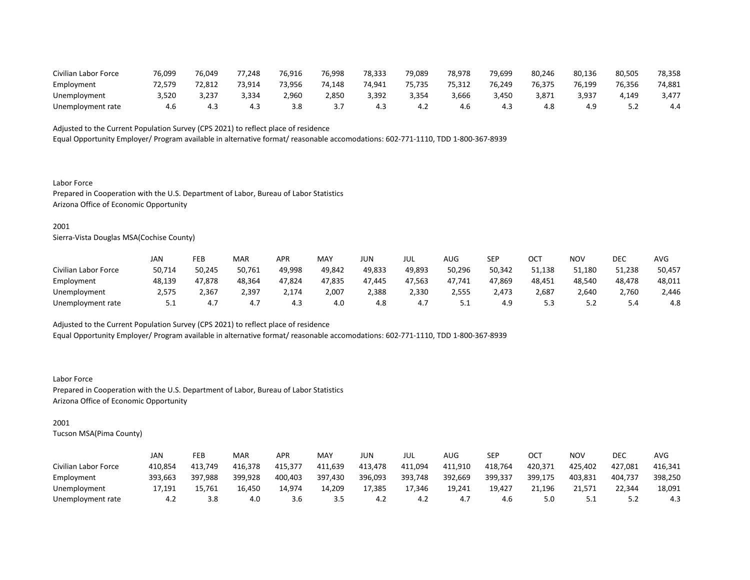| | | | | | | | | | | | | | |
|---|---|---|---|---|---|---|---|---|---|---|---|---|---|
| Civilian Labor Force | 76,099 | 76,049 | 77,248 | 76,916 | 76,998 | 78,333 | 79,089 | 78,978 | 79,699 | 80,246 | 80,136 | 80,505 | 78,358 |
| Employment | 72,579 | 72,812 | 73,914 | 73,956 | 74,148 | 74,941 | 75,735 | 75,312 | 76,249 | 76,375 | 76,199 | 76,356 | 74,881 |
| Unemployment | 3,520 | 3,237 | 3,334 | 2,960 | 2,850 | 3,392 | 3,354 | 3,666 | 3,450 | 3,871 | 3,937 | 4,149 | 3,477 |
| Unemployment rate | 4.6 | 4.3 | 4.3 | 3.8 | 3.7 | 4.3 | 4.2 | 4.6 | 4.3 | 4.8 | 4.9 | 5.2 | 4.4 |

Adjusted to the Current Population Survey (CPS 2021) to reflect place of residence
Equal Opportunity Employer/ Program available in alternative format/ reasonable accomodations: 602-771-1110, TDD 1-800-367-8939

Labor Force
Prepared in Cooperation with the U.S. Department of Labor, Bureau of Labor Statistics
Arizona Office of Economic Opportunity

2001
Sierra-Vista Douglas MSA(Cochise County)

| | JAN | FEB | MAR | APR | MAY | JUN | JUL | AUG | SEP | OCT | NOV | DEC | AVG |
|---|---|---|---|---|---|---|---|---|---|---|---|---|---|
| Civilian Labor Force | 50,714 | 50,245 | 50,761 | 49,998 | 49,842 | 49,833 | 49,893 | 50,296 | 50,342 | 51,138 | 51,180 | 51,238 | 50,457 |
| Employment | 48,139 | 47,878 | 48,364 | 47,824 | 47,835 | 47,445 | 47,563 | 47,741 | 47,869 | 48,451 | 48,540 | 48,478 | 48,011 |
| Unemployment | 2,575 | 2,367 | 2,397 | 2,174 | 2,007 | 2,388 | 2,330 | 2,555 | 2,473 | 2,687 | 2,640 | 2,760 | 2,446 |
| Unemployment rate | 5.1 | 4.7 | 4.7 | 4.3 | 4.0 | 4.8 | 4.7 | 5.1 | 4.9 | 5.3 | 5.2 | 5.4 | 4.8 |

Adjusted to the Current Population Survey (CPS 2021) to reflect place of residence
Equal Opportunity Employer/ Program available in alternative format/ reasonable accomodations: 602-771-1110, TDD 1-800-367-8939

Labor Force
Prepared in Cooperation with the U.S. Department of Labor, Bureau of Labor Statistics
Arizona Office of Economic Opportunity

2001
Tucson MSA(Pima County)

| | JAN | FEB | MAR | APR | MAY | JUN | JUL | AUG | SEP | OCT | NOV | DEC | AVG |
|---|---|---|---|---|---|---|---|---|---|---|---|---|---|
| Civilian Labor Force | 410,854 | 413,749 | 416,378 | 415,377 | 411,639 | 413,478 | 411,094 | 411,910 | 418,764 | 420,371 | 425,402 | 427,081 | 416,341 |
| Employment | 393,663 | 397,988 | 399,928 | 400,403 | 397,430 | 396,093 | 393,748 | 392,669 | 399,337 | 399,175 | 403,831 | 404,737 | 398,250 |
| Unemployment | 17,191 | 15,761 | 16,450 | 14,974 | 14,209 | 17,385 | 17,346 | 19,241 | 19,427 | 21,196 | 21,571 | 22,344 | 18,091 |
| Unemployment rate | 4.2 | 3.8 | 4.0 | 3.6 | 3.5 | 4.2 | 4.2 | 4.7 | 4.6 | 5.0 | 5.1 | 5.2 | 4.3 |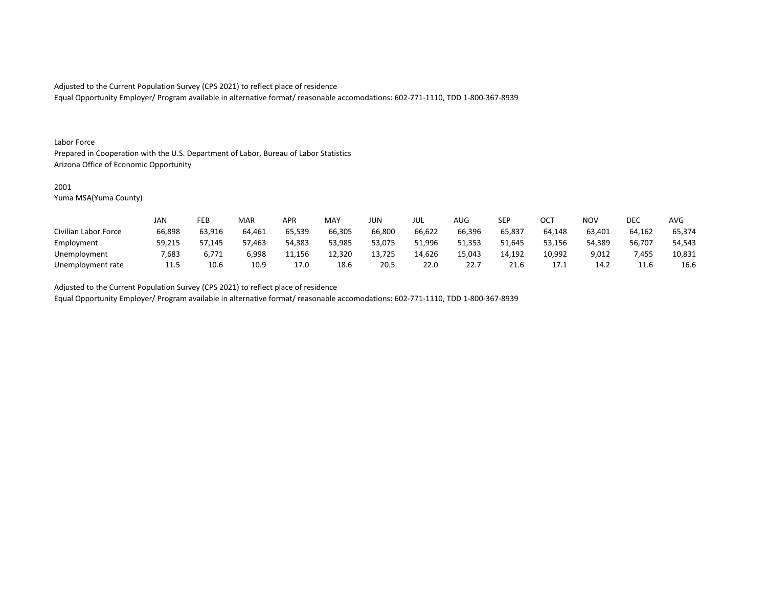Adjusted to the Current Population Survey (CPS 2021) to reflect place of residence
Equal Opportunity Employer/ Program available in alternative format/ reasonable accomodations: 602-771-1110, TDD 1-800-367-8939

Labor Force
Prepared in Cooperation with the U.S. Department of Labor, Bureau of Labor Statistics
Arizona Office of Economic Opportunity

2001
Yuma MSA(Yuma County)

| | JAN | FEB | MAR | APR | MAY | JUN | JUL | AUG | SEP | OCT | NOV | DEC | AVG |
|---|---|---|---|---|---|---|---|---|---|---|---|---|---|
| Civilian Labor Force | 66,898 | 63,916 | 64,461 | 65,539 | 66,305 | 66,800 | 66,622 | 66,396 | 65,837 | 64,148 | 63,401 | 64,162 | 65,374 |
| Employment | 59,215 | 57,145 | 57,463 | 54,383 | 53,985 | 53,075 | 51,996 | 51,353 | 51,645 | 53,156 | 54,389 | 56,707 | 54,543 |
| Unemployment | 7,683 | 6,771 | 6,998 | 11,156 | 12,320 | 13,725 | 14,626 | 15,043 | 14,192 | 10,992 | 9,012 | 7,455 | 10,831 |
| Unemployment rate | 11.5 | 10.6 | 10.9 | 17.0 | 18.6 | 20.5 | 22.0 | 22.7 | 21.6 | 17.1 | 14.2 | 11.6 | 16.6 |

Adjusted to the Current Population Survey (CPS 2021) to reflect place of residence
Equal Opportunity Employer/ Program available in alternative format/ reasonable accomodations: 602-771-1110, TDD 1-800-367-8939